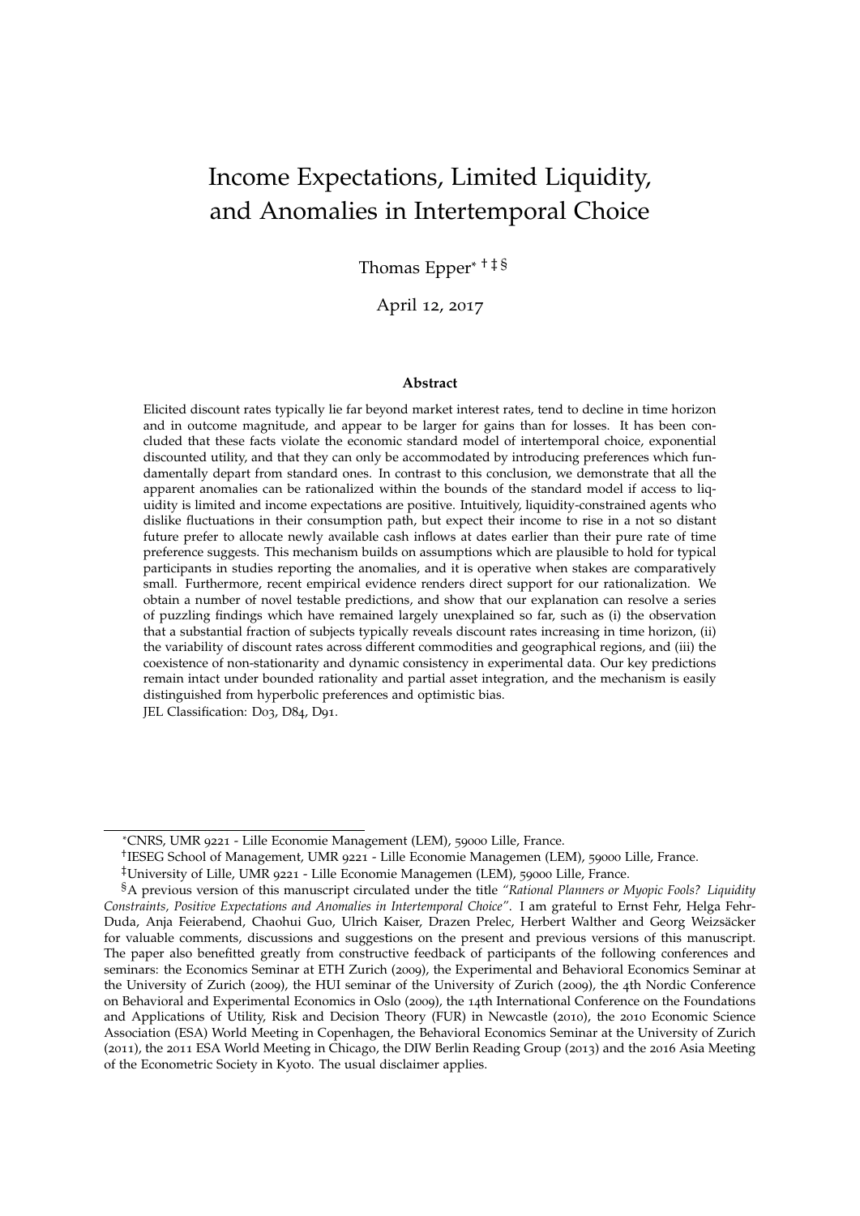# Income Expectations, Limited Liquidity, and Anomalies in Intertemporal Choice

Thomas Epper[*] [†] [‡] [§]

April 12, 2017

### Abstract

Elicited discount rates typically lie far beyond market interest rates, tend to decline in time horizon and in outcome magnitude, and appear to be larger for gains than for losses. It has been concluded that these facts violate the economic standard model of intertemporal choice, exponential discounted utility, and that they can only be accommodated by introducing preferences which fundamentally depart from standard ones. In contrast to this conclusion, we demonstrate that all the apparent anomalies can be rationalized within the bounds of the standard model if access to liquidity is limited and income expectations are positive. Intuitively, liquidity-constrained agents who dislike fluctuations in their consumption path, but expect their income to rise in a not so distant future prefer to allocate newly available cash inflows at dates earlier than their pure rate of time preference suggests. This mechanism builds on assumptions which are plausible to hold for typical participants in studies reporting the anomalies, and it is operative when stakes are comparatively small. Furthermore, recent empirical evidence renders direct support for our rationalization. We obtain a number of novel testable predictions, and show that our explanation can resolve a series of puzzling findings which have remained largely unexplained so far, such as (i) the observation that a substantial fraction of subjects typically reveals discount rates increasing in time horizon, (ii) the variability of discount rates across different commodities and geographical regions, and (iii) the coexistence of non-stationarity and dynamic consistency in experimental data. Our key predictions remain intact under bounded rationality and partial asset integration, and the mechanism is easily distinguished from hyperbolic preferences and optimistic bias.

JEL Classification: D03, D84, D91.

---

[*] CNRS, UMR 9221 - Lille Economie Management (LEM), 59000 Lille, France.

[†] IESEG School of Management, UMR 9221 - Lille Economie Managemen (LEM), 59000 Lille, France.

[‡] University of Lille, UMR 9221 - Lille Economie Managemen (LEM), 59000 Lille, France.

[§] A previous version of this manuscript circulated under the title *"Rational Planners or Myopic Fools? Liquidity Constraints, Positive Expectations and Anomalies in Intertemporal Choice"*. I am grateful to Ernst Fehr, Helga Fehr-Duda, Anja Feierabend, Chaohui Guo, Ulrich Kaiser, Drazen Prelec, Herbert Walther and Georg Weizsäcker for valuable comments, discussions and suggestions on the present and previous versions of this manuscript. The paper also benefitted greatly from constructive feedback of participants of the following conferences and seminars: the Economics Seminar at ETH Zurich (2009), the Experimental and Behavioral Economics Seminar at the University of Zurich (2009), the HUI seminar of the University of Zurich (2009), the 4th Nordic Conference on Behavioral and Experimental Economics in Oslo (2009), the 14th International Conference on the Foundations and Applications of Utility, Risk and Decision Theory (FUR) in Newcastle (2010), the 2010 Economic Science Association (ESA) World Meeting in Copenhagen, the Behavioral Economics Seminar at the University of Zurich (2011), the 2011 ESA World Meeting in Chicago, the DIW Berlin Reading Group (2013) and the 2016 Asia Meeting of the Econometric Society in Kyoto. The usual disclaimer applies.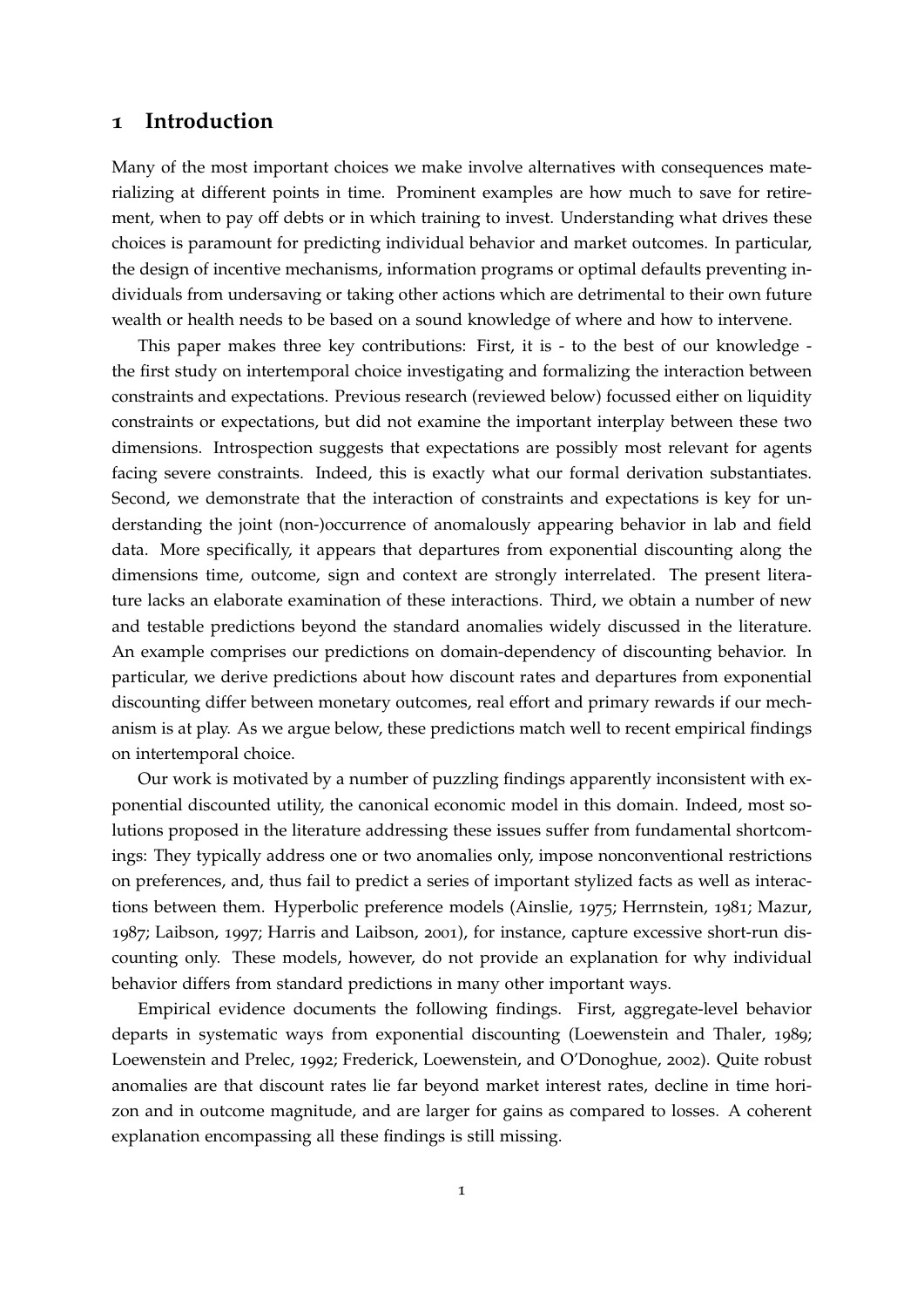# 1 Introduction

Many of the most important choices we make involve alternatives with consequences materializing at different points in time. Prominent examples are how much to save for retirement, when to pay off debts or in which training to invest. Understanding what drives these choices is paramount for predicting individual behavior and market outcomes. In particular, the design of incentive mechanisms, information programs or optimal defaults preventing individuals from undersaving or taking other actions which are detrimental to their own future wealth or health needs to be based on a sound knowledge of where and how to intervene.

This paper makes three key contributions: First, it is - to the best of our knowledge - the first study on intertemporal choice investigating and formalizing the interaction between constraints and expectations. Previous research (reviewed below) focussed either on liquidity constraints or expectations, but did not examine the important interplay between these two dimensions. Introspection suggests that expectations are possibly most relevant for agents facing severe constraints. Indeed, this is exactly what our formal derivation substantiates. Second, we demonstrate that the interaction of constraints and expectations is key for understanding the joint (non-)occurrence of anomalously appearing behavior in lab and field data. More specifically, it appears that departures from exponential discounting along the dimensions time, outcome, sign and context are strongly interrelated. The present literature lacks an elaborate examination of these interactions. Third, we obtain a number of new and testable predictions beyond the standard anomalies widely discussed in the literature. An example comprises our predictions on domain-dependency of discounting behavior. In particular, we derive predictions about how discount rates and departures from exponential discounting differ between monetary outcomes, real effort and primary rewards if our mechanism is at play. As we argue below, these predictions match well to recent empirical findings on intertemporal choice.

Our work is motivated by a number of puzzling findings apparently inconsistent with exponential discounted utility, the canonical economic model in this domain. Indeed, most solutions proposed in the literature addressing these issues suffer from fundamental shortcomings: They typically address one or two anomalies only, impose nonconventional restrictions on preferences, and, thus fail to predict a series of important stylized facts as well as interactions between them. Hyperbolic preference models (Ainslie, 1975; Herrnstein, 1981; Mazur, 1987; Laibson, 1997; Harris and Laibson, 2001), for instance, capture excessive short-run discounting only. These models, however, do not provide an explanation for why individual behavior differs from standard predictions in many other important ways.

Empirical evidence documents the following findings. First, aggregate-level behavior departs in systematic ways from exponential discounting (Loewenstein and Thaler, 1989; Loewenstein and Prelec, 1992; Frederick, Loewenstein, and O'Donoghue, 2002). Quite robust anomalies are that discount rates lie far beyond market interest rates, decline in time horizon and in outcome magnitude, and are larger for gains as compared to losses. A coherent explanation encompassing all these findings is still missing.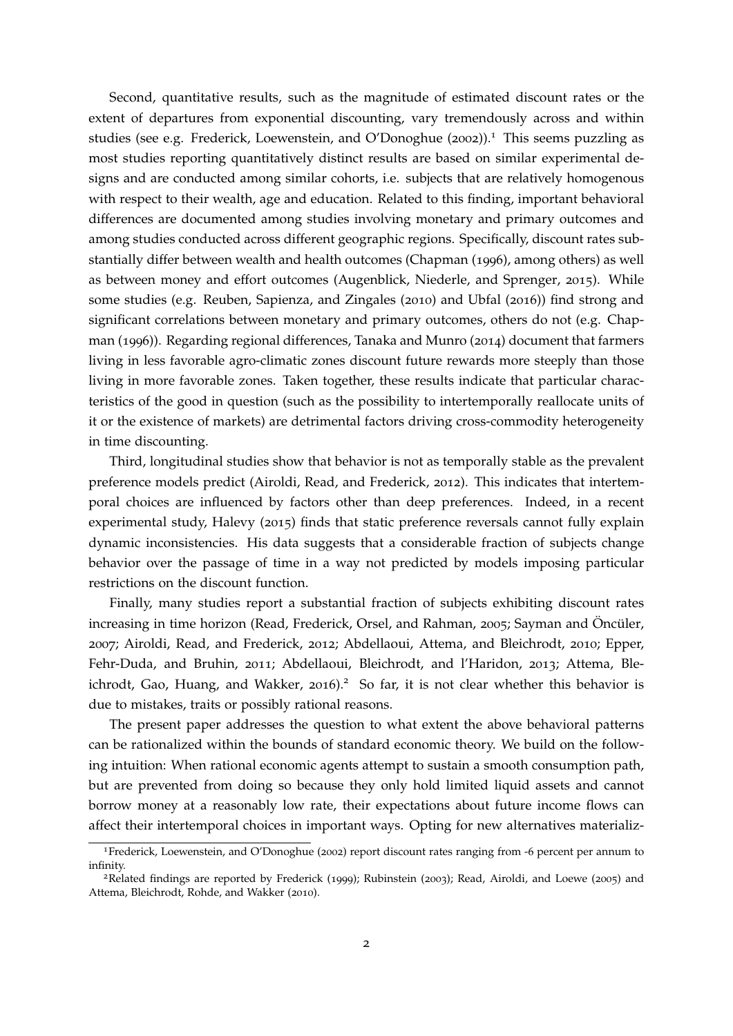Second, quantitative results, such as the magnitude of estimated discount rates or the extent of departures from exponential discounting, vary tremendously across and within studies (see e.g. Frederick, Loewenstein, and O'Donoghue (2002)).[1] This seems puzzling as most studies reporting quantitatively distinct results are based on similar experimental designs and are conducted among similar cohorts, i.e. subjects that are relatively homogenous with respect to their wealth, age and education. Related to this finding, important behavioral differences are documented among studies involving monetary and primary outcomes and among studies conducted across different geographic regions. Specifically, discount rates substantially differ between wealth and health outcomes (Chapman (1996), among others) as well as between money and effort outcomes (Augenblick, Niederle, and Sprenger, 2015). While some studies (e.g. Reuben, Sapienza, and Zingales (2010) and Ubfal (2016)) find strong and significant correlations between monetary and primary outcomes, others do not (e.g. Chapman (1996)). Regarding regional differences, Tanaka and Munro (2014) document that farmers living in less favorable agro-climatic zones discount future rewards more steeply than those living in more favorable zones. Taken together, these results indicate that particular characteristics of the good in question (such as the possibility to intertemporally reallocate units of it or the existence of markets) are detrimental factors driving cross-commodity heterogeneity in time discounting.

Third, longitudinal studies show that behavior is not as temporally stable as the prevalent preference models predict (Airoldi, Read, and Frederick, 2012). This indicates that intertemporal choices are influenced by factors other than deep preferences. Indeed, in a recent experimental study, Halevy (2015) finds that static preference reversals cannot fully explain dynamic inconsistencies. His data suggests that a considerable fraction of subjects change behavior over the passage of time in a way not predicted by models imposing particular restrictions on the discount function.

Finally, many studies report a substantial fraction of subjects exhibiting discount rates increasing in time horizon (Read, Frederick, Orsel, and Rahman, 2005; Sayman and Öncüler, 2007; Airoldi, Read, and Frederick, 2012; Abdellaoui, Attema, and Bleichrodt, 2010; Epper, Fehr-Duda, and Bruhin, 2011; Abdellaoui, Bleichrodt, and l'Haridon, 2013; Attema, Bleichrodt, Gao, Huang, and Wakker, 2016).[2] So far, it is not clear whether this behavior is due to mistakes, traits or possibly rational reasons.

The present paper addresses the question to what extent the above behavioral patterns can be rationalized within the bounds of standard economic theory. We build on the following intuition: When rational economic agents attempt to sustain a smooth consumption path, but are prevented from doing so because they only hold limited liquid assets and cannot borrow money at a reasonably low rate, their expectations about future income flows can affect their intertemporal choices in important ways. Opting for new alternatives materializ-

[1] Frederick, Loewenstein, and O'Donoghue (2002) report discount rates ranging from -6 percent per annum to infinity.

[2] Related findings are reported by Frederick (1999); Rubinstein (2003); Read, Airoldi, and Loewe (2005) and Attema, Bleichrodt, Rohde, and Wakker (2010).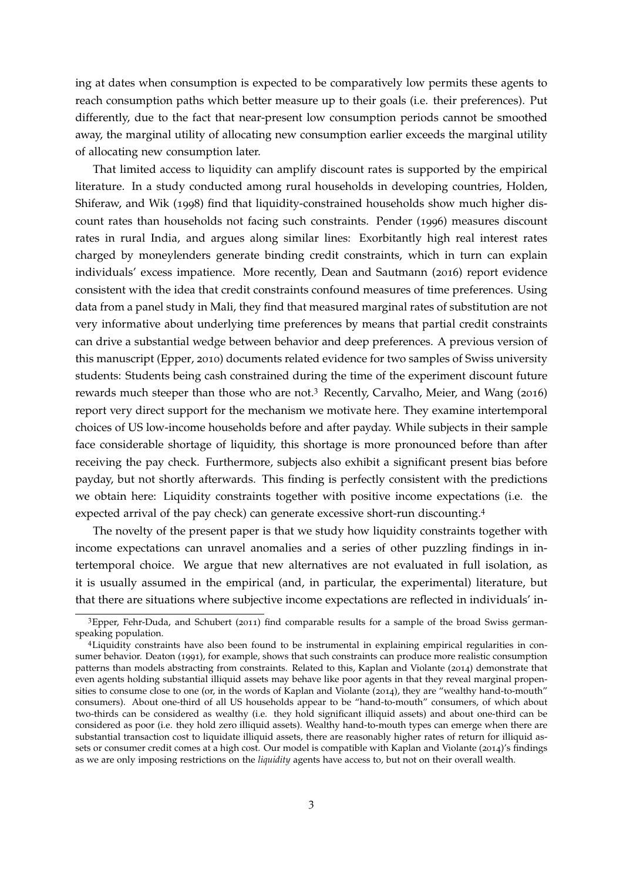ing at dates when consumption is expected to be comparatively low permits these agents to reach consumption paths which better measure up to their goals (i.e. their preferences). Put differently, due to the fact that near-present low consumption periods cannot be smoothed away, the marginal utility of allocating new consumption earlier exceeds the marginal utility of allocating new consumption later.

That limited access to liquidity can amplify discount rates is supported by the empirical literature. In a study conducted among rural households in developing countries, Holden, Shiferaw, and Wik (1998) find that liquidity-constrained households show much higher discount rates than households not facing such constraints. Pender (1996) measures discount rates in rural India, and argues along similar lines: Exorbitantly high real interest rates charged by moneylenders generate binding credit constraints, which in turn can explain individuals' excess impatience. More recently, Dean and Sautmann (2016) report evidence consistent with the idea that credit constraints confound measures of time preferences. Using data from a panel study in Mali, they find that measured marginal rates of substitution are not very informative about underlying time preferences by means that partial credit constraints can drive a substantial wedge between behavior and deep preferences. A previous version of this manuscript (Epper, 2010) documents related evidence for two samples of Swiss university students: Students being cash constrained during the time of the experiment discount future rewards much steeper than those who are not.[3] Recently, Carvalho, Meier, and Wang (2016) report very direct support for the mechanism we motivate here. They examine intertemporal choices of US low-income households before and after payday. While subjects in their sample face considerable shortage of liquidity, this shortage is more pronounced before than after receiving the pay check. Furthermore, subjects also exhibit a significant present bias before payday, but not shortly afterwards. This finding is perfectly consistent with the predictions we obtain here: Liquidity constraints together with positive income expectations (i.e. the expected arrival of the pay check) can generate excessive short-run discounting.[4]

The novelty of the present paper is that we study how liquidity constraints together with income expectations can unravel anomalies and a series of other puzzling findings in intertemporal choice. We argue that new alternatives are not evaluated in full isolation, as it is usually assumed in the empirical (and, in particular, the experimental) literature, but that there are situations where subjective income expectations are reflected in individuals' in-

[3] Epper, Fehr-Duda, and Schubert (2011) find comparable results for a sample of the broad Swiss german-speaking population.

[4] Liquidity constraints have also been found to be instrumental in explaining empirical regularities in consumer behavior. Deaton (1991), for example, shows that such constraints can produce more realistic consumption patterns than models abstracting from constraints. Related to this, Kaplan and Violante (2014) demonstrate that even agents holding substantial illiquid assets may behave like poor agents in that they reveal marginal propensities to consume close to one (or, in the words of Kaplan and Violante (2014), they are "wealthy hand-to-mouth" consumers). About one-third of all US households appear to be "hand-to-mouth" consumers, of which about two-thirds can be considered as wealthy (i.e. they hold significant illiquid assets) and about one-third can be considered as poor (i.e. they hold zero illiquid assets). Wealthy hand-to-mouth types can emerge when there are substantial transaction cost to liquidate illiquid assets, there are reasonably higher rates of return for illiquid assets or consumer credit comes at a high cost. Our model is compatible with Kaplan and Violante (2014)'s findings as we are only imposing restrictions on the *liquidity* agents have access to, but not on their overall wealth.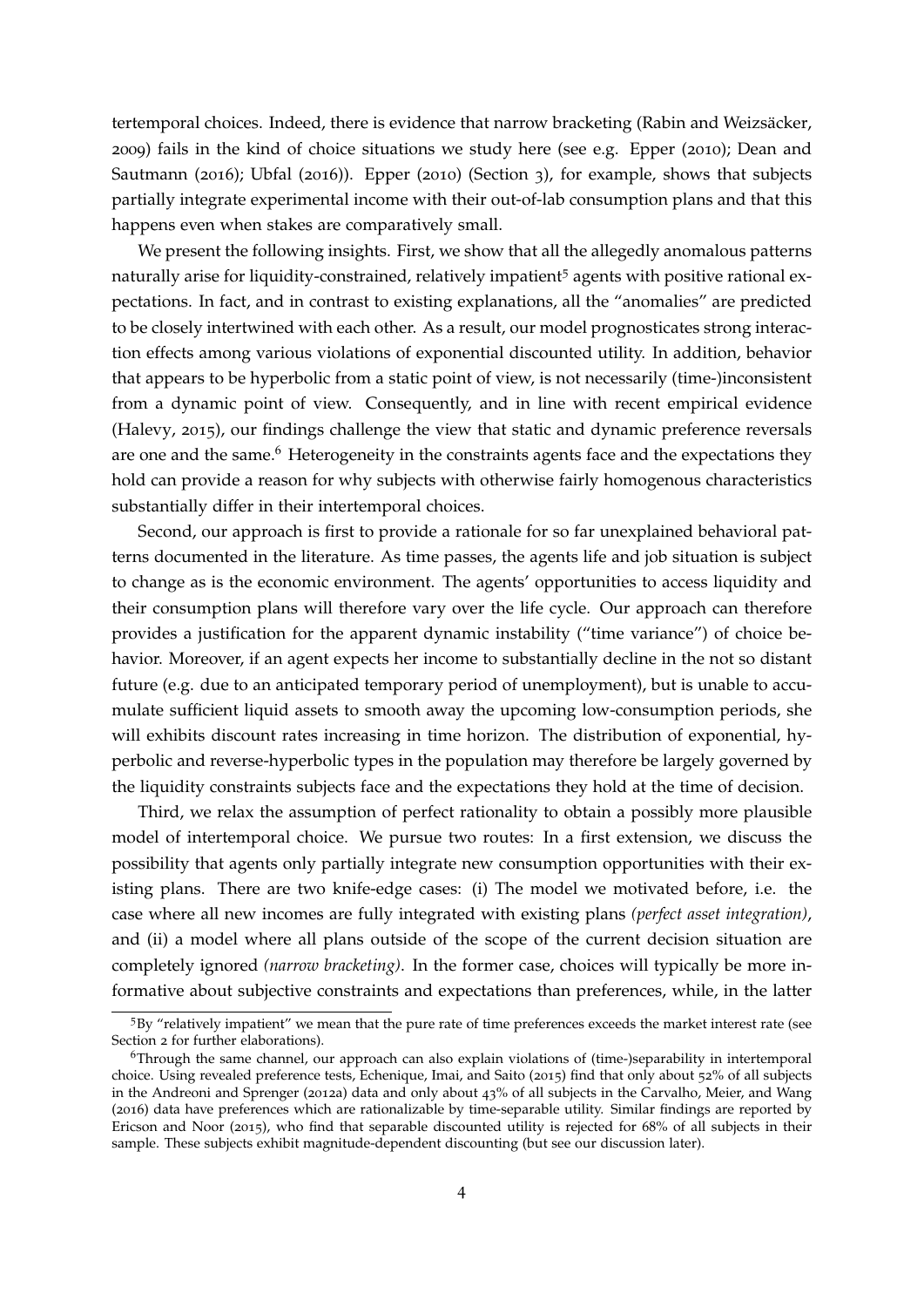tertemporal choices. Indeed, there is evidence that narrow bracketing (Rabin and Weizsäcker, 2009) fails in the kind of choice situations we study here (see e.g. Epper (2010); Dean and Sautmann (2016); Ubfal (2016)). Epper (2010) (Section 3), for example, shows that subjects partially integrate experimental income with their out-of-lab consumption plans and that this happens even when stakes are comparatively small.

We present the following insights. First, we show that all the allegedly anomalous patterns naturally arise for liquidity-constrained, relatively impatient[5] agents with positive rational expectations. In fact, and in contrast to existing explanations, all the "anomalies" are predicted to be closely intertwined with each other. As a result, our model prognosticates strong interaction effects among various violations of exponential discounted utility. In addition, behavior that appears to be hyperbolic from a static point of view, is not necessarily (time-)inconsistent from a dynamic point of view. Consequently, and in line with recent empirical evidence (Halevy, 2015), our findings challenge the view that static and dynamic preference reversals are one and the same.[6] Heterogeneity in the constraints agents face and the expectations they hold can provide a reason for why subjects with otherwise fairly homogenous characteristics substantially differ in their intertemporal choices.

Second, our approach is first to provide a rationale for so far unexplained behavioral patterns documented in the literature. As time passes, the agents life and job situation is subject to change as is the economic environment. The agents' opportunities to access liquidity and their consumption plans will therefore vary over the life cycle. Our approach can therefore provides a justification for the apparent dynamic instability ("time variance") of choice behavior. Moreover, if an agent expects her income to substantially decline in the not so distant future (e.g. due to an anticipated temporary period of unemployment), but is unable to accumulate sufficient liquid assets to smooth away the upcoming low-consumption periods, she will exhibits discount rates increasing in time horizon. The distribution of exponential, hyperbolic and reverse-hyperbolic types in the population may therefore be largely governed by the liquidity constraints subjects face and the expectations they hold at the time of decision.

Third, we relax the assumption of perfect rationality to obtain a possibly more plausible model of intertemporal choice. We pursue two routes: In a first extension, we discuss the possibility that agents only partially integrate new consumption opportunities with their existing plans. There are two knife-edge cases: (i) The model we motivated before, i.e. the case where all new incomes are fully integrated with existing plans *(perfect asset integration)*, and (ii) a model where all plans outside of the scope of the current decision situation are completely ignored *(narrow bracketing)*. In the former case, choices will typically be more informative about subjective constraints and expectations than preferences, while, in the latter

[5] By "relatively impatient" we mean that the pure rate of time preferences exceeds the market interest rate (see Section 2 for further elaborations).

[6] Through the same channel, our approach can also explain violations of (time-)separability in intertemporal choice. Using revealed preference tests, Echenique, Imai, and Saito (2015) find that only about 52% of all subjects in the Andreoni and Sprenger (2012a) data and only about 43% of all subjects in the Carvalho, Meier, and Wang (2016) data have preferences which are rationalizable by time-separable utility. Similar findings are reported by Ericson and Noor (2015), who find that separable discounted utility is rejected for 68% of all subjects in their sample. These subjects exhibit magnitude-dependent discounting (but see our discussion later).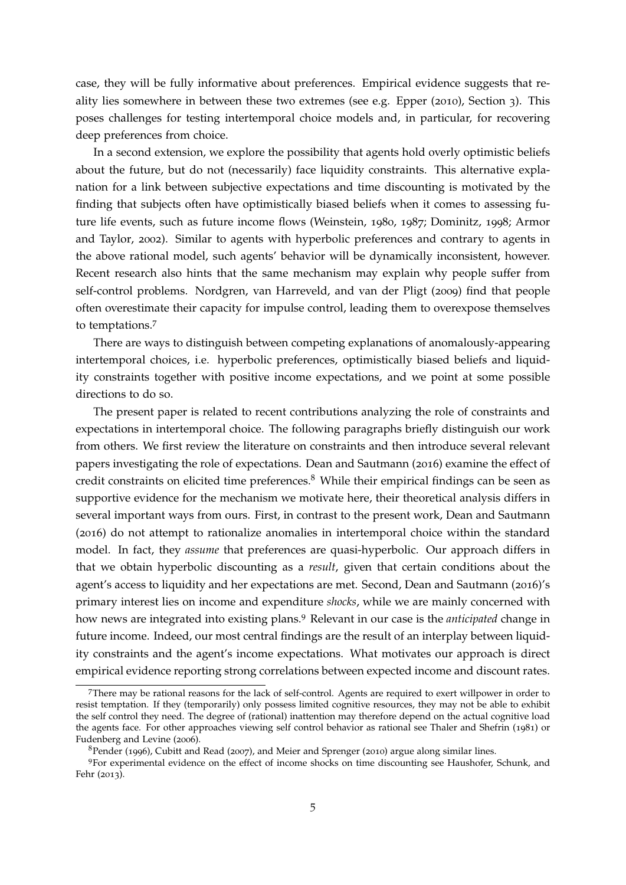case, they will be fully informative about preferences. Empirical evidence suggests that reality lies somewhere in between these two extremes (see e.g. Epper (2010), Section 3). This poses challenges for testing intertemporal choice models and, in particular, for recovering deep preferences from choice.

In a second extension, we explore the possibility that agents hold overly optimistic beliefs about the future, but do not (necessarily) face liquidity constraints. This alternative explanation for a link between subjective expectations and time discounting is motivated by the finding that subjects often have optimistically biased beliefs when it comes to assessing future life events, such as future income flows (Weinstein, 1980, 1987; Dominitz, 1998; Armor and Taylor, 2002). Similar to agents with hyperbolic preferences and contrary to agents in the above rational model, such agents' behavior will be dynamically inconsistent, however. Recent research also hints that the same mechanism may explain why people suffer from self-control problems. Nordgren, van Harreveld, and van der Pligt (2009) find that people often overestimate their capacity for impulse control, leading them to overexpose themselves to temptations.[7]

There are ways to distinguish between competing explanations of anomalously-appearing intertemporal choices, i.e. hyperbolic preferences, optimistically biased beliefs and liquidity constraints together with positive income expectations, and we point at some possible directions to do so.

The present paper is related to recent contributions analyzing the role of constraints and expectations in intertemporal choice. The following paragraphs briefly distinguish our work from others. We first review the literature on constraints and then introduce several relevant papers investigating the role of expectations. Dean and Sautmann (2016) examine the effect of credit constraints on elicited time preferences.[8] While their empirical findings can be seen as supportive evidence for the mechanism we motivate here, their theoretical analysis differs in several important ways from ours. First, in contrast to the present work, Dean and Sautmann (2016) do not attempt to rationalize anomalies in intertemporal choice within the standard model. In fact, they *assume* that preferences are quasi-hyperbolic. Our approach differs in that we obtain hyperbolic discounting as a *result*, given that certain conditions about the agent's access to liquidity and her expectations are met. Second, Dean and Sautmann (2016)'s primary interest lies on income and expenditure *shocks*, while we are mainly concerned with how news are integrated into existing plans.[9] Relevant in our case is the *anticipated* change in future income. Indeed, our most central findings are the result of an interplay between liquidity constraints and the agent's income expectations. What motivates our approach is direct empirical evidence reporting strong correlations between expected income and discount rates.

[7]There may be rational reasons for the lack of self-control. Agents are required to exert willpower in order to resist temptation. If they (temporarily) only possess limited cognitive resources, they may not be able to exhibit the self control they need. The degree of (rational) inattention may therefore depend on the actual cognitive load the agents face. For other approaches viewing self control behavior as rational see Thaler and Shefrin (1981) or Fudenberg and Levine (2006).

[8]Pender (1996), Cubitt and Read (2007), and Meier and Sprenger (2010) argue along similar lines.

[9]For experimental evidence on the effect of income shocks on time discounting see Haushofer, Schunk, and Fehr (2013).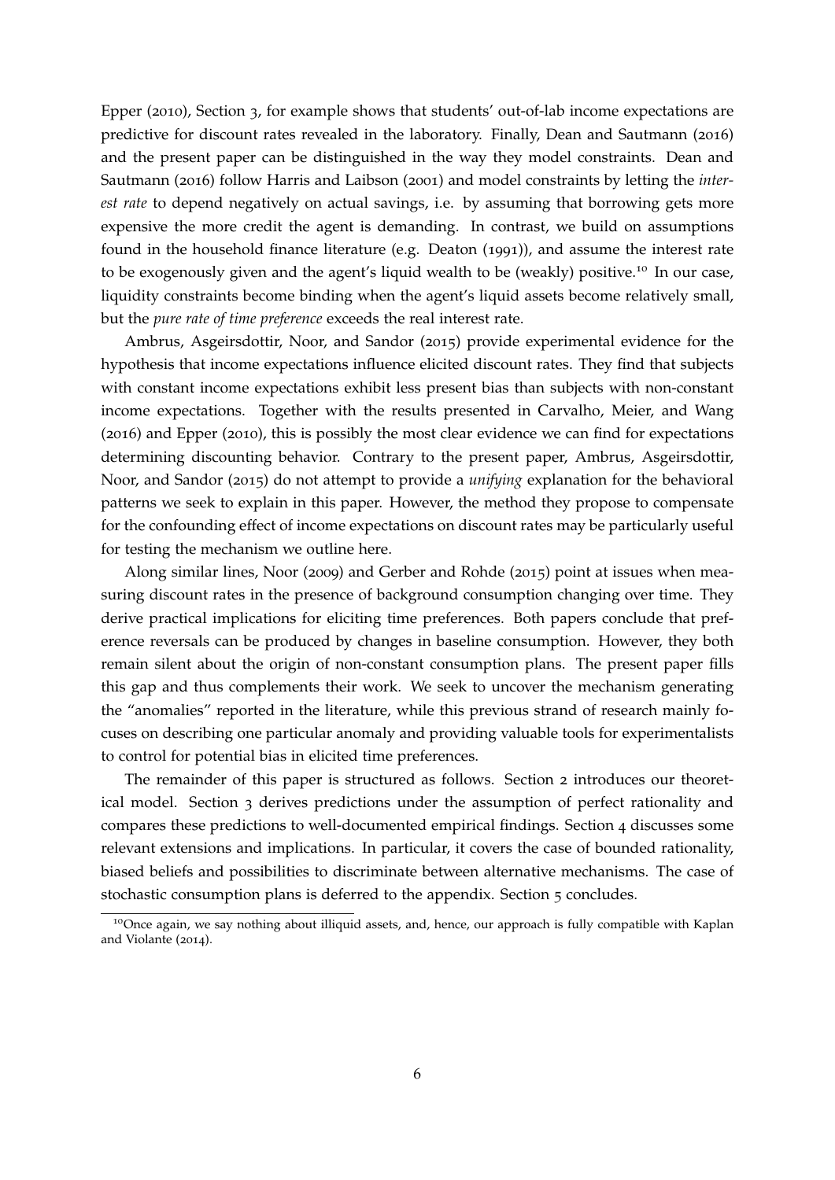Epper (2010), Section 3, for example shows that students' out-of-lab income expectations are predictive for discount rates revealed in the laboratory. Finally, Dean and Sautmann (2016) and the present paper can be distinguished in the way they model constraints. Dean and Sautmann (2016) follow Harris and Laibson (2001) and model constraints by letting the *interest rate* to depend negatively on actual savings, i.e. by assuming that borrowing gets more expensive the more credit the agent is demanding. In contrast, we build on assumptions found in the household finance literature (e.g. Deaton (1991)), and assume the interest rate to be exogenously given and the agent's liquid wealth to be (weakly) positive.[10] In our case, liquidity constraints become binding when the agent's liquid assets become relatively small, but the *pure rate of time preference* exceeds the real interest rate.

Ambrus, Asgeirsdottir, Noor, and Sandor (2015) provide experimental evidence for the hypothesis that income expectations influence elicited discount rates. They find that subjects with constant income expectations exhibit less present bias than subjects with non-constant income expectations. Together with the results presented in Carvalho, Meier, and Wang (2016) and Epper (2010), this is possibly the most clear evidence we can find for expectations determining discounting behavior. Contrary to the present paper, Ambrus, Asgeirsdottir, Noor, and Sandor (2015) do not attempt to provide a *unifying* explanation for the behavioral patterns we seek to explain in this paper. However, the method they propose to compensate for the confounding effect of income expectations on discount rates may be particularly useful for testing the mechanism we outline here.

Along similar lines, Noor (2009) and Gerber and Rohde (2015) point at issues when measuring discount rates in the presence of background consumption changing over time. They derive practical implications for eliciting time preferences. Both papers conclude that preference reversals can be produced by changes in baseline consumption. However, they both remain silent about the origin of non-constant consumption plans. The present paper fills this gap and thus complements their work. We seek to uncover the mechanism generating the "anomalies" reported in the literature, while this previous strand of research mainly focuses on describing one particular anomaly and providing valuable tools for experimentalists to control for potential bias in elicited time preferences.

The remainder of this paper is structured as follows. Section 2 introduces our theoretical model. Section 3 derives predictions under the assumption of perfect rationality and compares these predictions to well-documented empirical findings. Section 4 discusses some relevant extensions and implications. In particular, it covers the case of bounded rationality, biased beliefs and possibilities to discriminate between alternative mechanisms. The case of stochastic consumption plans is deferred to the appendix. Section 5 concludes.

[10] Once again, we say nothing about illiquid assets, and, hence, our approach is fully compatible with Kaplan and Violante (2014).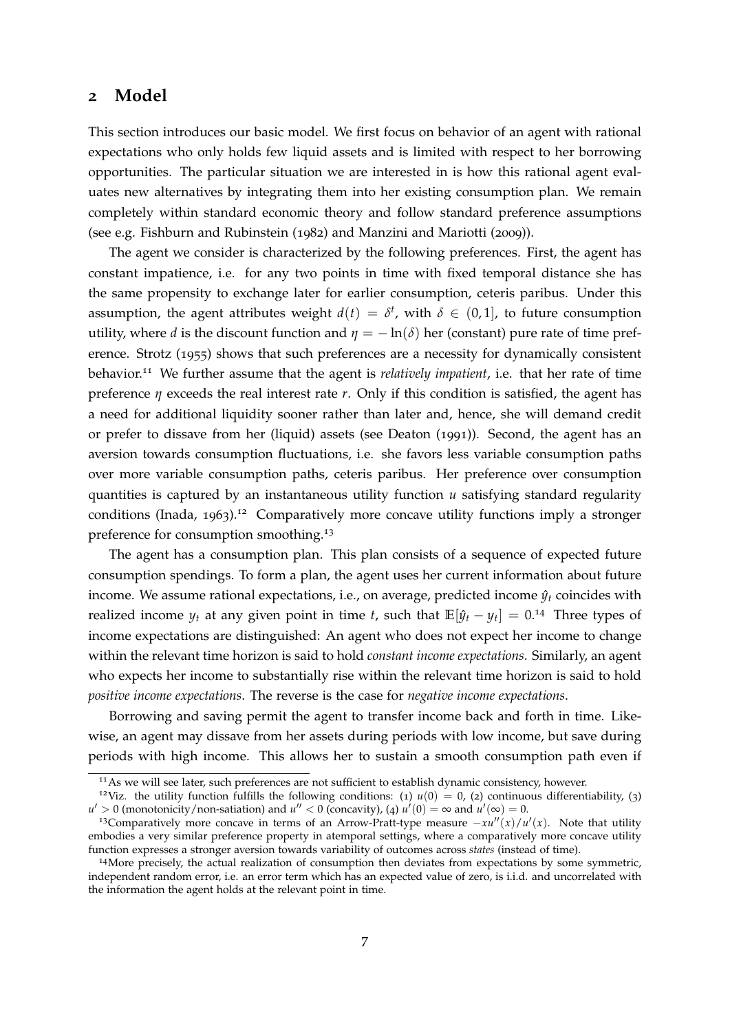## 2 Model

This section introduces our basic model. We first focus on behavior of an agent with rational expectations who only holds few liquid assets and is limited with respect to her borrowing opportunities. The particular situation we are interested in is how this rational agent evaluates new alternatives by integrating them into her existing consumption plan. We remain completely within standard economic theory and follow standard preference assumptions (see e.g. Fishburn and Rubinstein (1982) and Manzini and Mariotti (2009)).

The agent we consider is characterized by the following preferences. First, the agent has constant impatience, i.e. for any two points in time with fixed temporal distance she has the same propensity to exchange later for earlier consumption, ceteris paribus. Under this assumption, the agent attributes weight $d(t) = \delta^t$, with $\delta \in (0, 1]$, to future consumption utility, where $d$ is the discount function and $\eta = -\ln(\delta)$ her (constant) pure rate of time preference. Strotz (1955) shows that such preferences are a necessity for dynamically consistent behavior.[11] We further assume that the agent is *relatively impatient*, i.e. that her rate of time preference $\eta$ exceeds the real interest rate $r$. Only if this condition is satisfied, the agent has a need for additional liquidity sooner rather than later and, hence, she will demand credit or prefer to dissave from her (liquid) assets (see Deaton (1991)). Second, the agent has an aversion towards consumption fluctuations, i.e. she favors less variable consumption paths over more variable consumption paths, ceteris paribus. Her preference over consumption quantities is captured by an instantaneous utility function $u$ satisfying standard regularity conditions (Inada, 1963).[12] Comparatively more concave utility functions imply a stronger preference for consumption smoothing.[13]

The agent has a consumption plan. This plan consists of a sequence of expected future consumption spendings. To form a plan, the agent uses her current information about future income. We assume rational expectations, i.e., on average, predicted income $\hat{y}_t$ coincides with realized income $y_t$ at any given point in time $t$, such that $\mathbb{E}[\hat{y}_t - y_t] = 0$.[14] Three types of income expectations are distinguished: An agent who does not expect her income to change within the relevant time horizon is said to hold *constant income expectations*. Similarly, an agent who expects her income to substantially rise within the relevant time horizon is said to hold *positive income expectations*. The reverse is the case for *negative income expectations*.

Borrowing and saving permit the agent to transfer income back and forth in time. Likewise, an agent may dissave from her assets during periods with low income, but save during periods with high income. This allows her to sustain a smooth consumption path even if

[11] As we will see later, such preferences are not sufficient to establish dynamic consistency, however.

[12] Viz. the utility function fulfills the following conditions: (1) $u(0) = 0$, (2) continuous differentiability, (3) $u' > 0$ (monotonicity/non-satiation) and $u'' < 0$ (concavity), (4) $u'(0) = \infty$ and $u'(\infty) = 0$.

[13] Comparatively more concave in terms of an Arrow-Pratt-type measure $-xu''(x)/u'(x)$. Note that utility embodies a very similar preference property in atemporal settings, where a comparatively more concave utility function expresses a stronger aversion towards variability of outcomes across *states* (instead of time).

[14] More precisely, the actual realization of consumption then deviates from expectations by some symmetric, independent random error, i.e. an error term which has an expected value of zero, is i.i.d. and uncorrelated with the information the agent holds at the relevant point in time.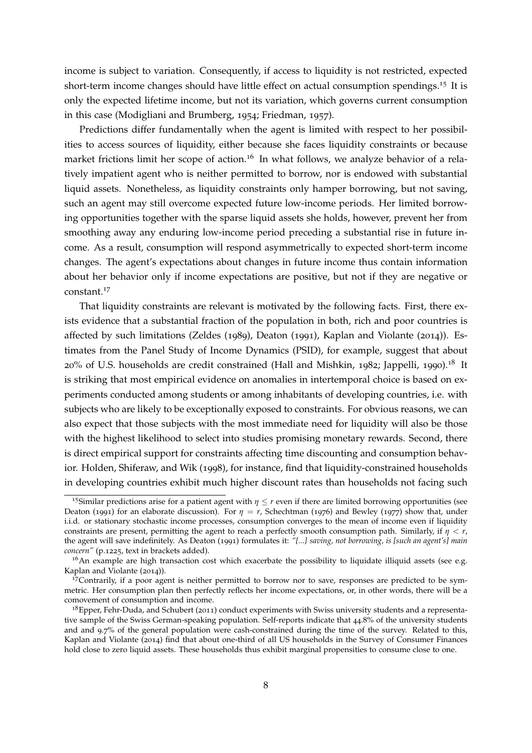income is subject to variation. Consequently, if access to liquidity is not restricted, expected short-term income changes should have little effect on actual consumption spendings.[15] It is only the expected lifetime income, but not its variation, which governs current consumption in this case (Modigliani and Brumberg, 1954; Friedman, 1957).

Predictions differ fundamentally when the agent is limited with respect to her possibilities to access sources of liquidity, either because she faces liquidity constraints or because market frictions limit her scope of action.[16] In what follows, we analyze behavior of a relatively impatient agent who is neither permitted to borrow, nor is endowed with substantial liquid assets. Nonetheless, as liquidity constraints only hamper borrowing, but not saving, such an agent may still overcome expected future low-income periods. Her limited borrowing opportunities together with the sparse liquid assets she holds, however, prevent her from smoothing away any enduring low-income period preceding a substantial rise in future income. As a result, consumption will respond asymmetrically to expected short-term income changes. The agent's expectations about changes in future income thus contain information about her behavior only if income expectations are positive, but not if they are negative or constant.[17]

That liquidity constraints are relevant is motivated by the following facts. First, there exists evidence that a substantial fraction of the population in both, rich and poor countries is affected by such limitations (Zeldes (1989), Deaton (1991), Kaplan and Violante (2014)). Estimates from the Panel Study of Income Dynamics (PSID), for example, suggest that about 20% of U.S. households are credit constrained (Hall and Mishkin, 1982; Jappelli, 1990).[18] It is striking that most empirical evidence on anomalies in intertemporal choice is based on experiments conducted among students or among inhabitants of developing countries, i.e. with subjects who are likely to be exceptionally exposed to constraints. For obvious reasons, we can also expect that those subjects with the most immediate need for liquidity will also be those with the highest likelihood to select into studies promising monetary rewards. Second, there is direct empirical support for constraints affecting time discounting and consumption behavior. Holden, Shiferaw, and Wik (1998), for instance, find that liquidity-constrained households in developing countries exhibit much higher discount rates than households not facing such

---

[15] Similar predictions arise for a patient agent with $\eta \leq r$ even if there are limited borrowing opportunities (see Deaton (1991) for an elaborate discussion). For $\eta = r$, Schechtman (1976) and Bewley (1977) show that, under i.i.d. or stationary stochastic income processes, consumption converges to the mean of income even if liquidity constraints are present, permitting the agent to reach a perfectly smooth consumption path. Similarly, if $\eta < r$, the agent will save indefinitely. As Deaton (1991) formulates it: *"[...] saving, not borrowing, is [such an agent's] main concern"* (p.1225, text in brackets added).

[16] An example are high transaction cost which exacerbate the possibility to liquidate illiquid assets (see e.g. Kaplan and Violante (2014)).

[17] Contrarily, if a poor agent is neither permitted to borrow nor to save, responses are predicted to be symmetric. Her consumption plan then perfectly reflects her income expectations, or, in other words, there will be a comovement of consumption and income.

[18] Epper, Fehr-Duda, and Schubert (2011) conduct experiments with Swiss university students and a representative sample of the Swiss German-speaking population. Self-reports indicate that 44.8% of the university students and and 9.7% of the general population were cash-constrained during the time of the survey. Related to this, Kaplan and Violante (2014) find that about one-third of all US households in the Survey of Consumer Finances hold close to zero liquid assets. These households thus exhibit marginal propensities to consume close to one.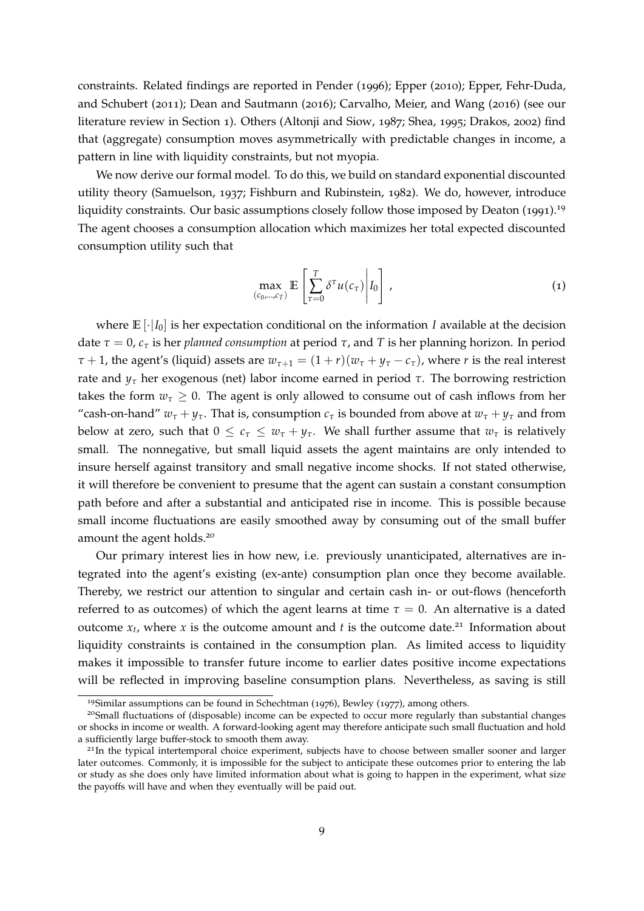constraints. Related findings are reported in Pender (1996); Epper (2010); Epper, Fehr-Duda, and Schubert (2011); Dean and Sautmann (2016); Carvalho, Meier, and Wang (2016) (see our literature review in Section 1). Others (Altonji and Siow, 1987; Shea, 1995; Drakos, 2002) find that (aggregate) consumption moves asymmetrically with predictable changes in income, a pattern in line with liquidity constraints, but not myopia.

We now derive our formal model. To do this, we build on standard exponential discounted utility theory (Samuelson, 1937; Fishburn and Rubinstein, 1982). We do, however, introduce liquidity constraints. Our basic assumptions closely follow those imposed by Deaton (1991).[19] The agent chooses a consumption allocation which maximizes her total expected discounted consumption utility such that

$$\max_{(c_0,\ldots,c_T)} \mathbb{E}\left[\sum_{\tau=0}^{T} \delta^{\tau} u(c_\tau) \middle| I_0\right] , \tag{1}$$

where $\mathbb{E}[\cdot|I_0]$ is her expectation conditional on the information $I$ available at the decision date $\tau = 0$, $c_\tau$ is her *planned consumption* at period $\tau$, and $T$ is her planning horizon. In period $\tau + 1$, the agent's (liquid) assets are $w_{\tau+1} = (1+r)(w_\tau + y_\tau - c_\tau)$, where $r$ is the real interest rate and $y_\tau$ her exogenous (net) labor income earned in period $\tau$. The borrowing restriction takes the form $w_\tau \geq 0$. The agent is only allowed to consume out of cash inflows from her "cash-on-hand" $w_\tau + y_\tau$. That is, consumption $c_\tau$ is bounded from above at $w_\tau + y_\tau$ and from below at zero, such that $0 \leq c_\tau \leq w_\tau + y_\tau$. We shall further assume that $w_\tau$ is relatively small. The nonnegative, but small liquid assets the agent maintains are only intended to insure herself against transitory and small negative income shocks. If not stated otherwise, it will therefore be convenient to presume that the agent can sustain a constant consumption path before and after a substantial and anticipated rise in income. This is possible because small income fluctuations are easily smoothed away by consuming out of the small buffer amount the agent holds.[20]

Our primary interest lies in how new, i.e. previously unanticipated, alternatives are integrated into the agent's existing (ex-ante) consumption plan once they become available. Thereby, we restrict our attention to singular and certain cash in- or out-flows (henceforth referred to as outcomes) of which the agent learns at time $\tau = 0$. An alternative is a dated outcome $x_t$, where $x$ is the outcome amount and $t$ is the outcome date.[21] Information about liquidity constraints is contained in the consumption plan. As limited access to liquidity makes it impossible to transfer future income to earlier dates positive income expectations will be reflected in improving baseline consumption plans. Nevertheless, as saving is still

---

[19] Similar assumptions can be found in Schechtman (1976), Bewley (1977), among others.

[20] Small fluctuations of (disposable) income can be expected to occur more regularly than substantial changes or shocks in income or wealth. A forward-looking agent may therefore anticipate such small fluctuation and hold a sufficiently large buffer-stock to smooth them away.

[21] In the typical intertemporal choice experiment, subjects have to choose between smaller sooner and larger later outcomes. Commonly, it is impossible for the subject to anticipate these outcomes prior to entering the lab or study as she does only have limited information about what is going to happen in the experiment, what size the payoffs will have and when they eventually will be paid out.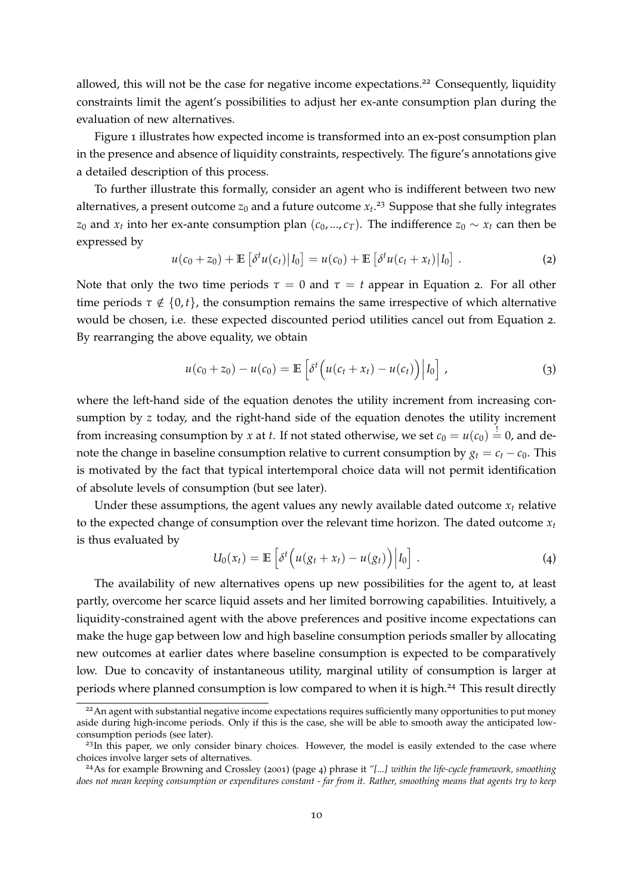allowed, this will not be the case for negative income expectations.[22] Consequently, liquidity constraints limit the agent's possibilities to adjust her ex-ante consumption plan during the evaluation of new alternatives.

Figure 1 illustrates how expected income is transformed into an ex-post consumption plan in the presence and absence of liquidity constraints, respectively. The figure's annotations give a detailed description of this process.

To further illustrate this formally, consider an agent who is indifferent between two new alternatives, a present outcome $z_0$ and a future outcome $x_t$.[23] Suppose that she fully integrates $z_0$ and $x_t$ into her ex-ante consumption plan $(c_0, ..., c_T)$. The indifference $z_0 \sim x_t$ can then be expressed by

$$u(c_0 + z_0) + \mathbb{E}\left[\delta^t u(c_t) \middle| I_0\right] = u(c_0) + \mathbb{E}\left[\delta^t u(c_t + x_t) \middle| I_0\right] . \tag{2}$$

Note that only the two time periods $\tau = 0$ and $\tau = t$ appear in Equation 2. For all other time periods $\tau \notin \{0, t\}$, the consumption remains the same irrespective of which alternative would be chosen, i.e. these expected discounted period utilities cancel out from Equation 2. By rearranging the above equality, we obtain

$$u(c_0 + z_0) - u(c_0) = \mathbb{E}\left[\delta^t \Big( u(c_t + x_t) - u(c_t) \Big) \middle| I_0\right] , \tag{3}$$

where the left-hand side of the equation denotes the utility increment from increasing consumption by $z$ today, and the right-hand side of the equation denotes the utility increment from increasing consumption by $x$ at $t$. If not stated otherwise, we set $c_0 = u(c_0) \stackrel{!}{=} 0$, and denote the change in baseline consumption relative to current consumption by $g_t = c_t - c_0$. This is motivated by the fact that typical intertemporal choice data will not permit identification of absolute levels of consumption (but see later).

Under these assumptions, the agent values any newly available dated outcome $x_t$ relative to the expected change of consumption over the relevant time horizon. The dated outcome $x_t$ is thus evaluated by

$$U_0(x_t) = \mathbb{E}\left[\delta^t \Big( u(g_t + x_t) - u(g_t) \Big) \middle| I_0\right] . \tag{4}$$

The availability of new alternatives opens up new possibilities for the agent to, at least partly, overcome her scarce liquid assets and her limited borrowing capabilities. Intuitively, a liquidity-constrained agent with the above preferences and positive income expectations can make the huge gap between low and high baseline consumption periods smaller by allocating new outcomes at earlier dates where baseline consumption is expected to be comparatively low. Due to concavity of instantaneous utility, marginal utility of consumption is larger at periods where planned consumption is low compared to when it is high.[24] This result directly

[22] An agent with substantial negative income expectations requires sufficiently many opportunities to put money aside during high-income periods. Only if this is the case, she will be able to smooth away the anticipated low-consumption periods (see later).

[23] In this paper, we only consider binary choices. However, the model is easily extended to the case where choices involve larger sets of alternatives.

[24] As for example Browning and Crossley (2001) (page 4) phrase it *"[...] within the life-cycle framework, smoothing does not mean keeping consumption or expenditures constant - far from it. Rather, smoothing means that agents try to keep*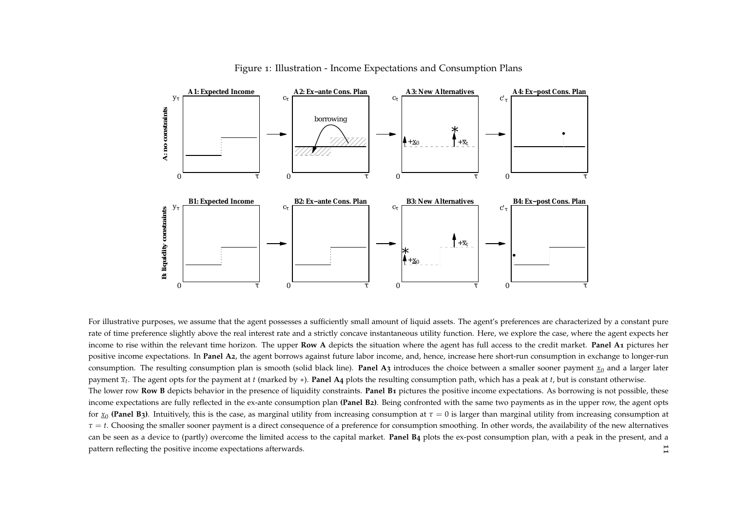Figure 1: Illustration - Income Expectations and Consumption Plans

For illustrative purposes, we assume that the agent possesses a sufficiently small amount of liquid assets. The agent's preferences are characterized by a constant pure rate of time preference slightly above the real interest rate and a strictly concave instantaneous utility function. Here, we explore the case, where the agent expects her income to rise within the relevant time horizon. The upper **Row A** depicts the situation where the agent has full access to the credit market. **Panel A1** pictures her positive income expectations. In **Panel A2**, the agent borrows against future labor income, and, hence, increase here short-run consumption in exchange to longer-run consumption. The resulting consumption plan is smooth (solid black line). **Panel A3** introduces the choice between a smaller sooner payment $\underline{x}_0$ and a larger later payment $\overline{x}_t$. The agent opts for the payment at $t$ (marked by $*$). **Panel A4** plots the resulting consumption path, which has a peak at $t$, but is constant otherwise.
The lower row **Row B** depicts behavior in the presence of liquidity constraints. **Panel B1** pictures the positive income expectations. As borrowing is not possible, these income expectations are fully reflected in the ex-ante consumption plan **(Panel B2)**. Being confronted with the same two payments as in the upper row, the agent opts for $\underline{x}_0$ **(Panel B3)**. Intuitively, this is the case, as marginal utility from increasing consumption at $\tau = 0$ is larger than marginal utility from increasing consumption at $\tau = t$. Choosing the smaller sooner payment is a direct consequence of a preference for consumption smoothing. In other words, the availability of the new alternatives can be seen as a device to (partly) overcome the limited access to the capital market. **Panel B4** plots the ex-post consumption plan, with a peak in the present, and a pattern reflecting the positive income expectations afterwards.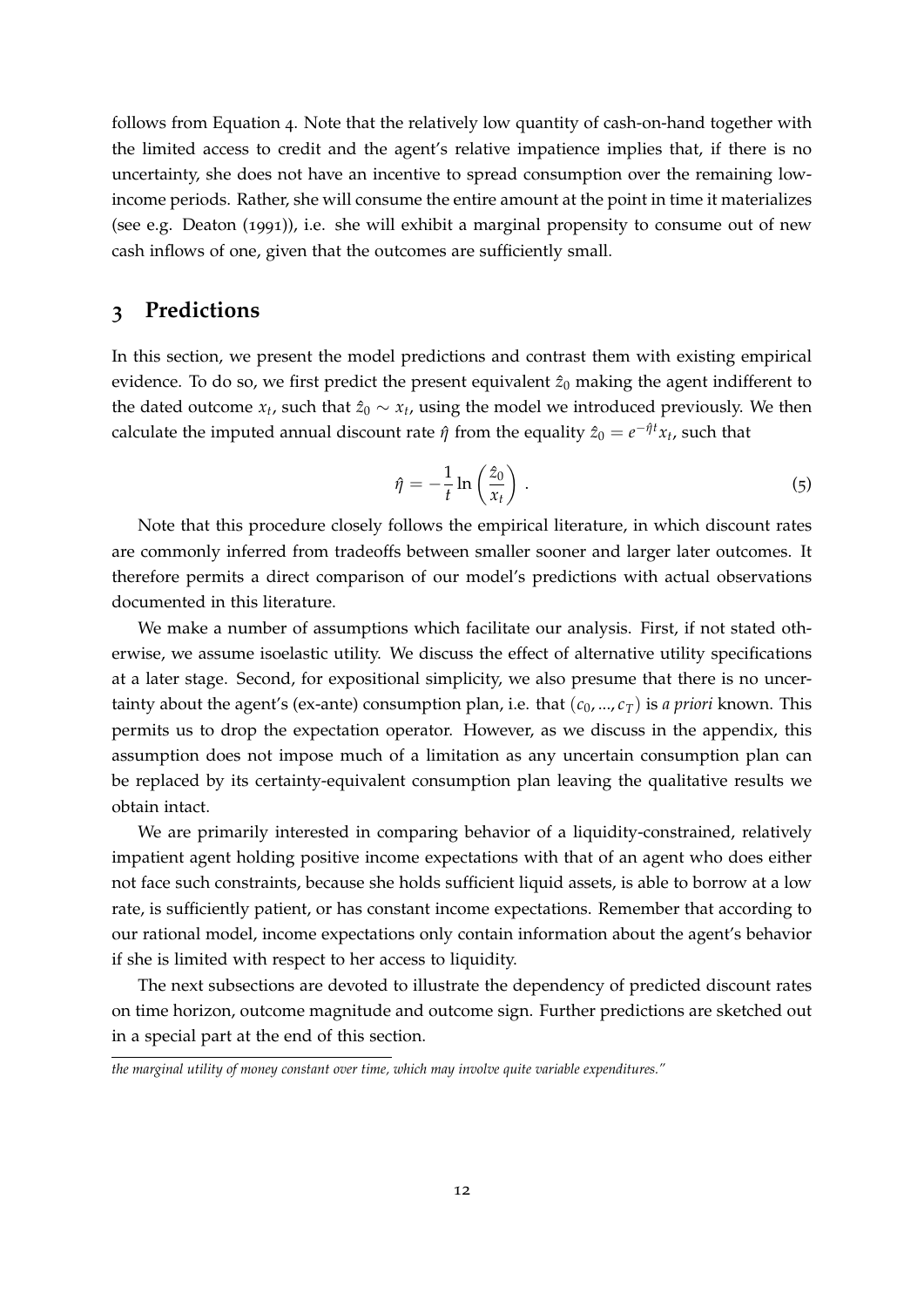follows from Equation 4. Note that the relatively low quantity of cash-on-hand together with the limited access to credit and the agent's relative impatience implies that, if there is no uncertainty, she does not have an incentive to spread consumption over the remaining low-income periods. Rather, she will consume the entire amount at the point in time it materializes (see e.g. Deaton (1991)), i.e. she will exhibit a marginal propensity to consume out of new cash inflows of one, given that the outcomes are sufficiently small.

## 3 Predictions

In this section, we present the model predictions and contrast them with existing empirical evidence. To do so, we first predict the present equivalent $\hat{z}_0$ making the agent indifferent to the dated outcome $x_t$, such that $\hat{z}_0 \sim x_t$, using the model we introduced previously. We then calculate the imputed annual discount rate $\hat{\eta}$ from the equality $\hat{z}_0 = e^{-\hat{\eta}t}x_t$, such that

$$\hat{\eta} = -\frac{1}{t}\ln\left(\frac{\hat{z}_0}{x_t}\right) . \tag{5}$$

Note that this procedure closely follows the empirical literature, in which discount rates are commonly inferred from tradeoffs between smaller sooner and larger later outcomes. It therefore permits a direct comparison of our model's predictions with actual observations documented in this literature.

We make a number of assumptions which facilitate our analysis. First, if not stated otherwise, we assume isoelastic utility. We discuss the effect of alternative utility specifications at a later stage. Second, for expositional simplicity, we also presume that there is no uncertainty about the agent's (ex-ante) consumption plan, i.e. that $(c_0, ..., c_T)$ is *a priori* known. This permits us to drop the expectation operator. However, as we discuss in the appendix, this assumption does not impose much of a limitation as any uncertain consumption plan can be replaced by its certainty-equivalent consumption plan leaving the qualitative results we obtain intact.

We are primarily interested in comparing behavior of a liquidity-constrained, relatively impatient agent holding positive income expectations with that of an agent who does either not face such constraints, because she holds sufficient liquid assets, is able to borrow at a low rate, is sufficiently patient, or has constant income expectations. Remember that according to our rational model, income expectations only contain information about the agent's behavior if she is limited with respect to her access to liquidity.

The next subsections are devoted to illustrate the dependency of predicted discount rates on time horizon, outcome magnitude and outcome sign. Further predictions are sketched out in a special part at the end of this section.

*the marginal utility of money constant over time, which may involve quite variable expenditures."*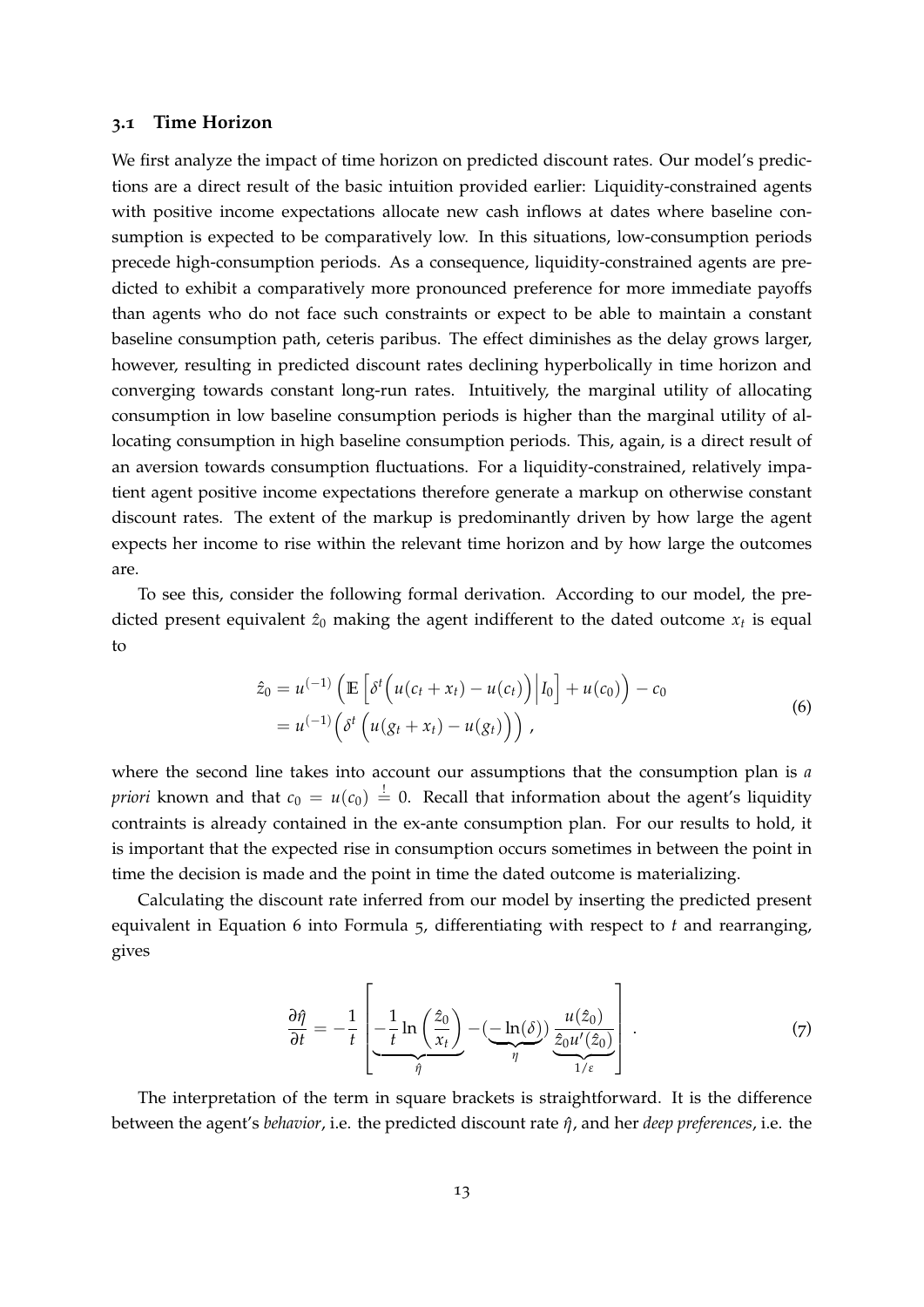### 3.1 Time Horizon

We first analyze the impact of time horizon on predicted discount rates. Our model's predictions are a direct result of the basic intuition provided earlier: Liquidity-constrained agents with positive income expectations allocate new cash inflows at dates where baseline consumption is expected to be comparatively low. In this situations, low-consumption periods precede high-consumption periods. As a consequence, liquidity-constrained agents are predicted to exhibit a comparatively more pronounced preference for more immediate payoffs than agents who do not face such constraints or expect to be able to maintain a constant baseline consumption path, ceteris paribus. The effect diminishes as the delay grows larger, however, resulting in predicted discount rates declining hyperbolically in time horizon and converging towards constant long-run rates. Intuitively, the marginal utility of allocating consumption in low baseline consumption periods is higher than the marginal utility of allocating consumption in high baseline consumption periods. This, again, is a direct result of an aversion towards consumption fluctuations. For a liquidity-constrained, relatively impatient agent positive income expectations therefore generate a markup on otherwise constant discount rates. The extent of the markup is predominantly driven by how large the agent expects her income to rise within the relevant time horizon and by how large the outcomes are.

To see this, consider the following formal derivation. According to our model, the predicted present equivalent $\hat{z}_0$ making the agent indifferent to the dated outcome $x_t$ is equal to

$$
\begin{aligned}
\hat{z}_0 &= u^{(-1)}\left(\mathbb{E}\left[\delta^t\Big(u(c_t + x_t) - u(c_t)\Big)\Big| I_0\right] + u(c_0)\right) - c_0 \\
&= u^{(-1)}\Big(\delta^t\left(u(g_t + x_t) - u(g_t)\right)\Big) \,,
\end{aligned}
\tag{6}
$$

where the second line takes into account our assumptions that the consumption plan is *a priori* known and that $c_0 = u(c_0) \overset{!}{=} 0$. Recall that information about the agent's liquidity contraints is already contained in the ex-ante consumption plan. For our results to hold, it is important that the expected rise in consumption occurs sometimes in between the point in time the decision is made and the point in time the dated outcome is materializing.

Calculating the discount rate inferred from our model by inserting the predicted present equivalent in Equation 6 into Formula 5, differentiating with respect to $t$ and rearranging, gives

$$
\frac{\partial \hat{\eta}}{\partial t} = -\frac{1}{t}\left[\underbrace{-\frac{1}{t}\ln\left(\frac{\hat{z}_0}{x_t}\right)}_{\hat{\eta}} - (\underbrace{-\ln(\delta)}_{\eta})\underbrace{\frac{u(\hat{z}_0)}{\hat{z}_0 u'(\hat{z}_0)}}_{1/\varepsilon}\right] .
\tag{7}
$$

The interpretation of the term in square brackets is straightforward. It is the difference between the agent's *behavior*, i.e. the predicted discount rate $\hat{\eta}$, and her *deep preferences*, i.e. the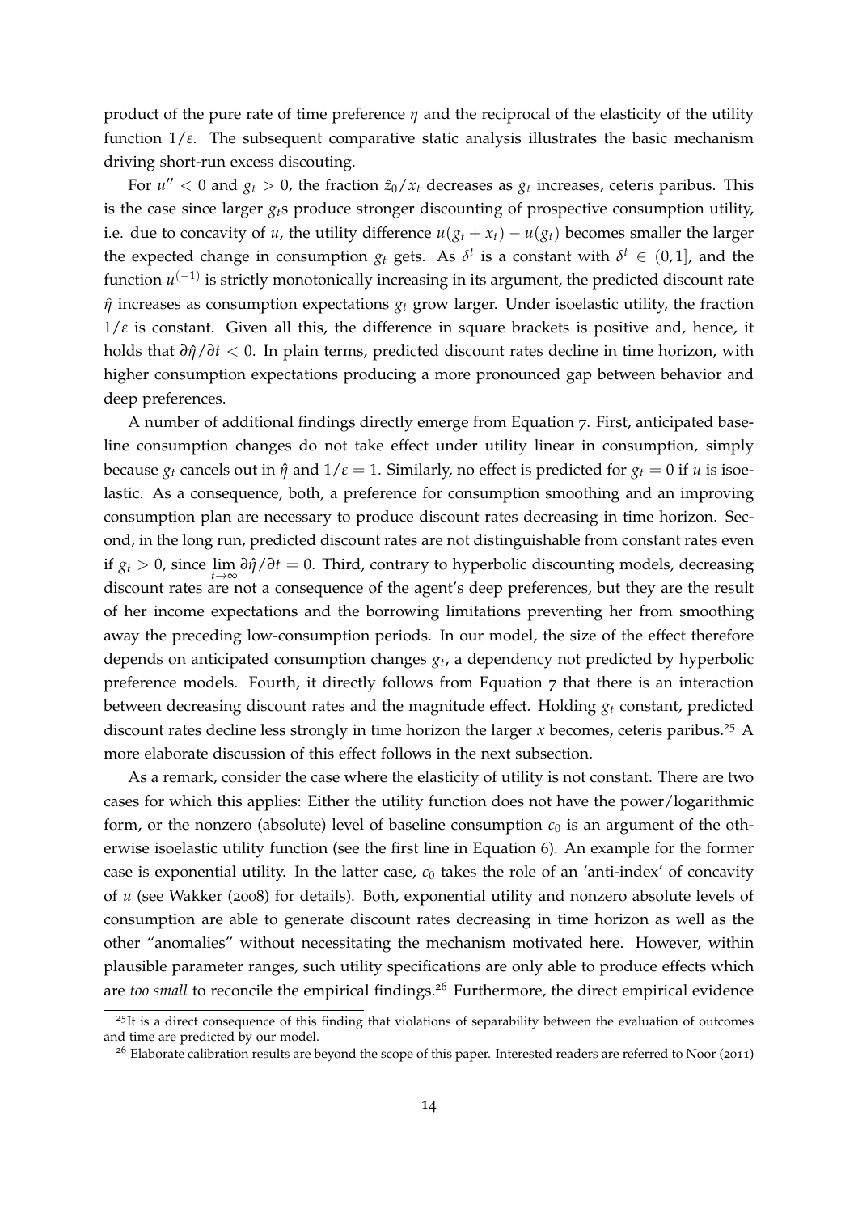product of the pure rate of time preference $\eta$ and the reciprocal of the elasticity of the utility function $1/\varepsilon$. The subsequent comparative static analysis illustrates the basic mechanism driving short-run excess discouting.

For $u'' < 0$ and $g_t > 0$, the fraction $\hat{z}_0/x_t$ decreases as $g_t$ increases, ceteris paribus. This is the case since larger $g_t$s produce stronger discounting of prospective consumption utility, i.e. due to concavity of $u$, the utility difference $u(g_t + x_t) - u(g_t)$ becomes smaller the larger the expected change in consumption $g_t$ gets. As $\delta^t$ is a constant with $\delta^t \in (0, 1]$, and the function $u^{(-1)}$ is strictly monotonically increasing in its argument, the predicted discount rate $\hat{\eta}$ increases as consumption expectations $g_t$ grow larger. Under isoelastic utility, the fraction $1/\varepsilon$ is constant. Given all this, the difference in square brackets is positive and, hence, it holds that $\partial\hat{\eta}/\partial t < 0$. In plain terms, predicted discount rates decline in time horizon, with higher consumption expectations producing a more pronounced gap between behavior and deep preferences.

A number of additional findings directly emerge from Equation 7. First, anticipated baseline consumption changes do not take effect under utility linear in consumption, simply because $g_t$ cancels out in $\hat{\eta}$ and $1/\varepsilon = 1$. Similarly, no effect is predicted for $g_t = 0$ if $u$ is isoelastic. As a consequence, both, a preference for consumption smoothing and an improving consumption plan are necessary to produce discount rates decreasing in time horizon. Second, in the long run, predicted discount rates are not distinguishable from constant rates even if $g_t > 0$, since $\lim_{t\to\infty} \partial\hat{\eta}/\partial t = 0$. Third, contrary to hyperbolic discounting models, decreasing discount rates are not a consequence of the agent's deep preferences, but they are the result of her income expectations and the borrowing limitations preventing her from smoothing away the preceding low-consumption periods. In our model, the size of the effect therefore depends on anticipated consumption changes $g_t$, a dependency not predicted by hyperbolic preference models. Fourth, it directly follows from Equation 7 that there is an interaction between decreasing discount rates and the magnitude effect. Holding $g_t$ constant, predicted discount rates decline less strongly in time horizon the larger $x$ becomes, ceteris paribus.[25] A more elaborate discussion of this effect follows in the next subsection.

As a remark, consider the case where the elasticity of utility is not constant. There are two cases for which this applies: Either the utility function does not have the power/logarithmic form, or the nonzero (absolute) level of baseline consumption $c_0$ is an argument of the otherwise isoelastic utility function (see the first line in Equation 6). An example for the former case is exponential utility. In the latter case, $c_0$ takes the role of an 'anti-index' of concavity of $u$ (see Wakker (2008) for details). Both, exponential utility and nonzero absolute levels of consumption are able to generate discount rates decreasing in time horizon as well as the other "anomalies" without necessitating the mechanism motivated here. However, within plausible parameter ranges, such utility specifications are only able to produce effects which are *too small* to reconcile the empirical findings.[26] Furthermore, the direct empirical evidence

[25] It is a direct consequence of this finding that violations of separability between the evaluation of outcomes and time are predicted by our model.

[26] Elaborate calibration results are beyond the scope of this paper. Interested readers are referred to Noor (2011)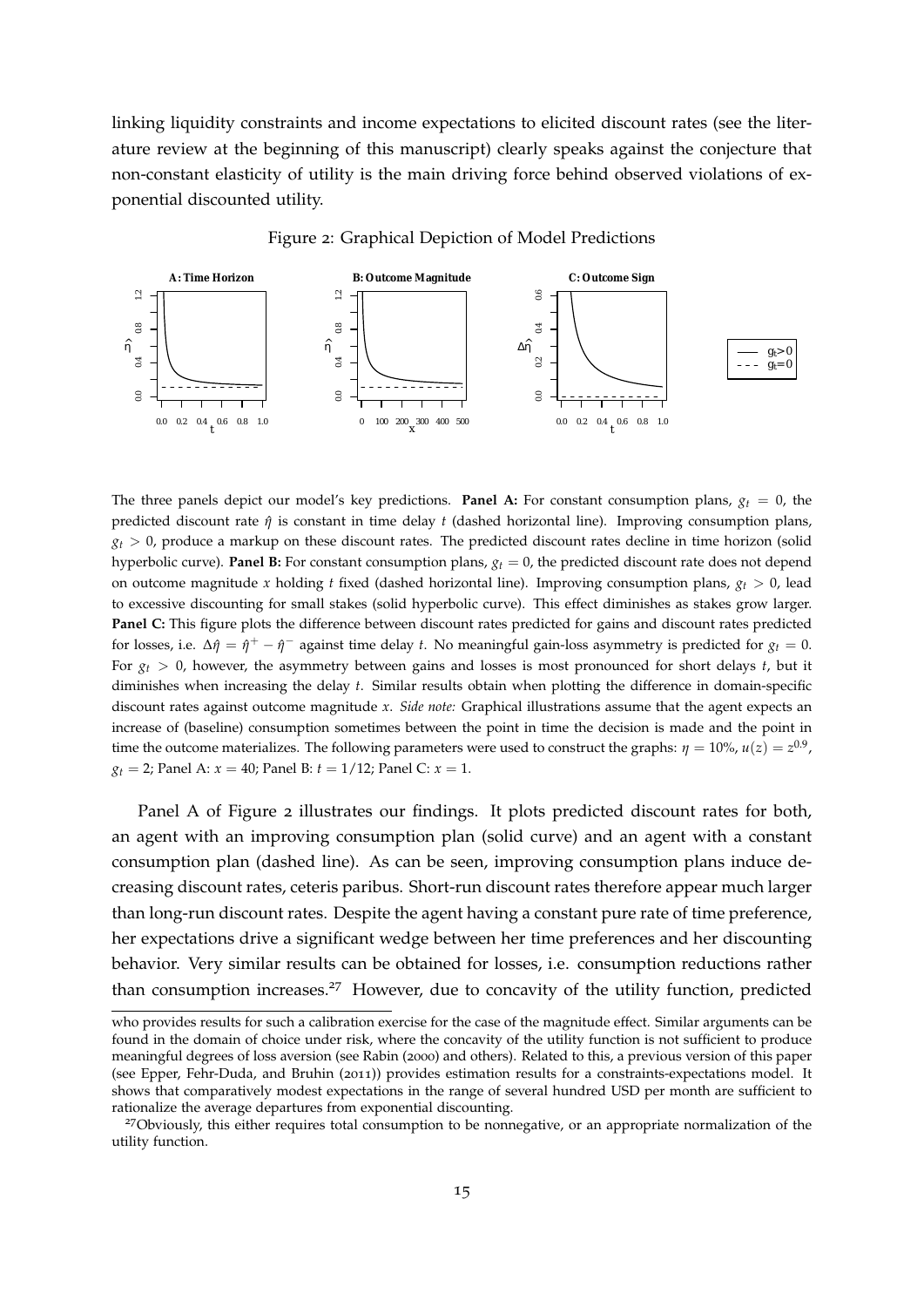linking liquidity constraints and income expectations to elicited discount rates (see the literature review at the beginning of this manuscript) clearly speaks against the conjecture that non-constant elasticity of utility is the main driving force behind observed violations of exponential discounted utility.

Figure 2: Graphical Depiction of Model Predictions

The three panels depict our model's key predictions. **Panel A:** For constant consumption plans, $g_t = 0$, the predicted discount rate $\hat{\eta}$ is constant in time delay $t$ (dashed horizontal line). Improving consumption plans, $g_t > 0$, produce a markup on these discount rates. The predicted discount rates decline in time horizon (solid hyperbolic curve). **Panel B:** For constant consumption plans, $g_t = 0$, the predicted discount rate does not depend on outcome magnitude $x$ holding $t$ fixed (dashed horizontal line). Improving consumption plans, $g_t > 0$, lead to excessive discounting for small stakes (solid hyperbolic curve). This effect diminishes as stakes grow larger. **Panel C:** This figure plots the difference between discount rates predicted for gains and discount rates predicted for losses, i.e. $\Delta\hat{\eta} = \hat{\eta}^+ - \hat{\eta}^-$ against time delay $t$. No meaningful gain-loss asymmetry is predicted for $g_t = 0$. For $g_t > 0$, however, the asymmetry between gains and losses is most pronounced for short delays $t$, but it diminishes when increasing the delay $t$. Similar results obtain when plotting the difference in domain-specific discount rates against outcome magnitude $x$. *Side note:* Graphical illustrations assume that the agent expects an increase of (baseline) consumption sometimes between the point in time the decision is made and the point in time the outcome materializes. The following parameters were used to construct the graphs: $\eta = 10\%$, $u(z) = z^{0.9}$, $g_t = 2$; Panel A: $x = 40$; Panel B: $t = 1/12$; Panel C: $x = 1$.

Panel A of Figure 2 illustrates our findings. It plots predicted discount rates for both, an agent with an improving consumption plan (solid curve) and an agent with a constant consumption plan (dashed line). As can be seen, improving consumption plans induce decreasing discount rates, ceteris paribus. Short-run discount rates therefore appear much larger than long-run discount rates. Despite the agent having a constant pure rate of time preference, her expectations drive a significant wedge between her time preferences and her discounting behavior. Very similar results can be obtained for losses, i.e. consumption reductions rather than consumption increases.[27] However, due to concavity of the utility function, predicted

who provides results for such a calibration exercise for the case of the magnitude effect. Similar arguments can be found in the domain of choice under risk, where the concavity of the utility function is not sufficient to produce meaningful degrees of loss aversion (see Rabin (2000) and others). Related to this, a previous version of this paper (see Epper, Fehr-Duda, and Bruhin (2011)) provides estimation results for a constraints-expectations model. It shows that comparatively modest expectations in the range of several hundred USD per month are sufficient to rationalize the average departures from exponential discounting.

[27]Obviously, this either requires total consumption to be nonnegative, or an appropriate normalization of the utility function.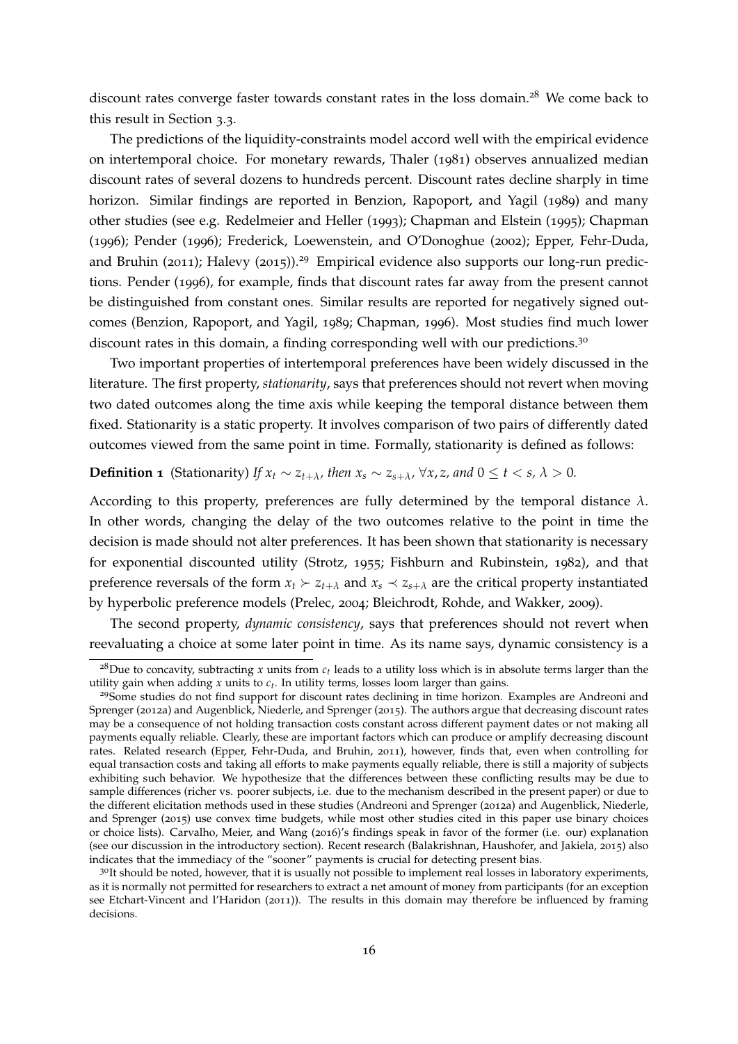discount rates converge faster towards constant rates in the loss domain.[28] We come back to this result in Section 3.3.

The predictions of the liquidity-constraints model accord well with the empirical evidence on intertemporal choice. For monetary rewards, Thaler (1981) observes annualized median discount rates of several dozens to hundreds percent. Discount rates decline sharply in time horizon. Similar findings are reported in Benzion, Rapoport, and Yagil (1989) and many other studies (see e.g. Redelmeier and Heller (1993); Chapman and Elstein (1995); Chapman (1996); Pender (1996); Frederick, Loewenstein, and O'Donoghue (2002); Epper, Fehr-Duda, and Bruhin (2011); Halevy (2015)).[29] Empirical evidence also supports our long-run predictions. Pender (1996), for example, finds that discount rates far away from the present cannot be distinguished from constant ones. Similar results are reported for negatively signed outcomes (Benzion, Rapoport, and Yagil, 1989; Chapman, 1996). Most studies find much lower discount rates in this domain, a finding corresponding well with our predictions.[30]

Two important properties of intertemporal preferences have been widely discussed in the literature. The first property, *stationarity*, says that preferences should not revert when moving two dated outcomes along the time axis while keeping the temporal distance between them fixed. Stationarity is a static property. It involves comparison of two pairs of differently dated outcomes viewed from the same point in time. Formally, stationarity is defined as follows:

**Definition 1** (Stationarity) *If $x_t \sim z_{t+\lambda}$, then $x_s \sim z_{s+\lambda}$, $\forall x, z$, and $0 \leq t < s$, $\lambda > 0$.*

According to this property, preferences are fully determined by the temporal distance $\lambda$. In other words, changing the delay of the two outcomes relative to the point in time the decision is made should not alter preferences. It has been shown that stationarity is necessary for exponential discounted utility (Strotz, 1955; Fishburn and Rubinstein, 1982), and that preference reversals of the form $x_t \succ z_{t+\lambda}$ and $x_s \prec z_{s+\lambda}$ are the critical property instantiated by hyperbolic preference models (Prelec, 2004; Bleichrodt, Rohde, and Wakker, 2009).

The second property, *dynamic consistency*, says that preferences should not revert when reevaluating a choice at some later point in time. As its name says, dynamic consistency is a

[28] Due to concavity, subtracting $x$ units from $c_t$ leads to a utility loss which is in absolute terms larger than the utility gain when adding $x$ units to $c_t$. In utility terms, losses loom larger than gains.

[29] Some studies do not find support for discount rates declining in time horizon. Examples are Andreoni and Sprenger (2012a) and Augenblick, Niederle, and Sprenger (2015). The authors argue that decreasing discount rates may be a consequence of not holding transaction costs constant across different payment dates or not making all payments equally reliable. Clearly, these are important factors which can produce or amplify decreasing discount rates. Related research (Epper, Fehr-Duda, and Bruhin, 2011), however, finds that, even when controlling for equal transaction costs and taking all efforts to make payments equally reliable, there is still a majority of subjects exhibiting such behavior. We hypothesize that the differences between these conflicting results may be due to sample differences (richer vs. poorer subjects, i.e. due to the mechanism described in the present paper) or due to the different elicitation methods used in these studies (Andreoni and Sprenger (2012a) and Augenblick, Niederle, and Sprenger (2015) use convex time budgets, while most other studies cited in this paper use binary choices or choice lists). Carvalho, Meier, and Wang (2016)'s findings speak in favor of the former (i.e. our) explanation (see our discussion in the introductory section). Recent research (Balakrishnan, Haushofer, and Jakiela, 2015) also indicates that the immediacy of the "sooner" payments is crucial for detecting present bias.

[30] It should be noted, however, that it is usually not possible to implement real losses in laboratory experiments, as it is normally not permitted for researchers to extract a net amount of money from participants (for an exception see Etchart-Vincent and l'Haridon (2011)). The results in this domain may therefore be influenced by framing decisions.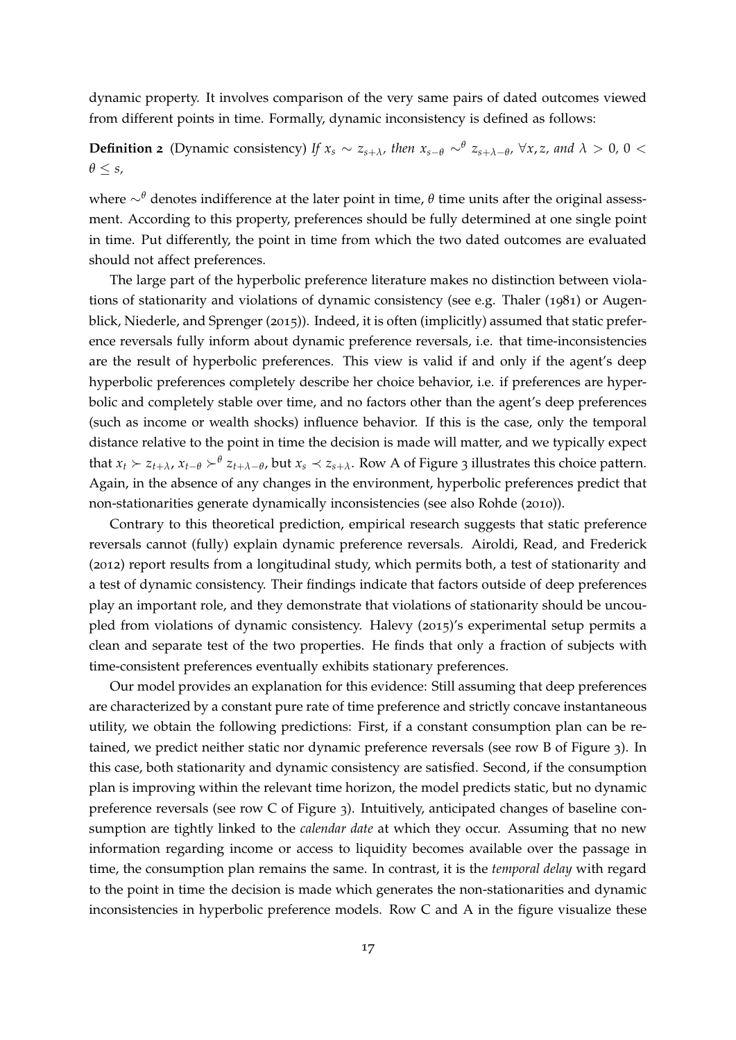dynamic property. It involves comparison of the very same pairs of dated outcomes viewed from different points in time. Formally, dynamic inconsistency is defined as follows:

**Definition 2** (Dynamic consistency) *If $x_s \sim z_{s+\lambda}$, then $x_{s-\theta} \sim^{\theta} z_{s+\lambda-\theta}$, $\forall x, z$, and $\lambda > 0$, $0 < \theta \leq s$,*

where $\sim^{\theta}$ denotes indifference at the later point in time, $\theta$ time units after the original assessment. According to this property, preferences should be fully determined at one single point in time. Put differently, the point in time from which the two dated outcomes are evaluated should not affect preferences.

The large part of the hyperbolic preference literature makes no distinction between violations of stationarity and violations of dynamic consistency (see e.g. Thaler (1981) or Augenblick, Niederle, and Sprenger (2015)). Indeed, it is often (implicitly) assumed that static preference reversals fully inform about dynamic preference reversals, i.e. that time-inconsistencies are the result of hyperbolic preferences. This view is valid if and only if the agent's deep hyperbolic preferences completely describe her choice behavior, i.e. if preferences are hyperbolic and completely stable over time, and no factors other than the agent's deep preferences (such as income or wealth shocks) influence behavior. If this is the case, only the temporal distance relative to the point in time the decision is made will matter, and we typically expect that $x_t \succ z_{t+\lambda}$, $x_{t-\theta} \succ^{\theta} z_{t+\lambda-\theta}$, but $x_s \prec z_{s+\lambda}$. Row A of Figure 3 illustrates this choice pattern. Again, in the absence of any changes in the environment, hyperbolic preferences predict that non-stationarities generate dynamically inconsistencies (see also Rohde (2010)).

Contrary to this theoretical prediction, empirical research suggests that static preference reversals cannot (fully) explain dynamic preference reversals. Airoldi, Read, and Frederick (2012) report results from a longitudinal study, which permits both, a test of stationarity and a test of dynamic consistency. Their findings indicate that factors outside of deep preferences play an important role, and they demonstrate that violations of stationarity should be uncoupled from violations of dynamic consistency. Halevy (2015)'s experimental setup permits a clean and separate test of the two properties. He finds that only a fraction of subjects with time-consistent preferences eventually exhibits stationary preferences.

Our model provides an explanation for this evidence: Still assuming that deep preferences are characterized by a constant pure rate of time preference and strictly concave instantaneous utility, we obtain the following predictions: First, if a constant consumption plan can be retained, we predict neither static nor dynamic preference reversals (see row B of Figure 3). In this case, both stationarity and dynamic consistency are satisfied. Second, if the consumption plan is improving within the relevant time horizon, the model predicts static, but no dynamic preference reversals (see row C of Figure 3). Intuitively, anticipated changes of baseline consumption are tightly linked to the *calendar date* at which they occur. Assuming that no new information regarding income or access to liquidity becomes available over the passage in time, the consumption plan remains the same. In contrast, it is the *temporal delay* with regard to the point in time the decision is made which generates the non-stationarities and dynamic inconsistencies in hyperbolic preference models. Row C and A in the figure visualize these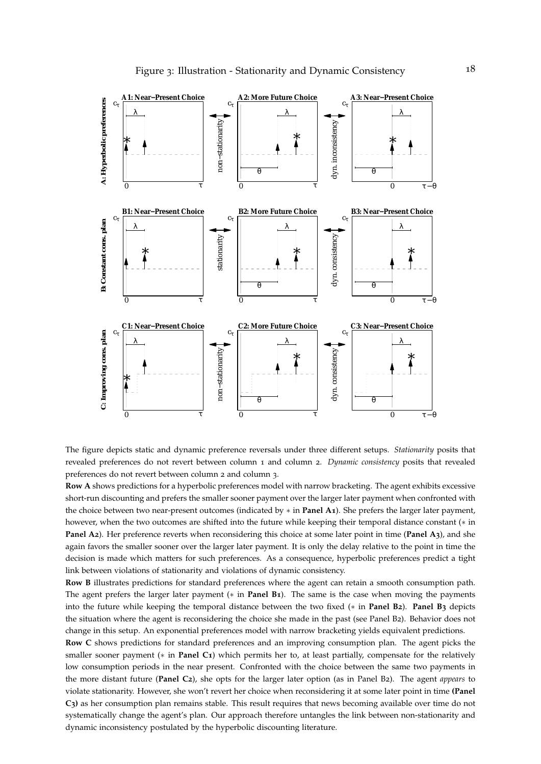Figure 3: Illustration - Stationarity and Dynamic Consistency

The figure depicts static and dynamic preference reversals under three different setups. *Stationarity* posits that revealed preferences do not revert between column 1 and column 2. *Dynamic consistency* posits that revealed preferences do not revert between column 2 and column 3.

**Row A** shows predictions for a hyperbolic preferences model with narrow bracketing. The agent exhibits excessive short-run discounting and prefers the smaller sooner payment over the larger later payment when confronted with the choice between two near-present outcomes (indicated by ∗ in **Panel A1**). She prefers the larger later payment, however, when the two outcomes are shifted into the future while keeping their temporal distance constant (∗ in **Panel A2**). Her preference reverts when reconsidering this choice at some later point in time (**Panel A3**), and she again favors the smaller sooner over the larger later payment. It is only the delay relative to the point in time the decision is made which matters for such preferences. As a consequence, hyperbolic preferences predict a tight link between violations of stationarity and violations of dynamic consistency.

**Row B** illustrates predictions for standard preferences where the agent can retain a smooth consumption path. The agent prefers the larger later payment (∗ in **Panel B1**). The same is the case when moving the payments into the future while keeping the temporal distance between the two fixed (∗ in **Panel B2**). **Panel B3** depicts the situation where the agent is reconsidering the choice she made in the past (see Panel B2). Behavior does not change in this setup. An exponential preferences model with narrow bracketing yields equivalent predictions.

**Row C** shows predictions for standard preferences and an improving consumption plan. The agent picks the smaller sooner payment (∗ in **Panel C1**) which permits her to, at least partially, compensate for the relatively low consumption periods in the near present. Confronted with the choice between the same two payments in the more distant future (**Panel C2**), she opts for the larger later option (as in Panel B2). The agent *appears* to violate stationarity. However, she won't revert her choice when reconsidering it at some later point in time **(Panel C3)** as her consumption plan remains stable. This result requires that news becoming available over time do not systematically change the agent's plan. Our approach therefore untangles the link between non-stationarity and dynamic inconsistency postulated by the hyperbolic discounting literature.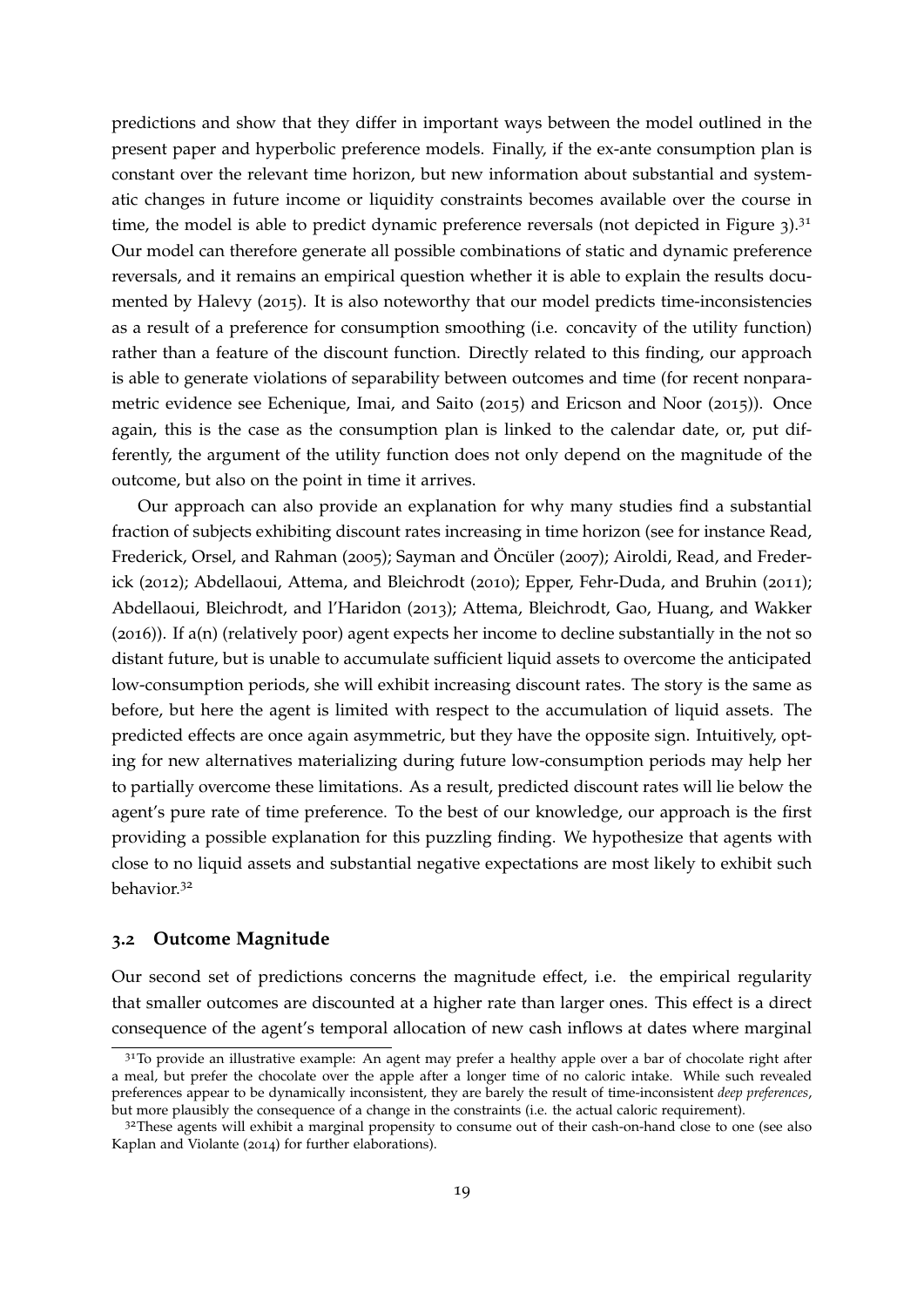predictions and show that they differ in important ways between the model outlined in the present paper and hyperbolic preference models. Finally, if the ex-ante consumption plan is constant over the relevant time horizon, but new information about substantial and systematic changes in future income or liquidity constraints becomes available over the course in time, the model is able to predict dynamic preference reversals (not depicted in Figure 3).[31] Our model can therefore generate all possible combinations of static and dynamic preference reversals, and it remains an empirical question whether it is able to explain the results documented by Halevy (2015). It is also noteworthy that our model predicts time-inconsistencies as a result of a preference for consumption smoothing (i.e. concavity of the utility function) rather than a feature of the discount function. Directly related to this finding, our approach is able to generate violations of separability between outcomes and time (for recent nonparametric evidence see Echenique, Imai, and Saito (2015) and Ericson and Noor (2015)). Once again, this is the case as the consumption plan is linked to the calendar date, or, put differently, the argument of the utility function does not only depend on the magnitude of the outcome, but also on the point in time it arrives.

Our approach can also provide an explanation for why many studies find a substantial fraction of subjects exhibiting discount rates increasing in time horizon (see for instance Read, Frederick, Orsel, and Rahman (2005); Sayman and Öncüler (2007); Airoldi, Read, and Frederick (2012); Abdellaoui, Attema, and Bleichrodt (2010); Epper, Fehr-Duda, and Bruhin (2011); Abdellaoui, Bleichrodt, and l'Haridon (2013); Attema, Bleichrodt, Gao, Huang, and Wakker (2016)). If a(n) (relatively poor) agent expects her income to decline substantially in the not so distant future, but is unable to accumulate sufficient liquid assets to overcome the anticipated low-consumption periods, she will exhibit increasing discount rates. The story is the same as before, but here the agent is limited with respect to the accumulation of liquid assets. The predicted effects are once again asymmetric, but they have the opposite sign. Intuitively, opting for new alternatives materializing during future low-consumption periods may help her to partially overcome these limitations. As a result, predicted discount rates will lie below the agent's pure rate of time preference. To the best of our knowledge, our approach is the first providing a possible explanation for this puzzling finding. We hypothesize that agents with close to no liquid assets and substantial negative expectations are most likely to exhibit such behavior.[32]

### 3.2 Outcome Magnitude

Our second set of predictions concerns the magnitude effect, i.e. the empirical regularity that smaller outcomes are discounted at a higher rate than larger ones. This effect is a direct consequence of the agent's temporal allocation of new cash inflows at dates where marginal

[31] To provide an illustrative example: An agent may prefer a healthy apple over a bar of chocolate right after a meal, but prefer the chocolate over the apple after a longer time of no caloric intake. While such revealed preferences appear to be dynamically inconsistent, they are barely the result of time-inconsistent *deep preferences*, but more plausibly the consequence of a change in the constraints (i.e. the actual caloric requirement).

[32] These agents will exhibit a marginal propensity to consume out of their cash-on-hand close to one (see also Kaplan and Violante (2014) for further elaborations).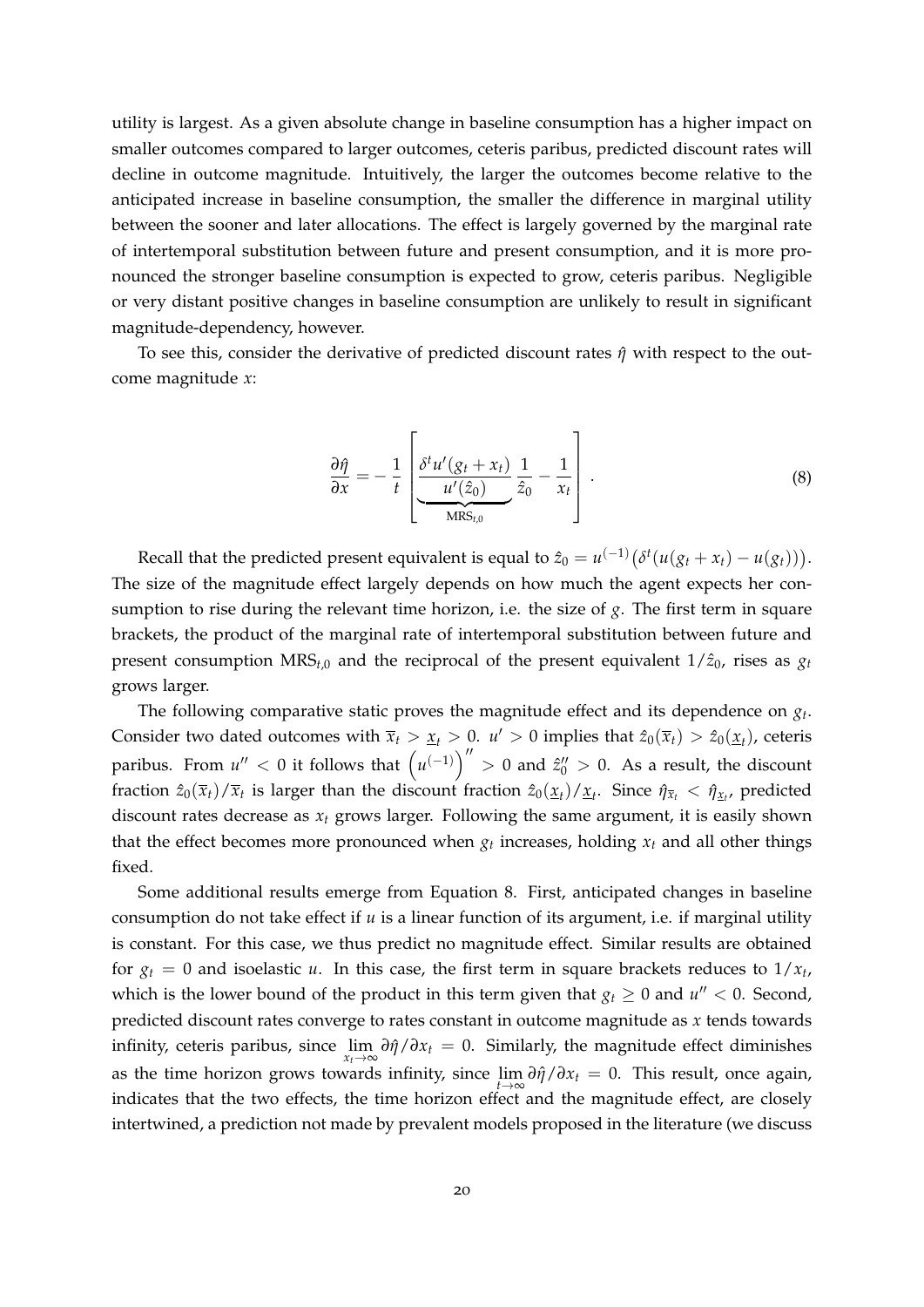utility is largest. As a given absolute change in baseline consumption has a higher impact on smaller outcomes compared to larger outcomes, ceteris paribus, predicted discount rates will decline in outcome magnitude. Intuitively, the larger the outcomes become relative to the anticipated increase in baseline consumption, the smaller the difference in marginal utility between the sooner and later allocations. The effect is largely governed by the marginal rate of intertemporal substitution between future and present consumption, and it is more pronounced the stronger baseline consumption is expected to grow, ceteris paribus. Negligible or very distant positive changes in baseline consumption are unlikely to result in significant magnitude-dependency, however.

To see this, consider the derivative of predicted discount rates $\hat{\eta}$ with respect to the outcome magnitude $x$:

$$\frac{\partial \hat{\eta}}{\partial x} = -\frac{1}{t}\left[\underbrace{\frac{\delta^t u'(g_t + x_t)}{u'(\hat{z}_0)}}_{\text{MRS}_{t,0}}\frac{1}{\hat{z}_0} - \frac{1}{x_t}\right]. \tag{8}$$

Recall that the predicted present equivalent is equal to $\hat{z}_0 = u^{(-1)}\big(\delta^t(u(g_t + x_t) - u(g_t))\big)$. The size of the magnitude effect largely depends on how much the agent expects her consumption to rise during the relevant time horizon, i.e. the size of $g$. The first term in square brackets, the product of the marginal rate of intertemporal substitution between future and present consumption $\text{MRS}_{t,0}$ and the reciprocal of the present equivalent $1/\hat{z}_0$, rises as $g_t$ grows larger.

The following comparative static proves the magnitude effect and its dependence on $g_t$. Consider two dated outcomes with $\overline{x}_t > \underline{x}_t > 0$. $u' > 0$ implies that $\hat{z}_0(\overline{x}_t) > \hat{z}_0(\underline{x}_t)$, ceteris paribus. From $u'' < 0$ it follows that $\left(u^{(-1)}\right)'' > 0$ and $\hat{z}_0'' > 0$. As a result, the discount fraction $\hat{z}_0(\overline{x}_t)/\overline{x}_t$ is larger than the discount fraction $\hat{z}_0(\underline{x}_t)/\underline{x}_t$. Since $\hat{\eta}_{\overline{x}_t} < \hat{\eta}_{\underline{x}_t}$, predicted discount rates decrease as $x_t$ grows larger. Following the same argument, it is easily shown that the effect becomes more pronounced when $g_t$ increases, holding $x_t$ and all other things fixed.

Some additional results emerge from Equation 8. First, anticipated changes in baseline consumption do not take effect if $u$ is a linear function of its argument, i.e. if marginal utility is constant. For this case, we thus predict no magnitude effect. Similar results are obtained for $g_t = 0$ and isoelastic $u$. In this case, the first term in square brackets reduces to $1/x_t$, which is the lower bound of the product in this term given that $g_t \geq 0$ and $u'' < 0$. Second, predicted discount rates converge to rates constant in outcome magnitude as $x$ tends towards infinity, ceteris paribus, since $\lim_{x_t \to \infty} \partial\hat{\eta}/\partial x_t = 0$. Similarly, the magnitude effect diminishes as the time horizon grows towards infinity, since $\lim_{t \to \infty} \partial\hat{\eta}/\partial x_t = 0$. This result, once again, indicates that the two effects, the time horizon effect and the magnitude effect, are closely intertwined, a prediction not made by prevalent models proposed in the literature (we discuss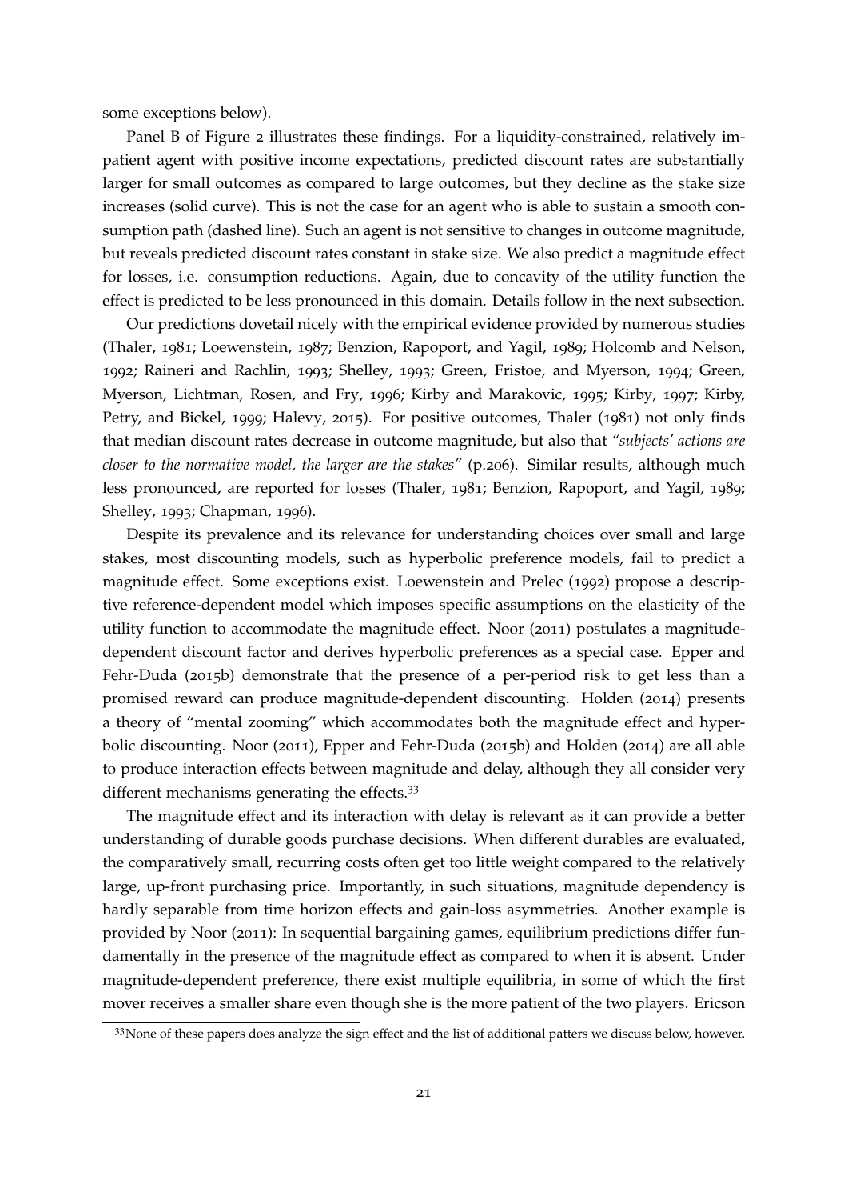some exceptions below).

Panel B of Figure 2 illustrates these findings. For a liquidity-constrained, relatively impatient agent with positive income expectations, predicted discount rates are substantially larger for small outcomes as compared to large outcomes, but they decline as the stake size increases (solid curve). This is not the case for an agent who is able to sustain a smooth consumption path (dashed line). Such an agent is not sensitive to changes in outcome magnitude, but reveals predicted discount rates constant in stake size. We also predict a magnitude effect for losses, i.e. consumption reductions. Again, due to concavity of the utility function the effect is predicted to be less pronounced in this domain. Details follow in the next subsection.

Our predictions dovetail nicely with the empirical evidence provided by numerous studies (Thaler, 1981; Loewenstein, 1987; Benzion, Rapoport, and Yagil, 1989; Holcomb and Nelson, 1992; Raineri and Rachlin, 1993; Shelley, 1993; Green, Fristoe, and Myerson, 1994; Green, Myerson, Lichtman, Rosen, and Fry, 1996; Kirby and Marakovic, 1995; Kirby, 1997; Kirby, Petry, and Bickel, 1999; Halevy, 2015). For positive outcomes, Thaler (1981) not only finds that median discount rates decrease in outcome magnitude, but also that *"subjects' actions are closer to the normative model, the larger are the stakes"* (p.206). Similar results, although much less pronounced, are reported for losses (Thaler, 1981; Benzion, Rapoport, and Yagil, 1989; Shelley, 1993; Chapman, 1996).

Despite its prevalence and its relevance for understanding choices over small and large stakes, most discounting models, such as hyperbolic preference models, fail to predict a magnitude effect. Some exceptions exist. Loewenstein and Prelec (1992) propose a descriptive reference-dependent model which imposes specific assumptions on the elasticity of the utility function to accommodate the magnitude effect. Noor (2011) postulates a magnitude-dependent discount factor and derives hyperbolic preferences as a special case. Epper and Fehr-Duda (2015b) demonstrate that the presence of a per-period risk to get less than a promised reward can produce magnitude-dependent discounting. Holden (2014) presents a theory of "mental zooming" which accommodates both the magnitude effect and hyperbolic discounting. Noor (2011), Epper and Fehr-Duda (2015b) and Holden (2014) are all able to produce interaction effects between magnitude and delay, although they all consider very different mechanisms generating the effects.[33]

The magnitude effect and its interaction with delay is relevant as it can provide a better understanding of durable goods purchase decisions. When different durables are evaluated, the comparatively small, recurring costs often get too little weight compared to the relatively large, up-front purchasing price. Importantly, in such situations, magnitude dependency is hardly separable from time horizon effects and gain-loss asymmetries. Another example is provided by Noor (2011): In sequential bargaining games, equilibrium predictions differ fundamentally in the presence of the magnitude effect as compared to when it is absent. Under magnitude-dependent preference, there exist multiple equilibria, in some of which the first mover receives a smaller share even though she is the more patient of the two players. Ericson

[33]None of these papers does analyze the sign effect and the list of additional patters we discuss below, however.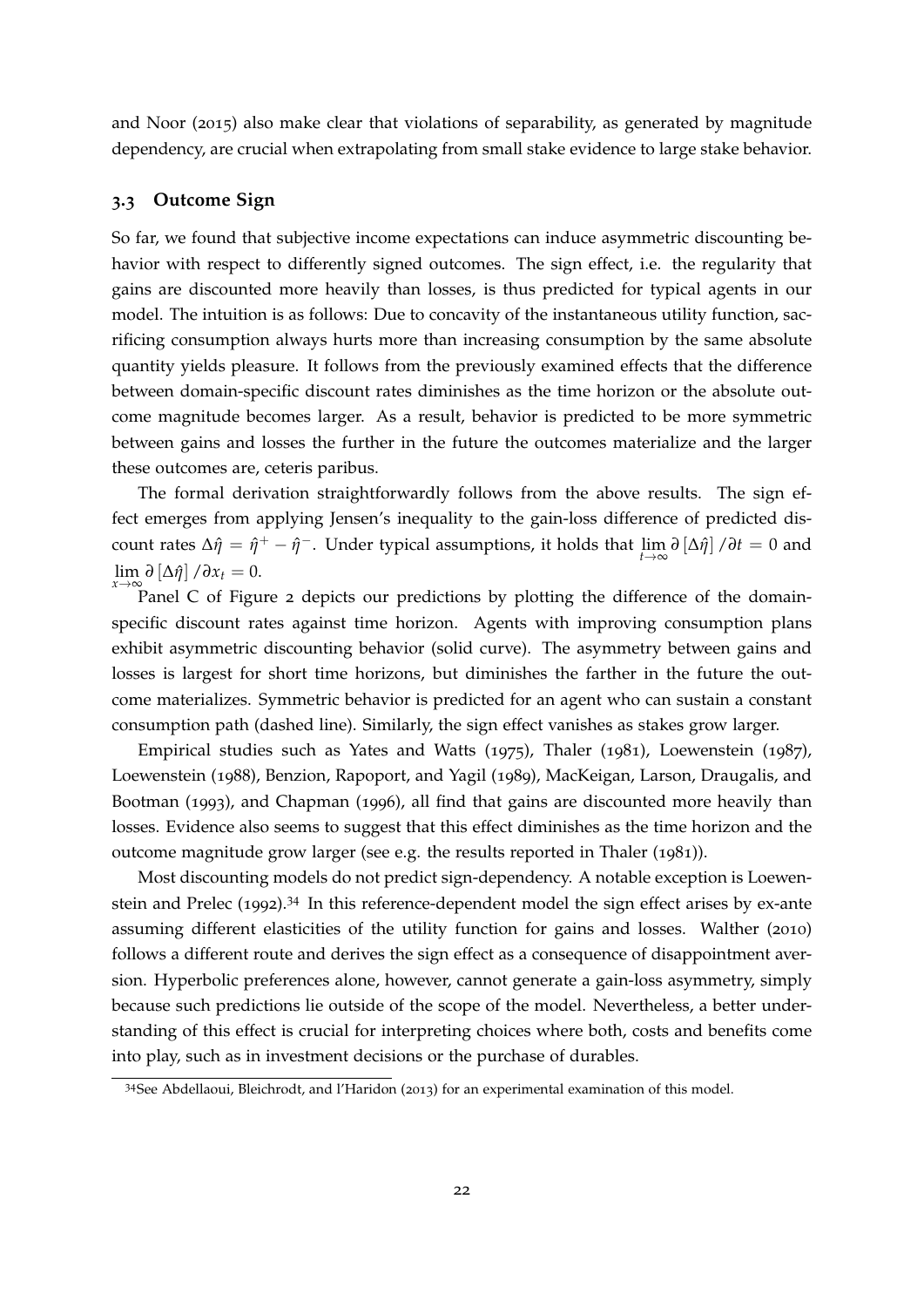and Noor (2015) also make clear that violations of separability, as generated by magnitude dependency, are crucial when extrapolating from small stake evidence to large stake behavior.

## 3.3 Outcome Sign

So far, we found that subjective income expectations can induce asymmetric discounting behavior with respect to differently signed outcomes. The sign effect, i.e. the regularity that gains are discounted more heavily than losses, is thus predicted for typical agents in our model. The intuition is as follows: Due to concavity of the instantaneous utility function, sacrificing consumption always hurts more than increasing consumption by the same absolute quantity yields pleasure. It follows from the previously examined effects that the difference between domain-specific discount rates diminishes as the time horizon or the absolute outcome magnitude becomes larger. As a result, behavior is predicted to be more symmetric between gains and losses the further in the future the outcomes materialize and the larger these outcomes are, ceteris paribus.

The formal derivation straightforwardly follows from the above results. The sign effect emerges from applying Jensen's inequality to the gain-loss difference of predicted discount rates $\Delta\hat{\eta} = \hat{\eta}^{+} - \hat{\eta}^{-}$. Under typical assumptions, it holds that $\lim_{t\to\infty} \partial\left[\Delta\hat{\eta}\right]/\partial t = 0$ and $\lim_{x\to\infty} \partial\left[\Delta\hat{\eta}\right]/\partial x_t = 0$.

Panel C of Figure 2 depicts our predictions by plotting the difference of the domain-specific discount rates against time horizon. Agents with improving consumption plans exhibit asymmetric discounting behavior (solid curve). The asymmetry between gains and losses is largest for short time horizons, but diminishes the farther in the future the outcome materializes. Symmetric behavior is predicted for an agent who can sustain a constant consumption path (dashed line). Similarly, the sign effect vanishes as stakes grow larger.

Empirical studies such as Yates and Watts (1975), Thaler (1981), Loewenstein (1987), Loewenstein (1988), Benzion, Rapoport, and Yagil (1989), MacKeigan, Larson, Draugalis, and Bootman (1993), and Chapman (1996), all find that gains are discounted more heavily than losses. Evidence also seems to suggest that this effect diminishes as the time horizon and the outcome magnitude grow larger (see e.g. the results reported in Thaler (1981)).

Most discounting models do not predict sign-dependency. A notable exception is Loewenstein and Prelec (1992).[34] In this reference-dependent model the sign effect arises by ex-ante assuming different elasticities of the utility function for gains and losses. Walther (2010) follows a different route and derives the sign effect as a consequence of disappointment aversion. Hyperbolic preferences alone, however, cannot generate a gain-loss asymmetry, simply because such predictions lie outside of the scope of the model. Nevertheless, a better understanding of this effect is crucial for interpreting choices where both, costs and benefits come into play, such as in investment decisions or the purchase of durables.

[34] See Abdellaoui, Bleichrodt, and l'Haridon (2013) for an experimental examination of this model.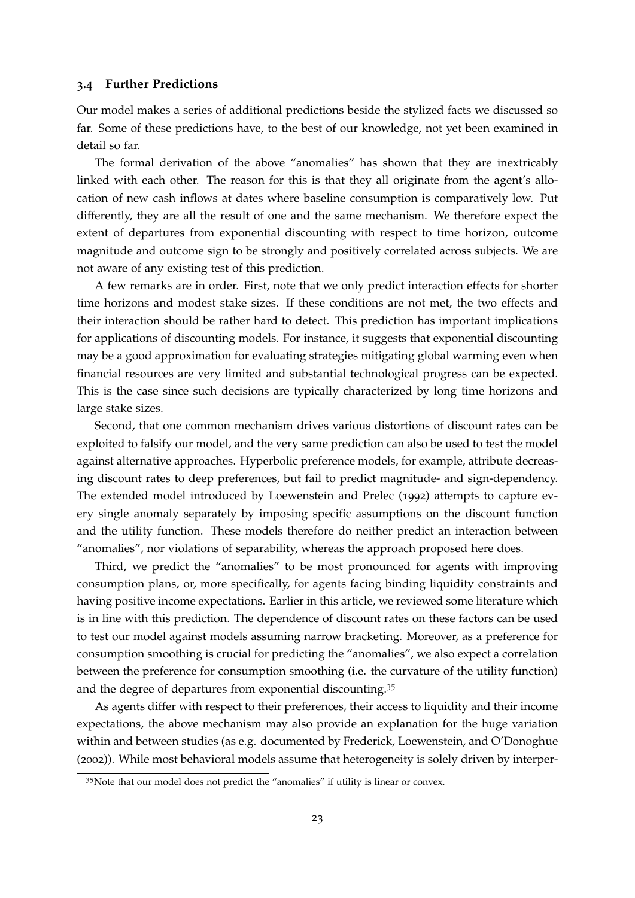### 3.4 Further Predictions

Our model makes a series of additional predictions beside the stylized facts we discussed so far. Some of these predictions have, to the best of our knowledge, not yet been examined in detail so far.

The formal derivation of the above "anomalies" has shown that they are inextricably linked with each other. The reason for this is that they all originate from the agent's allocation of new cash inflows at dates where baseline consumption is comparatively low. Put differently, they are all the result of one and the same mechanism. We therefore expect the extent of departures from exponential discounting with respect to time horizon, outcome magnitude and outcome sign to be strongly and positively correlated across subjects. We are not aware of any existing test of this prediction.

A few remarks are in order. First, note that we only predict interaction effects for shorter time horizons and modest stake sizes. If these conditions are not met, the two effects and their interaction should be rather hard to detect. This prediction has important implications for applications of discounting models. For instance, it suggests that exponential discounting may be a good approximation for evaluating strategies mitigating global warming even when financial resources are very limited and substantial technological progress can be expected. This is the case since such decisions are typically characterized by long time horizons and large stake sizes.

Second, that one common mechanism drives various distortions of discount rates can be exploited to falsify our model, and the very same prediction can also be used to test the model against alternative approaches. Hyperbolic preference models, for example, attribute decreasing discount rates to deep preferences, but fail to predict magnitude- and sign-dependency. The extended model introduced by Loewenstein and Prelec (1992) attempts to capture every single anomaly separately by imposing specific assumptions on the discount function and the utility function. These models therefore do neither predict an interaction between "anomalies", nor violations of separability, whereas the approach proposed here does.

Third, we predict the "anomalies" to be most pronounced for agents with improving consumption plans, or, more specifically, for agents facing binding liquidity constraints and having positive income expectations. Earlier in this article, we reviewed some literature which is in line with this prediction. The dependence of discount rates on these factors can be used to test our model against models assuming narrow bracketing. Moreover, as a preference for consumption smoothing is crucial for predicting the "anomalies", we also expect a correlation between the preference for consumption smoothing (i.e. the curvature of the utility function) and the degree of departures from exponential discounting.[35]

As agents differ with respect to their preferences, their access to liquidity and their income expectations, the above mechanism may also provide an explanation for the huge variation within and between studies (as e.g. documented by Frederick, Loewenstein, and O'Donoghue (2002)). While most behavioral models assume that heterogeneity is solely driven by interper-

[35] Note that our model does not predict the "anomalies" if utility is linear or convex.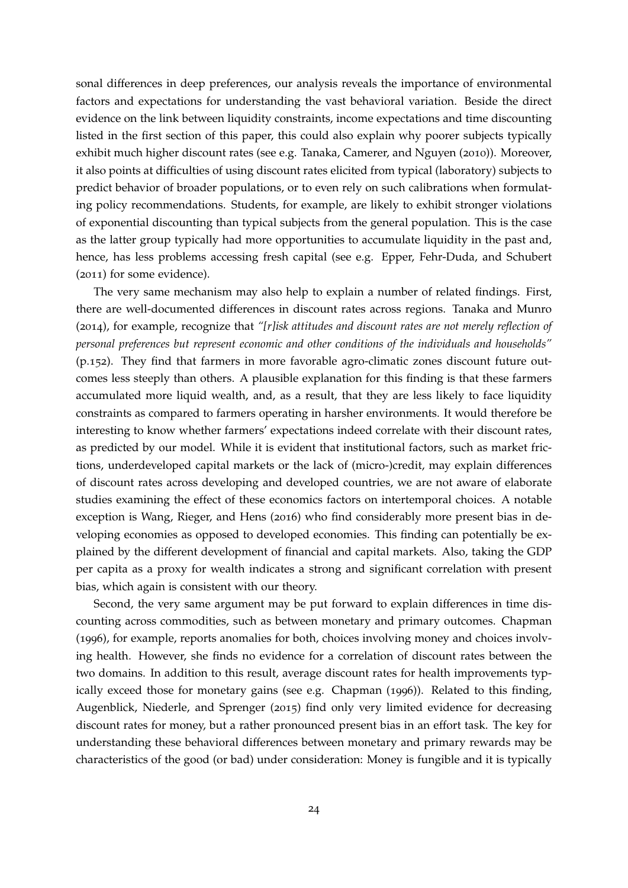sonal differences in deep preferences, our analysis reveals the importance of environmental factors and expectations for understanding the vast behavioral variation. Beside the direct evidence on the link between liquidity constraints, income expectations and time discounting listed in the first section of this paper, this could also explain why poorer subjects typically exhibit much higher discount rates (see e.g. Tanaka, Camerer, and Nguyen (2010)). Moreover, it also points at difficulties of using discount rates elicited from typical (laboratory) subjects to predict behavior of broader populations, or to even rely on such calibrations when formulating policy recommendations. Students, for example, are likely to exhibit stronger violations of exponential discounting than typical subjects from the general population. This is the case as the latter group typically had more opportunities to accumulate liquidity in the past and, hence, has less problems accessing fresh capital (see e.g. Epper, Fehr-Duda, and Schubert (2011) for some evidence).

The very same mechanism may also help to explain a number of related findings. First, there are well-documented differences in discount rates across regions. Tanaka and Munro (2014), for example, recognize that *"[r]isk attitudes and discount rates are not merely reflection of personal preferences but represent economic and other conditions of the individuals and households"* (p.152). They find that farmers in more favorable agro-climatic zones discount future outcomes less steeply than others. A plausible explanation for this finding is that these farmers accumulated more liquid wealth, and, as a result, that they are less likely to face liquidity constraints as compared to farmers operating in harsher environments. It would therefore be interesting to know whether farmers' expectations indeed correlate with their discount rates, as predicted by our model. While it is evident that institutional factors, such as market frictions, underdeveloped capital markets or the lack of (micro-)credit, may explain differences of discount rates across developing and developed countries, we are not aware of elaborate studies examining the effect of these economics factors on intertemporal choices. A notable exception is Wang, Rieger, and Hens (2016) who find considerably more present bias in developing economies as opposed to developed economies. This finding can potentially be explained by the different development of financial and capital markets. Also, taking the GDP per capita as a proxy for wealth indicates a strong and significant correlation with present bias, which again is consistent with our theory.

Second, the very same argument may be put forward to explain differences in time discounting across commodities, such as between monetary and primary outcomes. Chapman (1996), for example, reports anomalies for both, choices involving money and choices involving health. However, she finds no evidence for a correlation of discount rates between the two domains. In addition to this result, average discount rates for health improvements typically exceed those for monetary gains (see e.g. Chapman (1996)). Related to this finding, Augenblick, Niederle, and Sprenger (2015) find only very limited evidence for decreasing discount rates for money, but a rather pronounced present bias in an effort task. The key for understanding these behavioral differences between monetary and primary rewards may be characteristics of the good (or bad) under consideration: Money is fungible and it is typically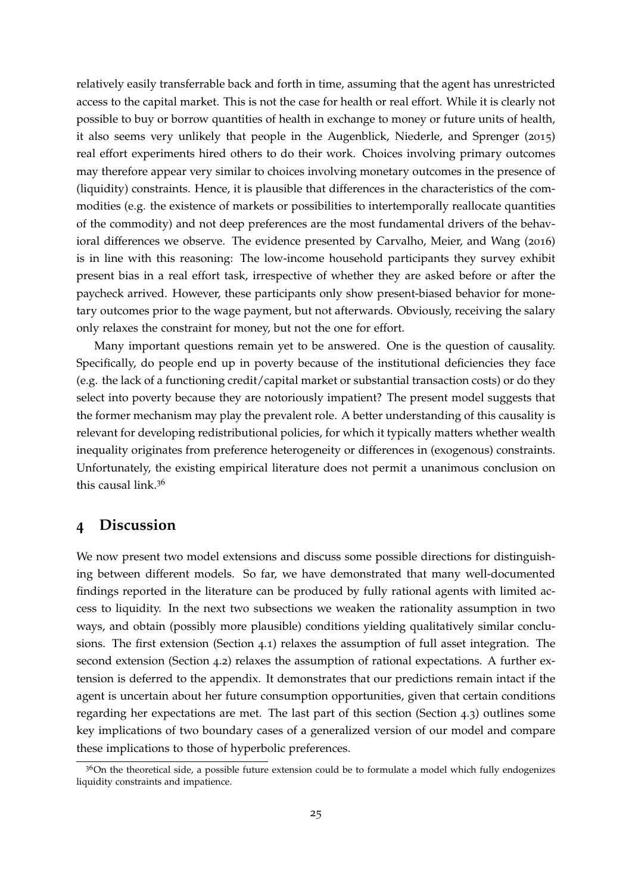relatively easily transferrable back and forth in time, assuming that the agent has unrestricted access to the capital market. This is not the case for health or real effort. While it is clearly not possible to buy or borrow quantities of health in exchange to money or future units of health, it also seems very unlikely that people in the Augenblick, Niederle, and Sprenger (2015) real effort experiments hired others to do their work. Choices involving primary outcomes may therefore appear very similar to choices involving monetary outcomes in the presence of (liquidity) constraints. Hence, it is plausible that differences in the characteristics of the commodities (e.g. the existence of markets or possibilities to intertemporally reallocate quantities of the commodity) and not deep preferences are the most fundamental drivers of the behavioral differences we observe. The evidence presented by Carvalho, Meier, and Wang (2016) is in line with this reasoning: The low-income household participants they survey exhibit present bias in a real effort task, irrespective of whether they are asked before or after the paycheck arrived. However, these participants only show present-biased behavior for monetary outcomes prior to the wage payment, but not afterwards. Obviously, receiving the salary only relaxes the constraint for money, but not the one for effort.

Many important questions remain yet to be answered. One is the question of causality. Specifically, do people end up in poverty because of the institutional deficiencies they face (e.g. the lack of a functioning credit/capital market or substantial transaction costs) or do they select into poverty because they are notoriously impatient? The present model suggests that the former mechanism may play the prevalent role. A better understanding of this causality is relevant for developing redistributional policies, for which it typically matters whether wealth inequality originates from preference heterogeneity or differences in (exogenous) constraints. Unfortunately, the existing empirical literature does not permit a unanimous conclusion on this causal link.[36]

## 4 Discussion

We now present two model extensions and discuss some possible directions for distinguishing between different models. So far, we have demonstrated that many well-documented findings reported in the literature can be produced by fully rational agents with limited access to liquidity. In the next two subsections we weaken the rationality assumption in two ways, and obtain (possibly more plausible) conditions yielding qualitatively similar conclusions. The first extension (Section 4.1) relaxes the assumption of full asset integration. The second extension (Section 4.2) relaxes the assumption of rational expectations. A further extension is deferred to the appendix. It demonstrates that our predictions remain intact if the agent is uncertain about her future consumption opportunities, given that certain conditions regarding her expectations are met. The last part of this section (Section 4.3) outlines some key implications of two boundary cases of a generalized version of our model and compare these implications to those of hyperbolic preferences.

[36] On the theoretical side, a possible future extension could be to formulate a model which fully endogenizes liquidity constraints and impatience.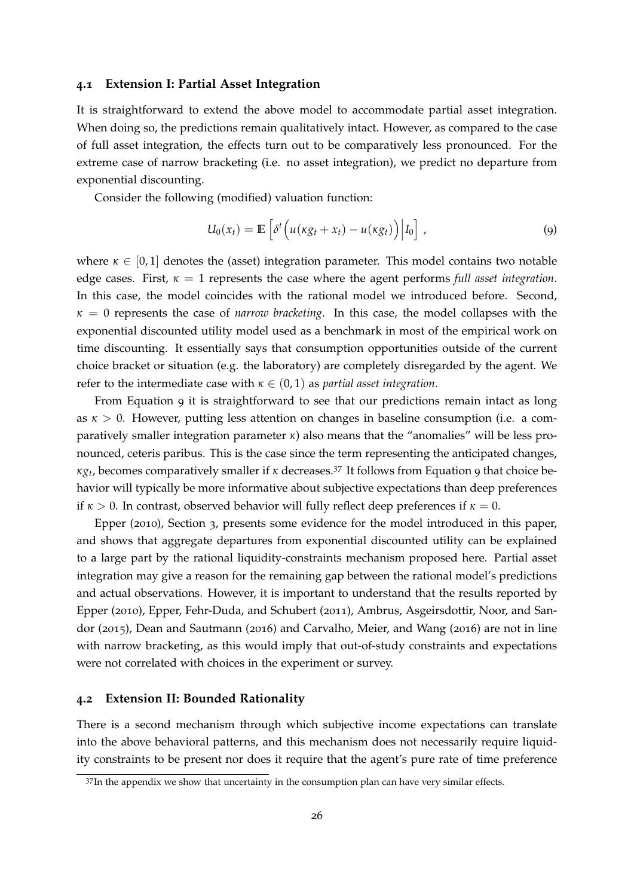### 4.1 Extension I: Partial Asset Integration

It is straightforward to extend the above model to accommodate partial asset integration. When doing so, the predictions remain qualitatively intact. However, as compared to the case of full asset integration, the effects turn out to be comparatively less pronounced. For the extreme case of narrow bracketing (i.e. no asset integration), we predict no departure from exponential discounting.

Consider the following (modified) valuation function:

$$U_0(x_t) = \mathbb{E}\left[\delta^t \Big(u(\kappa g_t + x_t) - u(\kappa g_t)\Big)\Big| I_0\right] , \tag{9}$$

where $\kappa \in [0,1]$ denotes the (asset) integration parameter. This model contains two notable edge cases. First, $\kappa = 1$ represents the case where the agent performs *full asset integration*. In this case, the model coincides with the rational model we introduced before. Second, $\kappa = 0$ represents the case of *narrow bracketing*. In this case, the model collapses with the exponential discounted utility model used as a benchmark in most of the empirical work on time discounting. It essentially says that consumption opportunities outside of the current choice bracket or situation (e.g. the laboratory) are completely disregarded by the agent. We refer to the intermediate case with $\kappa \in (0,1)$ as *partial asset integration*.

From Equation 9 it is straightforward to see that our predictions remain intact as long as $\kappa > 0$. However, putting less attention on changes in baseline consumption (i.e. a comparatively smaller integration parameter $\kappa$) also means that the "anomalies" will be less pronounced, ceteris paribus. This is the case since the term representing the anticipated changes, $\kappa g_t$, becomes comparatively smaller if $\kappa$ decreases.[37] It follows from Equation 9 that choice behavior will typically be more informative about subjective expectations than deep preferences if $\kappa > 0$. In contrast, observed behavior will fully reflect deep preferences if $\kappa = 0$.

Epper (2010), Section 3, presents some evidence for the model introduced in this paper, and shows that aggregate departures from exponential discounted utility can be explained to a large part by the rational liquidity-constraints mechanism proposed here. Partial asset integration may give a reason for the remaining gap between the rational model's predictions and actual observations. However, it is important to understand that the results reported by Epper (2010), Epper, Fehr-Duda, and Schubert (2011), Ambrus, Asgeirsdottir, Noor, and Sandor (2015), Dean and Sautmann (2016) and Carvalho, Meier, and Wang (2016) are not in line with narrow bracketing, as this would imply that out-of-study constraints and expectations were not correlated with choices in the experiment or survey.

### 4.2 Extension II: Bounded Rationality

There is a second mechanism through which subjective income expectations can translate into the above behavioral patterns, and this mechanism does not necessarily require liquidity constraints to be present nor does it require that the agent's pure rate of time preference

[37] In the appendix we show that uncertainty in the consumption plan can have very similar effects.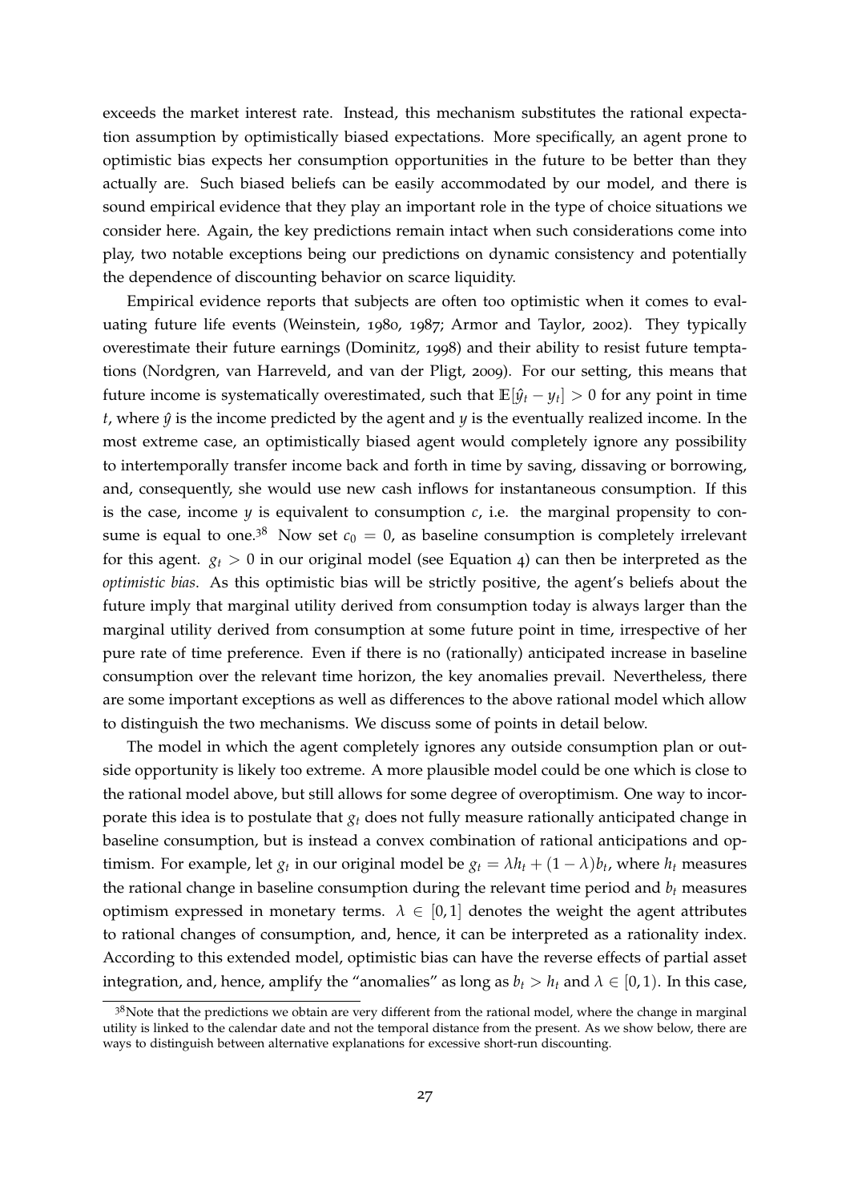exceeds the market interest rate. Instead, this mechanism substitutes the rational expectation assumption by optimistically biased expectations. More specifically, an agent prone to optimistic bias expects her consumption opportunities in the future to be better than they actually are. Such biased beliefs can be easily accommodated by our model, and there is sound empirical evidence that they play an important role in the type of choice situations we consider here. Again, the key predictions remain intact when such considerations come into play, two notable exceptions being our predictions on dynamic consistency and potentially the dependence of discounting behavior on scarce liquidity.

Empirical evidence reports that subjects are often too optimistic when it comes to evaluating future life events (Weinstein, 1980, 1987; Armor and Taylor, 2002). They typically overestimate their future earnings (Dominitz, 1998) and their ability to resist future temptations (Nordgren, van Harreveld, and van der Pligt, 2009). For our setting, this means that future income is systematically overestimated, such that $\mathbb{E}[\hat{y}_t - y_t] > 0$ for any point in time $t$, where $\hat{y}$ is the income predicted by the agent and $y$ is the eventually realized income. In the most extreme case, an optimistically biased agent would completely ignore any possibility to intertemporally transfer income back and forth in time by saving, dissaving or borrowing, and, consequently, she would use new cash inflows for instantaneous consumption. If this is the case, income $y$ is equivalent to consumption $c$, i.e. the marginal propensity to consume is equal to one.[38] Now set $c_0 = 0$, as baseline consumption is completely irrelevant for this agent. $g_t > 0$ in our original model (see Equation 4) can then be interpreted as the *optimistic bias*. As this optimistic bias will be strictly positive, the agent's beliefs about the future imply that marginal utility derived from consumption today is always larger than the marginal utility derived from consumption at some future point in time, irrespective of her pure rate of time preference. Even if there is no (rationally) anticipated increase in baseline consumption over the relevant time horizon, the key anomalies prevail. Nevertheless, there are some important exceptions as well as differences to the above rational model which allow to distinguish the two mechanisms. We discuss some of points in detail below.

The model in which the agent completely ignores any outside consumption plan or outside opportunity is likely too extreme. A more plausible model could be one which is close to the rational model above, but still allows for some degree of overoptimism. One way to incorporate this idea is to postulate that $g_t$ does not fully measure rationally anticipated change in baseline consumption, but is instead a convex combination of rational anticipations and optimism. For example, let $g_t$ in our original model be $g_t = \lambda h_t + (1-\lambda) b_t$, where $h_t$ measures the rational change in baseline consumption during the relevant time period and $b_t$ measures optimism expressed in monetary terms. $\lambda \in [0,1]$ denotes the weight the agent attributes to rational changes of consumption, and, hence, it can be interpreted as a rationality index. According to this extended model, optimistic bias can have the reverse effects of partial asset integration, and, hence, amplify the "anomalies" as long as $b_t > h_t$ and $\lambda \in [0,1)$. In this case,

[38] Note that the predictions we obtain are very different from the rational model, where the change in marginal utility is linked to the calendar date and not the temporal distance from the present. As we show below, there are ways to distinguish between alternative explanations for excessive short-run discounting.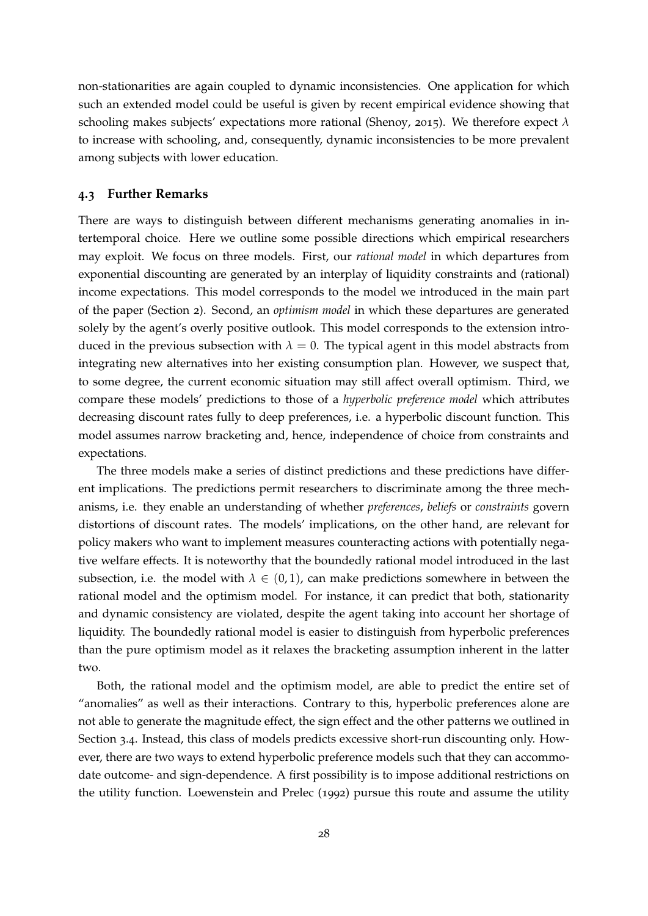non-stationarities are again coupled to dynamic inconsistencies. One application for which such an extended model could be useful is given by recent empirical evidence showing that schooling makes subjects' expectations more rational (Shenoy, 2015). We therefore expect $\lambda$ to increase with schooling, and, consequently, dynamic inconsistencies to be more prevalent among subjects with lower education.

### 4.3 Further Remarks

There are ways to distinguish between different mechanisms generating anomalies in intertemporal choice. Here we outline some possible directions which empirical researchers may exploit. We focus on three models. First, our *rational model* in which departures from exponential discounting are generated by an interplay of liquidity constraints and (rational) income expectations. This model corresponds to the model we introduced in the main part of the paper (Section 2). Second, an *optimism model* in which these departures are generated solely by the agent's overly positive outlook. This model corresponds to the extension introduced in the previous subsection with $\lambda = 0$. The typical agent in this model abstracts from integrating new alternatives into her existing consumption plan. However, we suspect that, to some degree, the current economic situation may still affect overall optimism. Third, we compare these models' predictions to those of a *hyperbolic preference model* which attributes decreasing discount rates fully to deep preferences, i.e. a hyperbolic discount function. This model assumes narrow bracketing and, hence, independence of choice from constraints and expectations.

The three models make a series of distinct predictions and these predictions have different implications. The predictions permit researchers to discriminate among the three mechanisms, i.e. they enable an understanding of whether *preferences*, *beliefs* or *constraints* govern distortions of discount rates. The models' implications, on the other hand, are relevant for policy makers who want to implement measures counteracting actions with potentially negative welfare effects. It is noteworthy that the boundedly rational model introduced in the last subsection, i.e. the model with $\lambda \in (0, 1)$, can make predictions somewhere in between the rational model and the optimism model. For instance, it can predict that both, stationarity and dynamic consistency are violated, despite the agent taking into account her shortage of liquidity. The boundedly rational model is easier to distinguish from hyperbolic preferences than the pure optimism model as it relaxes the bracketing assumption inherent in the latter two.

Both, the rational model and the optimism model, are able to predict the entire set of "anomalies" as well as their interactions. Contrary to this, hyperbolic preferences alone are not able to generate the magnitude effect, the sign effect and the other patterns we outlined in Section 3.4. Instead, this class of models predicts excessive short-run discounting only. However, there are two ways to extend hyperbolic preference models such that they can accommodate outcome- and sign-dependence. A first possibility is to impose additional restrictions on the utility function. Loewenstein and Prelec (1992) pursue this route and assume the utility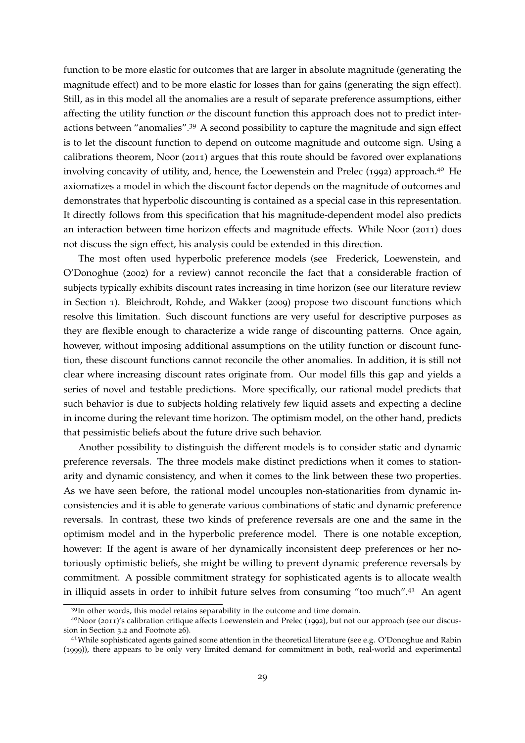function to be more elastic for outcomes that are larger in absolute magnitude (generating the magnitude effect) and to be more elastic for losses than for gains (generating the sign effect). Still, as in this model all the anomalies are a result of separate preference assumptions, either affecting the utility function *or* the discount function this approach does not to predict interactions between "anomalies".[39] A second possibility to capture the magnitude and sign effect is to let the discount function to depend on outcome magnitude and outcome sign. Using a calibrations theorem, Noor (2011) argues that this route should be favored over explanations involving concavity of utility, and, hence, the Loewenstein and Prelec (1992) approach.[40] He axiomatizes a model in which the discount factor depends on the magnitude of outcomes and demonstrates that hyperbolic discounting is contained as a special case in this representation. It directly follows from this specification that his magnitude-dependent model also predicts an interaction between time horizon effects and magnitude effects. While Noor (2011) does not discuss the sign effect, his analysis could be extended in this direction.

The most often used hyperbolic preference models (see Frederick, Loewenstein, and O'Donoghue (2002) for a review) cannot reconcile the fact that a considerable fraction of subjects typically exhibits discount rates increasing in time horizon (see our literature review in Section 1). Bleichrodt, Rohde, and Wakker (2009) propose two discount functions which resolve this limitation. Such discount functions are very useful for descriptive purposes as they are flexible enough to characterize a wide range of discounting patterns. Once again, however, without imposing additional assumptions on the utility function or discount function, these discount functions cannot reconcile the other anomalies. In addition, it is still not clear where increasing discount rates originate from. Our model fills this gap and yields a series of novel and testable predictions. More specifically, our rational model predicts that such behavior is due to subjects holding relatively few liquid assets and expecting a decline in income during the relevant time horizon. The optimism model, on the other hand, predicts that pessimistic beliefs about the future drive such behavior.

Another possibility to distinguish the different models is to consider static and dynamic preference reversals. The three models make distinct predictions when it comes to stationarity and dynamic consistency, and when it comes to the link between these two properties. As we have seen before, the rational model uncouples non-stationarities from dynamic inconsistencies and it is able to generate various combinations of static and dynamic preference reversals. In contrast, these two kinds of preference reversals are one and the same in the optimism model and in the hyperbolic preference model. There is one notable exception, however: If the agent is aware of her dynamically inconsistent deep preferences or her notoriously optimistic beliefs, she might be willing to prevent dynamic preference reversals by commitment. A possible commitment strategy for sophisticated agents is to allocate wealth in illiquid assets in order to inhibit future selves from consuming "too much".[41] An agent

[39] In other words, this model retains separability in the outcome and time domain.

[40] Noor (2011)'s calibration critique affects Loewenstein and Prelec (1992), but not our approach (see our discussion in Section 3.2 and Footnote 26).

[41] While sophisticated agents gained some attention in the theoretical literature (see e.g. O'Donoghue and Rabin (1999)), there appears to be only very limited demand for commitment in both, real-world and experimental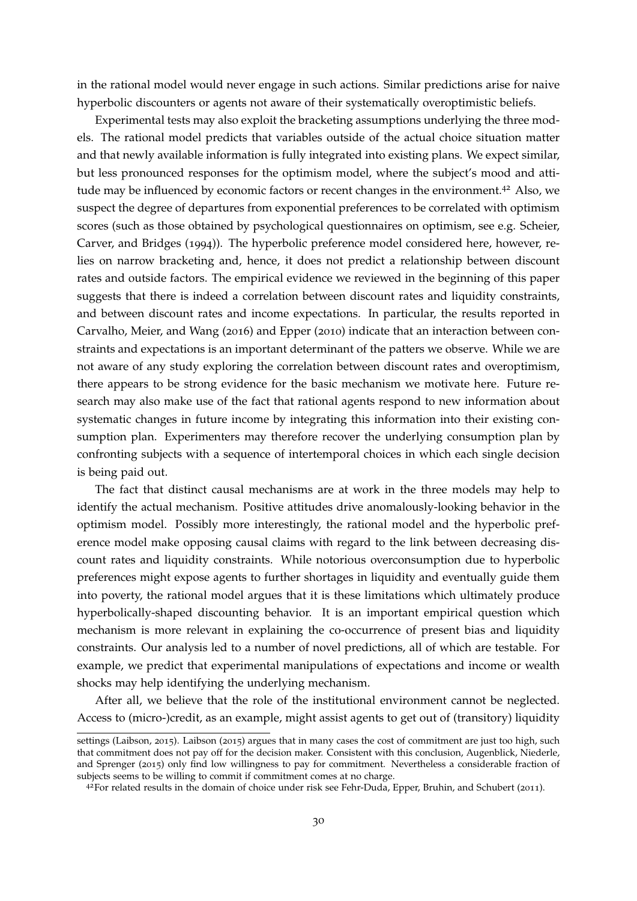in the rational model would never engage in such actions. Similar predictions arise for naive hyperbolic discounters or agents not aware of their systematically overoptimistic beliefs.

Experimental tests may also exploit the bracketing assumptions underlying the three models. The rational model predicts that variables outside of the actual choice situation matter and that newly available information is fully integrated into existing plans. We expect similar, but less pronounced responses for the optimism model, where the subject's mood and attitude may be influenced by economic factors or recent changes in the environment.[42] Also, we suspect the degree of departures from exponential preferences to be correlated with optimism scores (such as those obtained by psychological questionnaires on optimism, see e.g. Scheier, Carver, and Bridges (1994)). The hyperbolic preference model considered here, however, relies on narrow bracketing and, hence, it does not predict a relationship between discount rates and outside factors. The empirical evidence we reviewed in the beginning of this paper suggests that there is indeed a correlation between discount rates and liquidity constraints, and between discount rates and income expectations. In particular, the results reported in Carvalho, Meier, and Wang (2016) and Epper (2010) indicate that an interaction between constraints and expectations is an important determinant of the patters we observe. While we are not aware of any study exploring the correlation between discount rates and overoptimism, there appears to be strong evidence for the basic mechanism we motivate here. Future research may also make use of the fact that rational agents respond to new information about systematic changes in future income by integrating this information into their existing consumption plan. Experimenters may therefore recover the underlying consumption plan by confronting subjects with a sequence of intertemporal choices in which each single decision is being paid out.

The fact that distinct causal mechanisms are at work in the three models may help to identify the actual mechanism. Positive attitudes drive anomalously-looking behavior in the optimism model. Possibly more interestingly, the rational model and the hyperbolic preference model make opposing causal claims with regard to the link between decreasing discount rates and liquidity constraints. While notorious overconsumption due to hyperbolic preferences might expose agents to further shortages in liquidity and eventually guide them into poverty, the rational model argues that it is these limitations which ultimately produce hyperbolically-shaped discounting behavior. It is an important empirical question which mechanism is more relevant in explaining the co-occurrence of present bias and liquidity constraints. Our analysis led to a number of novel predictions, all of which are testable. For example, we predict that experimental manipulations of expectations and income or wealth shocks may help identifying the underlying mechanism.

After all, we believe that the role of the institutional environment cannot be neglected. Access to (micro-)credit, as an example, might assist agents to get out of (transitory) liquidity

settings (Laibson, 2015). Laibson (2015) argues that in many cases the cost of commitment are just too high, such that commitment does not pay off for the decision maker. Consistent with this conclusion, Augenblick, Niederle, and Sprenger (2015) only find low willingness to pay for commitment. Nevertheless a considerable fraction of subjects seems to be willing to commit if commitment comes at no charge.

[42] For related results in the domain of choice under risk see Fehr-Duda, Epper, Bruhin, and Schubert (2011).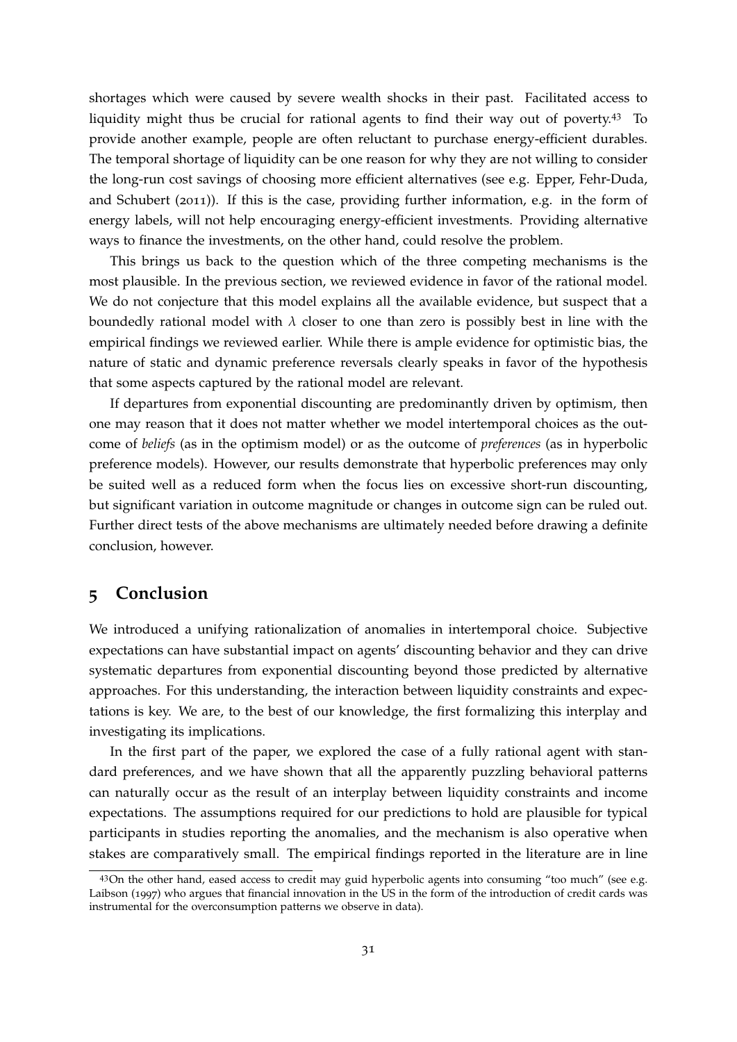shortages which were caused by severe wealth shocks in their past. Facilitated access to liquidity might thus be crucial for rational agents to find their way out of poverty.[43] To provide another example, people are often reluctant to purchase energy-efficient durables. The temporal shortage of liquidity can be one reason for why they are not willing to consider the long-run cost savings of choosing more efficient alternatives (see e.g. Epper, Fehr-Duda, and Schubert (2011)). If this is the case, providing further information, e.g. in the form of energy labels, will not help encouraging energy-efficient investments. Providing alternative ways to finance the investments, on the other hand, could resolve the problem.

This brings us back to the question which of the three competing mechanisms is the most plausible. In the previous section, we reviewed evidence in favor of the rational model. We do not conjecture that this model explains all the available evidence, but suspect that a boundedly rational model with $\lambda$ closer to one than zero is possibly best in line with the empirical findings we reviewed earlier. While there is ample evidence for optimistic bias, the nature of static and dynamic preference reversals clearly speaks in favor of the hypothesis that some aspects captured by the rational model are relevant.

If departures from exponential discounting are predominantly driven by optimism, then one may reason that it does not matter whether we model intertemporal choices as the outcome of *beliefs* (as in the optimism model) or as the outcome of *preferences* (as in hyperbolic preference models). However, our results demonstrate that hyperbolic preferences may only be suited well as a reduced form when the focus lies on excessive short-run discounting, but significant variation in outcome magnitude or changes in outcome sign can be ruled out. Further direct tests of the above mechanisms are ultimately needed before drawing a definite conclusion, however.

## 5 Conclusion

We introduced a unifying rationalization of anomalies in intertemporal choice. Subjective expectations can have substantial impact on agents' discounting behavior and they can drive systematic departures from exponential discounting beyond those predicted by alternative approaches. For this understanding, the interaction between liquidity constraints and expectations is key. We are, to the best of our knowledge, the first formalizing this interplay and investigating its implications.

In the first part of the paper, we explored the case of a fully rational agent with standard preferences, and we have shown that all the apparently puzzling behavioral patterns can naturally occur as the result of an interplay between liquidity constraints and income expectations. The assumptions required for our predictions to hold are plausible for typical participants in studies reporting the anomalies, and the mechanism is also operative when stakes are comparatively small. The empirical findings reported in the literature are in line

[43] On the other hand, eased access to credit may guid hyperbolic agents into consuming "too much" (see e.g. Laibson (1997) who argues that financial innovation in the US in the form of the introduction of credit cards was instrumental for the overconsumption patterns we observe in data).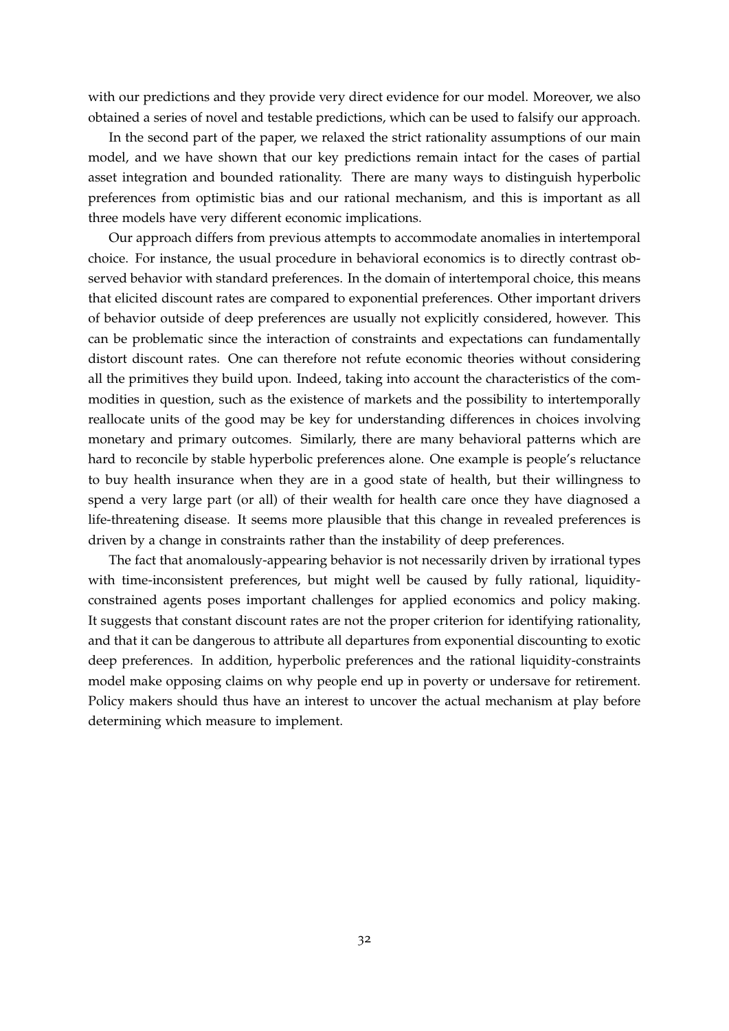with our predictions and they provide very direct evidence for our model. Moreover, we also obtained a series of novel and testable predictions, which can be used to falsify our approach.

In the second part of the paper, we relaxed the strict rationality assumptions of our main model, and we have shown that our key predictions remain intact for the cases of partial asset integration and bounded rationality. There are many ways to distinguish hyperbolic preferences from optimistic bias and our rational mechanism, and this is important as all three models have very different economic implications.

Our approach differs from previous attempts to accommodate anomalies in intertemporal choice. For instance, the usual procedure in behavioral economics is to directly contrast observed behavior with standard preferences. In the domain of intertemporal choice, this means that elicited discount rates are compared to exponential preferences. Other important drivers of behavior outside of deep preferences are usually not explicitly considered, however. This can be problematic since the interaction of constraints and expectations can fundamentally distort discount rates. One can therefore not refute economic theories without considering all the primitives they build upon. Indeed, taking into account the characteristics of the commodities in question, such as the existence of markets and the possibility to intertemporally reallocate units of the good may be key for understanding differences in choices involving monetary and primary outcomes. Similarly, there are many behavioral patterns which are hard to reconcile by stable hyperbolic preferences alone. One example is people's reluctance to buy health insurance when they are in a good state of health, but their willingness to spend a very large part (or all) of their wealth for health care once they have diagnosed a life-threatening disease. It seems more plausible that this change in revealed preferences is driven by a change in constraints rather than the instability of deep preferences.

The fact that anomalously-appearing behavior is not necessarily driven by irrational types with time-inconsistent preferences, but might well be caused by fully rational, liquidity-constrained agents poses important challenges for applied economics and policy making. It suggests that constant discount rates are not the proper criterion for identifying rationality, and that it can be dangerous to attribute all departures from exponential discounting to exotic deep preferences. In addition, hyperbolic preferences and the rational liquidity-constraints model make opposing claims on why people end up in poverty or undersave for retirement. Policy makers should thus have an interest to uncover the actual mechanism at play before determining which measure to implement.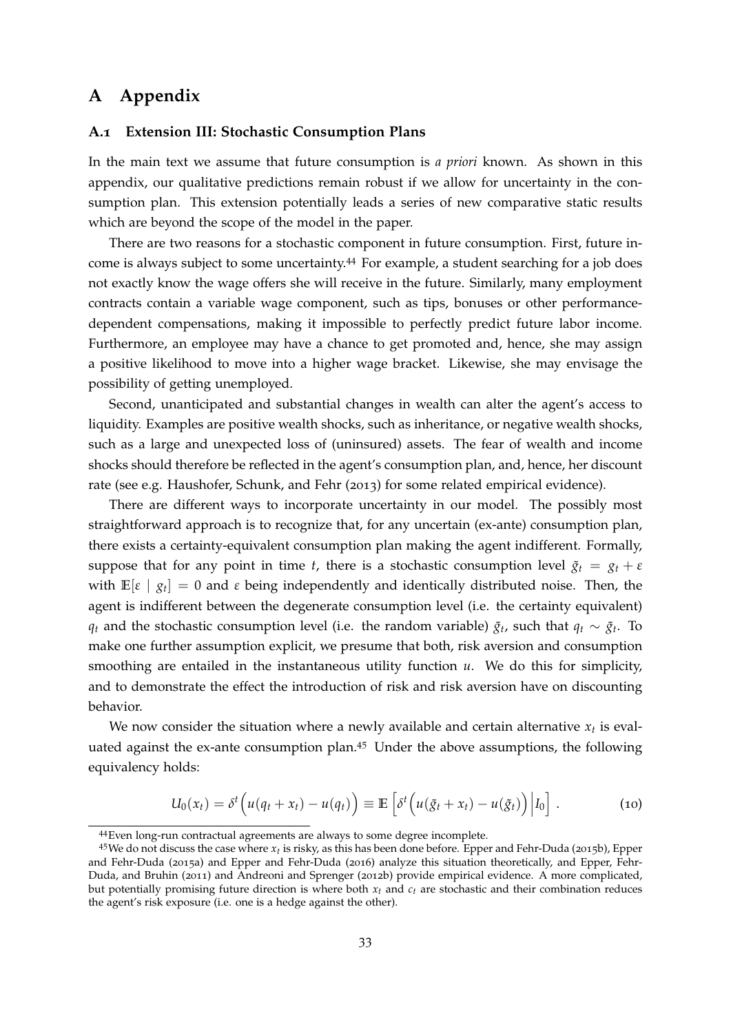# A Appendix

## A.1 Extension III: Stochastic Consumption Plans

In the main text we assume that future consumption is *a priori* known. As shown in this appendix, our qualitative predictions remain robust if we allow for uncertainty in the consumption plan. This extension potentially leads a series of new comparative static results which are beyond the scope of the model in the paper.

There are two reasons for a stochastic component in future consumption. First, future income is always subject to some uncertainty.[44] For example, a student searching for a job does not exactly know the wage offers she will receive in the future. Similarly, many employment contracts contain a variable wage component, such as tips, bonuses or other performance-dependent compensations, making it impossible to perfectly predict future labor income. Furthermore, an employee may have a chance to get promoted and, hence, she may assign a positive likelihood to move into a higher wage bracket. Likewise, she may envisage the possibility of getting unemployed.

Second, unanticipated and substantial changes in wealth can alter the agent's access to liquidity. Examples are positive wealth shocks, such as inheritance, or negative wealth shocks, such as a large and unexpected loss of (uninsured) assets. The fear of wealth and income shocks should therefore be reflected in the agent's consumption plan, and, hence, her discount rate (see e.g. Haushofer, Schunk, and Fehr (2013) for some related empirical evidence).

There are different ways to incorporate uncertainty in our model. The possibly most straightforward approach is to recognize that, for any uncertain (ex-ante) consumption plan, there exists a certainty-equivalent consumption plan making the agent indifferent. Formally, suppose that for any point in time $t$, there is a stochastic consumption level $\tilde{g}_t = g_t + \varepsilon$ with $\mathbb{E}[\varepsilon \mid g_t] = 0$ and $\varepsilon$ being independently and identically distributed noise. Then, the agent is indifferent between the degenerate consumption level (i.e. the certainty equivalent) $q_t$ and the stochastic consumption level (i.e. the random variable) $\tilde{g}_t$, such that $q_t \sim \tilde{g}_t$. To make one further assumption explicit, we presume that both, risk aversion and consumption smoothing are entailed in the instantaneous utility function $u$. We do this for simplicity, and to demonstrate the effect the introduction of risk and risk aversion have on discounting behavior.

We now consider the situation where a newly available and certain alternative $x_t$ is evaluated against the ex-ante consumption plan.[45] Under the above assumptions, the following equivalency holds:

$$U_0(x_t) = \delta^t \Big( u(q_t + x_t) - u(q_t) \Big) \equiv \mathbb{E}\left[ \delta^t \Big( u(\tilde{g}_t + x_t) - u(\tilde{g}_t) \Big) \Big| I_0 \right] . \qquad (10)$$

[44] Even long-run contractual agreements are always to some degree incomplete.

[45] We do not discuss the case where $x_t$ is risky, as this has been done before. Epper and Fehr-Duda (2015b), Epper and Fehr-Duda (2015a) and Epper and Fehr-Duda (2016) analyze this situation theoretically, and Epper, Fehr-Duda, and Bruhin (2011) and Andreoni and Sprenger (2012b) provide empirical evidence. A more complicated, but potentially promising future direction is where both $x_t$ and $c_t$ are stochastic and their combination reduces the agent's risk exposure (i.e. one is a hedge against the other).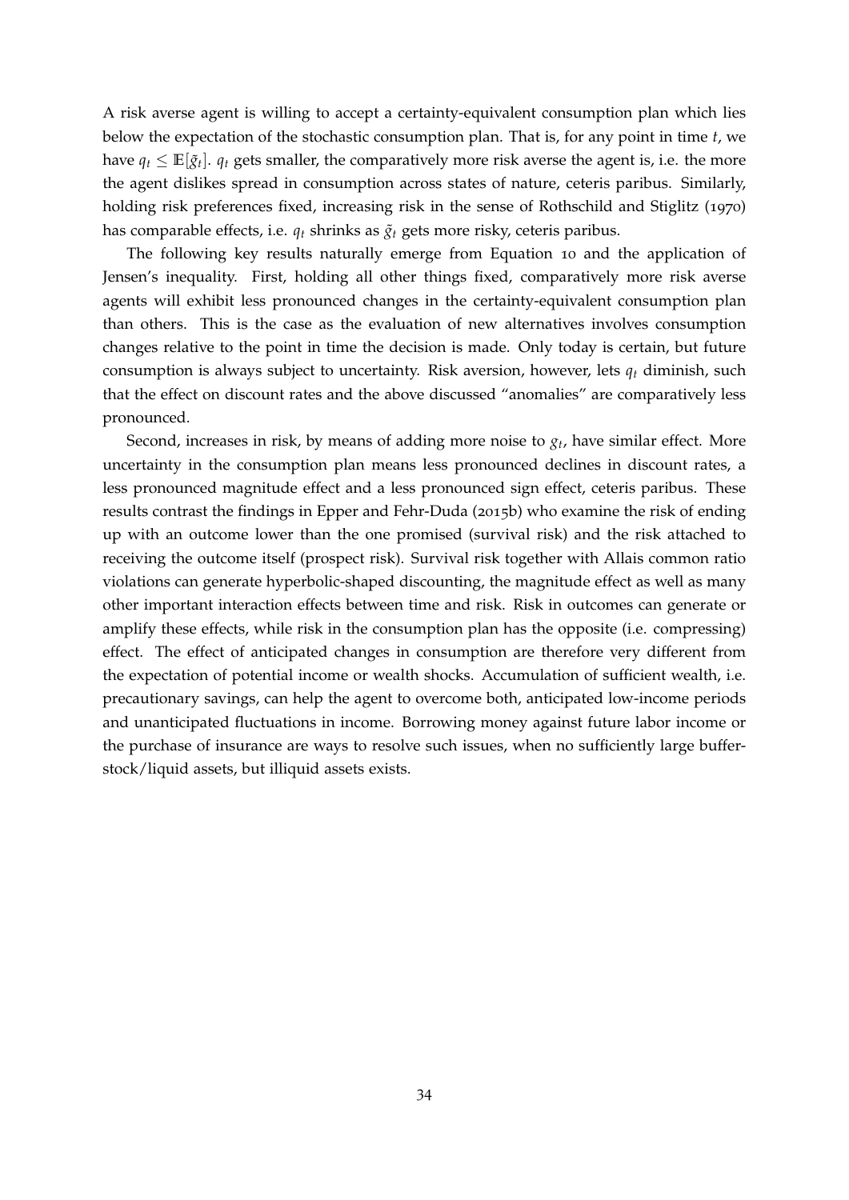A risk averse agent is willing to accept a certainty-equivalent consumption plan which lies below the expectation of the stochastic consumption plan. That is, for any point in time $t$, we have $q_t \leq \mathbb{E}[\tilde{g}_t]$. $q_t$ gets smaller, the comparatively more risk averse the agent is, i.e. the more the agent dislikes spread in consumption across states of nature, ceteris paribus. Similarly, holding risk preferences fixed, increasing risk in the sense of Rothschild and Stiglitz (1970) has comparable effects, i.e. $q_t$ shrinks as $\tilde{g}_t$ gets more risky, ceteris paribus.

The following key results naturally emerge from Equation 10 and the application of Jensen's inequality. First, holding all other things fixed, comparatively more risk averse agents will exhibit less pronounced changes in the certainty-equivalent consumption plan than others. This is the case as the evaluation of new alternatives involves consumption changes relative to the point in time the decision is made. Only today is certain, but future consumption is always subject to uncertainty. Risk aversion, however, lets $q_t$ diminish, such that the effect on discount rates and the above discussed "anomalies" are comparatively less pronounced.

Second, increases in risk, by means of adding more noise to $g_t$, have similar effect. More uncertainty in the consumption plan means less pronounced declines in discount rates, a less pronounced magnitude effect and a less pronounced sign effect, ceteris paribus. These results contrast the findings in Epper and Fehr-Duda (2015b) who examine the risk of ending up with an outcome lower than the one promised (survival risk) and the risk attached to receiving the outcome itself (prospect risk). Survival risk together with Allais common ratio violations can generate hyperbolic-shaped discounting, the magnitude effect as well as many other important interaction effects between time and risk. Risk in outcomes can generate or amplify these effects, while risk in the consumption plan has the opposite (i.e. compressing) effect. The effect of anticipated changes in consumption are therefore very different from the expectation of potential income or wealth shocks. Accumulation of sufficient wealth, i.e. precautionary savings, can help the agent to overcome both, anticipated low-income periods and unanticipated fluctuations in income. Borrowing money against future labor income or the purchase of insurance are ways to resolve such issues, when no sufficiently large buffer-stock/liquid assets, but illiquid assets exists.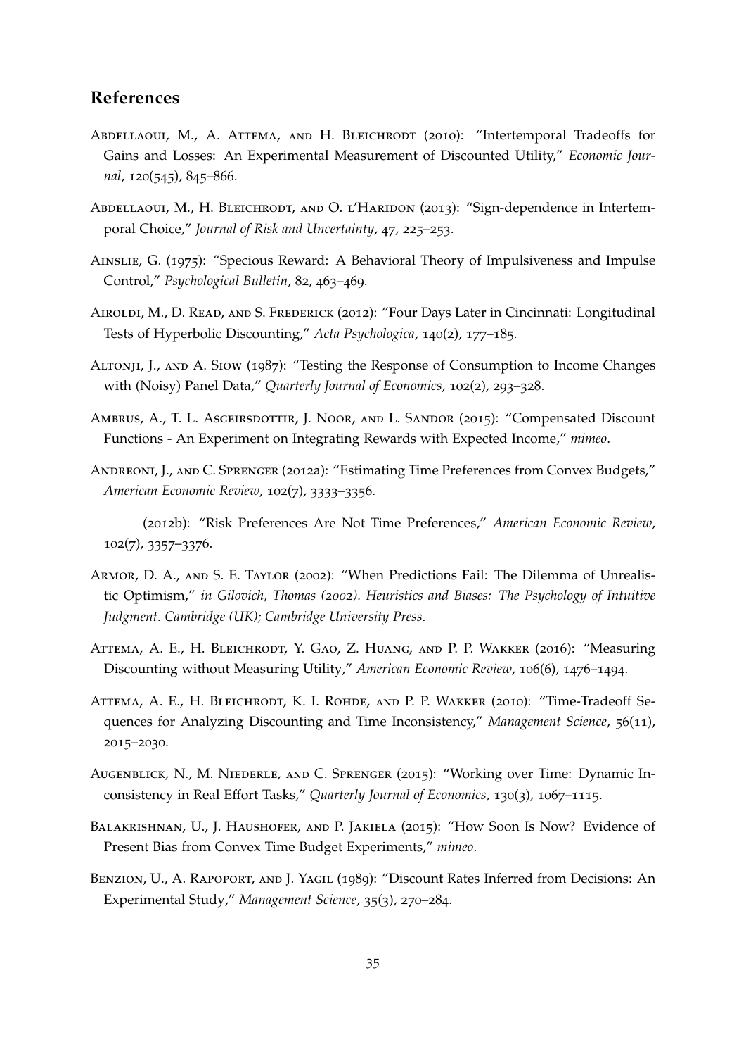## References

Abdellaoui, M., A. Attema, and H. Bleichrodt (2010): "Intertemporal Tradeoffs for Gains and Losses: An Experimental Measurement of Discounted Utility," *Economic Journal*, 120(545), 845–866.

Abdellaoui, M., H. Bleichrodt, and O. l'Haridon (2013): "Sign-dependence in Intertemporal Choice," *Journal of Risk and Uncertainty*, 47, 225–253.

Ainslie, G. (1975): "Specious Reward: A Behavioral Theory of Impulsiveness and Impulse Control," *Psychological Bulletin*, 82, 463–469.

Airoldi, M., D. Read, and S. Frederick (2012): "Four Days Later in Cincinnati: Longitudinal Tests of Hyperbolic Discounting," *Acta Psychologica*, 140(2), 177–185.

Altonji, J., and A. Siow (1987): "Testing the Response of Consumption to Income Changes with (Noisy) Panel Data," *Quarterly Journal of Economics*, 102(2), 293–328.

Ambrus, A., T. L. Asgeirsdottir, J. Noor, and L. Sandor (2015): "Compensated Discount Functions - An Experiment on Integrating Rewards with Expected Income," *mimeo*.

Andreoni, J., and C. Sprenger (2012a): "Estimating Time Preferences from Convex Budgets," *American Economic Review*, 102(7), 3333–3356.

——— (2012b): "Risk Preferences Are Not Time Preferences," *American Economic Review*, 102(7), 3357–3376.

Armor, D. A., and S. E. Taylor (2002): "When Predictions Fail: The Dilemma of Unrealistic Optimism," *in Gilovich, Thomas (2002). Heuristics and Biases: The Psychology of Intuitive Judgment. Cambridge (UK); Cambridge University Press.*

Attema, A. E., H. Bleichrodt, Y. Gao, Z. Huang, and P. P. Wakker (2016): "Measuring Discounting without Measuring Utility," *American Economic Review*, 106(6), 1476–1494.

Attema, A. E., H. Bleichrodt, K. I. Rohde, and P. P. Wakker (2010): "Time-Tradeoff Sequences for Analyzing Discounting and Time Inconsistency," *Management Science*, 56(11), 2015–2030.

Augenblick, N., M. Niederle, and C. Sprenger (2015): "Working over Time: Dynamic Inconsistency in Real Effort Tasks," *Quarterly Journal of Economics*, 130(3), 1067–1115.

Balakrishnan, U., J. Haushofer, and P. Jakiela (2015): "How Soon Is Now? Evidence of Present Bias from Convex Time Budget Experiments," *mimeo*.

Benzion, U., A. Rapoport, and J. Yagil (1989): "Discount Rates Inferred from Decisions: An Experimental Study," *Management Science*, 35(3), 270–284.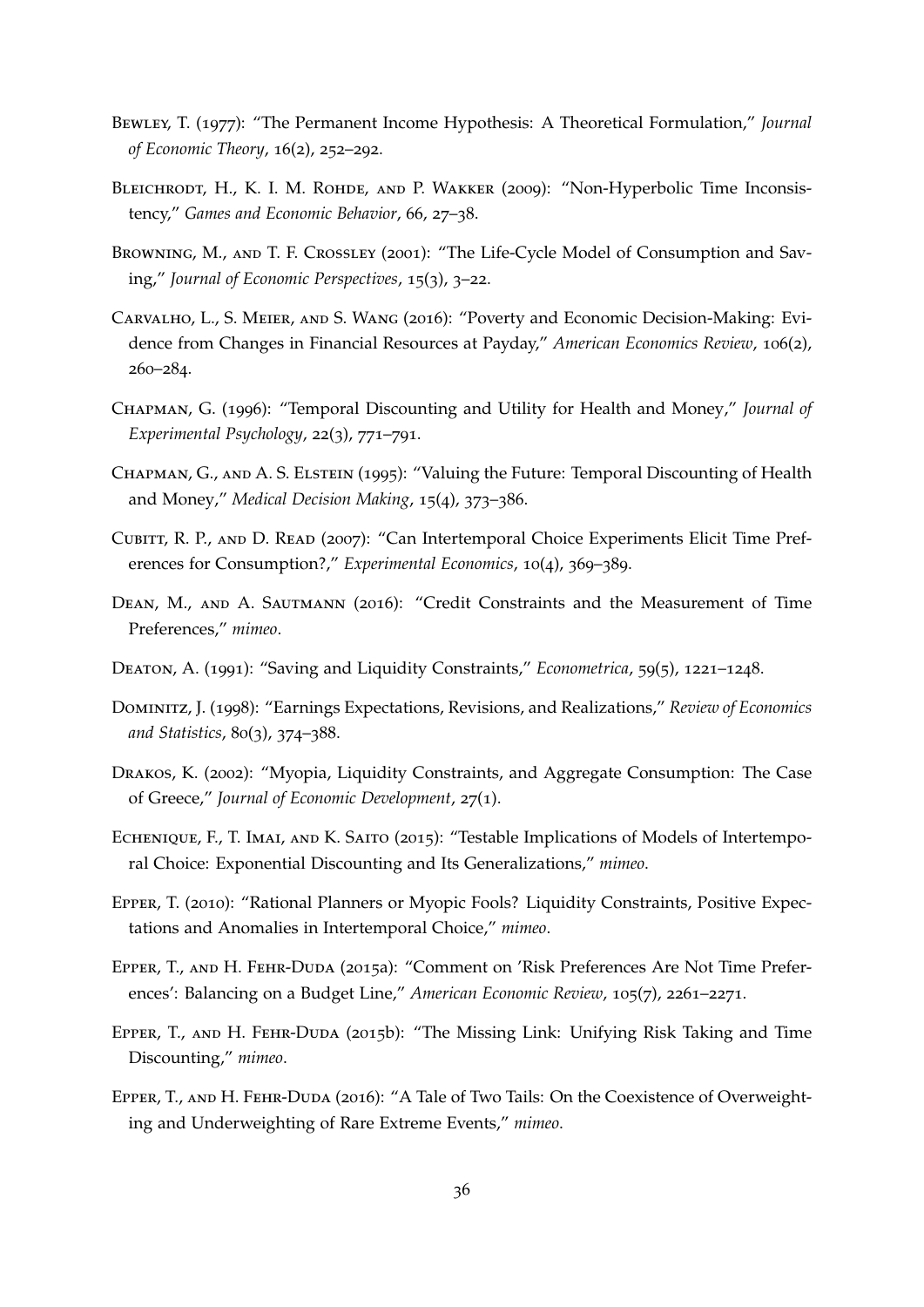Bewley, T. (1977): "The Permanent Income Hypothesis: A Theoretical Formulation," *Journal of Economic Theory*, 16(2), 252–292.

Bleichrodt, H., K. I. M. Rohde, and P. Wakker (2009): "Non-Hyperbolic Time Inconsistency," *Games and Economic Behavior*, 66, 27–38.

Browning, M., and T. F. Crossley (2001): "The Life-Cycle Model of Consumption and Saving," *Journal of Economic Perspectives*, 15(3), 3–22.

Carvalho, L., S. Meier, and S. Wang (2016): "Poverty and Economic Decision-Making: Evidence from Changes in Financial Resources at Payday," *American Economics Review*, 106(2), 260–284.

Chapman, G. (1996): "Temporal Discounting and Utility for Health and Money," *Journal of Experimental Psychology*, 22(3), 771–791.

Chapman, G., and A. S. Elstein (1995): "Valuing the Future: Temporal Discounting of Health and Money," *Medical Decision Making*, 15(4), 373–386.

Cubitt, R. P., and D. Read (2007): "Can Intertemporal Choice Experiments Elicit Time Preferences for Consumption?," *Experimental Economics*, 10(4), 369–389.

Dean, M., and A. Sautmann (2016): "Credit Constraints and the Measurement of Time Preferences," *mimeo*.

Deaton, A. (1991): "Saving and Liquidity Constraints," *Econometrica*, 59(5), 1221–1248.

Dominitz, J. (1998): "Earnings Expectations, Revisions, and Realizations," *Review of Economics and Statistics*, 80(3), 374–388.

Drakos, K. (2002): "Myopia, Liquidity Constraints, and Aggregate Consumption: The Case of Greece," *Journal of Economic Development*, 27(1).

Echenique, F., T. Imai, and K. Saito (2015): "Testable Implications of Models of Intertemporal Choice: Exponential Discounting and Its Generalizations," *mimeo*.

Epper, T. (2010): "Rational Planners or Myopic Fools? Liquidity Constraints, Positive Expectations and Anomalies in Intertemporal Choice," *mimeo*.

Epper, T., and H. Fehr-Duda (2015a): "Comment on 'Risk Preferences Are Not Time Preferences': Balancing on a Budget Line," *American Economic Review*, 105(7), 2261–2271.

Epper, T., and H. Fehr-Duda (2015b): "The Missing Link: Unifying Risk Taking and Time Discounting," *mimeo*.

Epper, T., and H. Fehr-Duda (2016): "A Tale of Two Tails: On the Coexistence of Overweighting and Underweighting of Rare Extreme Events," *mimeo*.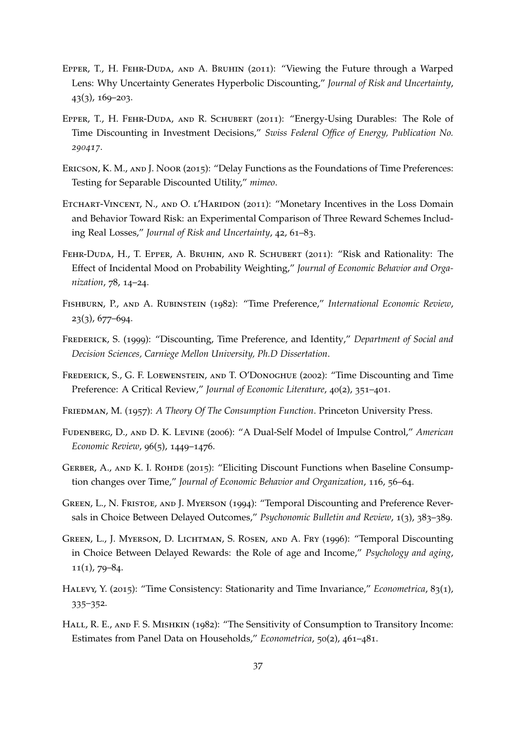Epper, T., H. Fehr-Duda, and A. Bruhin (2011): "Viewing the Future through a Warped Lens: Why Uncertainty Generates Hyperbolic Discounting," *Journal of Risk and Uncertainty*, 43(3), 169–203.

Epper, T., H. Fehr-Duda, and R. Schubert (2011): "Energy-Using Durables: The Role of Time Discounting in Investment Decisions," *Swiss Federal Office of Energy, Publication No. 290417*.

Ericson, K. M., and J. Noor (2015): "Delay Functions as the Foundations of Time Preferences: Testing for Separable Discounted Utility," *mimeo*.

Etchart-Vincent, N., and O. l'Haridon (2011): "Monetary Incentives in the Loss Domain and Behavior Toward Risk: an Experimental Comparison of Three Reward Schemes Including Real Losses," *Journal of Risk and Uncertainty*, 42, 61–83.

Fehr-Duda, H., T. Epper, A. Bruhin, and R. Schubert (2011): "Risk and Rationality: The Effect of Incidental Mood on Probability Weighting," *Journal of Economic Behavior and Organization*, 78, 14–24.

Fishburn, P., and A. Rubinstein (1982): "Time Preference," *International Economic Review*, 23(3), 677–694.

Frederick, S. (1999): "Discounting, Time Preference, and Identity," *Department of Social and Decision Sciences, Carniege Mellon University, Ph.D Dissertation*.

Frederick, S., G. F. Loewenstein, and T. O'Donoghue (2002): "Time Discounting and Time Preference: A Critical Review," *Journal of Economic Literature*, 40(2), 351–401.

Friedman, M. (1957): *A Theory Of The Consumption Function*. Princeton University Press.

Fudenberg, D., and D. K. Levine (2006): "A Dual-Self Model of Impulse Control," *American Economic Review*, 96(5), 1449–1476.

Gerber, A., and K. I. Rohde (2015): "Eliciting Discount Functions when Baseline Consumption changes over Time," *Journal of Economic Behavior and Organization*, 116, 56–64.

Green, L., N. Fristoe, and J. Myerson (1994): "Temporal Discounting and Preference Reversals in Choice Between Delayed Outcomes," *Psychonomic Bulletin and Review*, 1(3), 383–389.

Green, L., J. Myerson, D. Lichtman, S. Rosen, and A. Fry (1996): "Temporal Discounting in Choice Between Delayed Rewards: the Role of age and Income," *Psychology and aging*, 11(1), 79–84.

Halevy, Y. (2015): "Time Consistency: Stationarity and Time Invariance," *Econometrica*, 83(1), 335–352.

Hall, R. E., and F. S. Mishkin (1982): "The Sensitivity of Consumption to Transitory Income: Estimates from Panel Data on Households," *Econometrica*, 50(2), 461–481.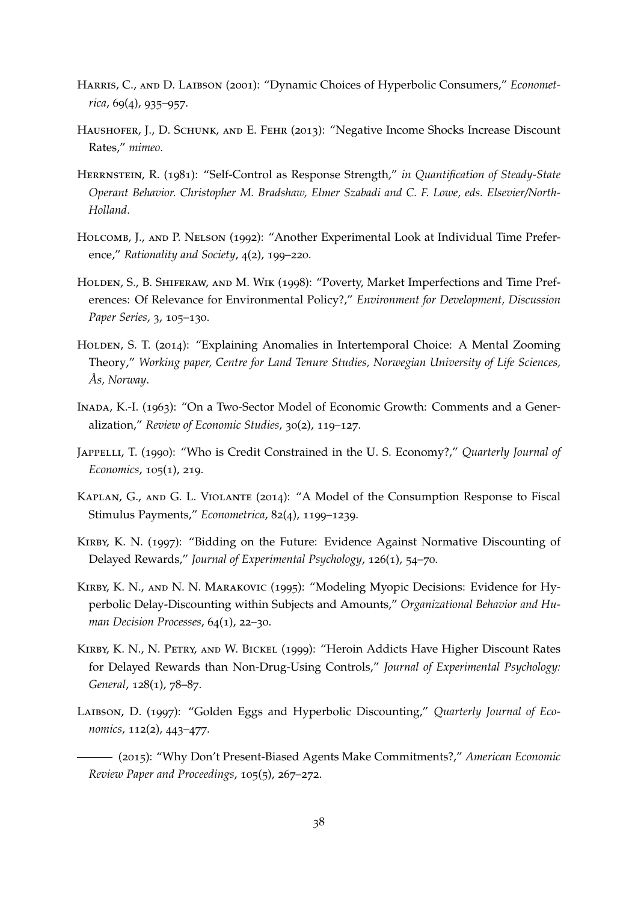Harris, C., and D. Laibson (2001): "Dynamic Choices of Hyperbolic Consumers," *Econometrica*, 69(4), 935–957.

Haushofer, J., D. Schunk, and E. Fehr (2013): "Negative Income Shocks Increase Discount Rates," *mimeo*.

Herrnstein, R. (1981): "Self-Control as Response Strength," *in Quantification of Steady-State Operant Behavior. Christopher M. Bradshaw, Elmer Szabadi and C. F. Lowe, eds. Elsevier/North-Holland*.

Holcomb, J., and P. Nelson (1992): "Another Experimental Look at Individual Time Preference," *Rationality and Society*, 4(2), 199–220.

Holden, S., B. Shiferaw, and M. Wik (1998): "Poverty, Market Imperfections and Time Preferences: Of Relevance for Environmental Policy?," *Environment for Development, Discussion Paper Series*, 3, 105–130.

Holden, S. T. (2014): "Explaining Anomalies in Intertemporal Choice: A Mental Zooming Theory," *Working paper, Centre for Land Tenure Studies, Norwegian University of Life Sciences, Ås, Norway*.

Inada, K.-I. (1963): "On a Two-Sector Model of Economic Growth: Comments and a Generalization," *Review of Economic Studies*, 30(2), 119–127.

Jappelli, T. (1990): "Who is Credit Constrained in the U. S. Economy?," *Quarterly Journal of Economics*, 105(1), 219.

Kaplan, G., and G. L. Violante (2014): "A Model of the Consumption Response to Fiscal Stimulus Payments," *Econometrica*, 82(4), 1199–1239.

Kirby, K. N. (1997): "Bidding on the Future: Evidence Against Normative Discounting of Delayed Rewards," *Journal of Experimental Psychology*, 126(1), 54–70.

Kirby, K. N., and N. N. Marakovic (1995): "Modeling Myopic Decisions: Evidence for Hyperbolic Delay-Discounting within Subjects and Amounts," *Organizational Behavior and Human Decision Processes*, 64(1), 22–30.

Kirby, K. N., N. Petry, and W. Bickel (1999): "Heroin Addicts Have Higher Discount Rates for Delayed Rewards than Non-Drug-Using Controls," *Journal of Experimental Psychology: General*, 128(1), 78–87.

Laibson, D. (1997): "Golden Eggs and Hyperbolic Discounting," *Quarterly Journal of Economics*, 112(2), 443–477.

——— (2015): "Why Don't Present-Biased Agents Make Commitments?," *American Economic Review Paper and Proceedings*, 105(5), 267–272.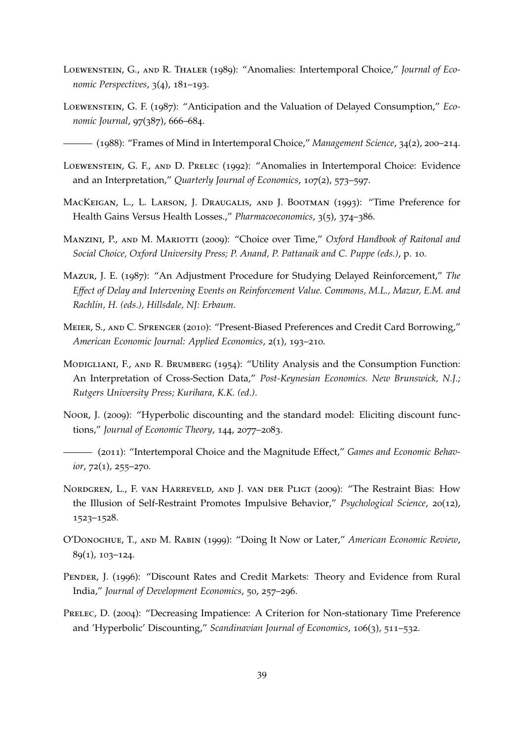Loewenstein, G., and R. Thaler (1989): "Anomalies: Intertemporal Choice," *Journal of Economic Perspectives*, 3(4), 181–193.

Loewenstein, G. F. (1987): "Anticipation and the Valuation of Delayed Consumption," *Economic Journal*, 97(387), 666–684.

——— (1988): "Frames of Mind in Intertemporal Choice," *Management Science*, 34(2), 200–214.

Loewenstein, G. F., and D. Prelec (1992): "Anomalies in Intertemporal Choice: Evidence and an Interpretation," *Quarterly Journal of Economics*, 107(2), 573–597.

MacKeigan, L., L. Larson, J. Draugalis, and J. Bootman (1993): "Time Preference for Health Gains Versus Health Losses.," *Pharmacoeconomics*, 3(5), 374–386.

Manzini, P., and M. Mariotti (2009): "Choice over Time," *Oxford Handbook of Raitonal and Social Choice, Oxford University Press; P. Anand, P. Pattanaik and C. Puppe (eds.)*, p. 10.

Mazur, J. E. (1987): "An Adjustment Procedure for Studying Delayed Reinforcement," *The Effect of Delay and Intervening Events on Reinforcement Value. Commons, M.L., Mazur, E.M. and Rachlin, H. (eds.), Hillsdale, NJ: Erbaum*.

Meier, S., and C. Sprenger (2010): "Present-Biased Preferences and Credit Card Borrowing," *American Economic Journal: Applied Economics*, 2(1), 193–210.

Modigliani, F., and R. Brumberg (1954): "Utility Analysis and the Consumption Function: An Interpretation of Cross-Section Data," *Post-Keynesian Economics. New Brunswick, N.J.; Rutgers University Press; Kurihara, K.K. (ed.)*.

Noor, J. (2009): "Hyperbolic discounting and the standard model: Eliciting discount functions," *Journal of Economic Theory*, 144, 2077–2083.

——— (2011): "Intertemporal Choice and the Magnitude Effect," *Games and Economic Behavior*, 72(1), 255–270.

Nordgren, L., F. van Harreveld, and J. van der Pligt (2009): "The Restraint Bias: How the Illusion of Self-Restraint Promotes Impulsive Behavior," *Psychological Science*, 20(12), 1523–1528.

O'Donoghue, T., and M. Rabin (1999): "Doing It Now or Later," *American Economic Review*, 89(1), 103–124.

Pender, J. (1996): "Discount Rates and Credit Markets: Theory and Evidence from Rural India," *Journal of Development Economics*, 50, 257–296.

Prelec, D. (2004): "Decreasing Impatience: A Criterion for Non-stationary Time Preference and 'Hyperbolic' Discounting," *Scandinavian Journal of Economics*, 106(3), 511–532.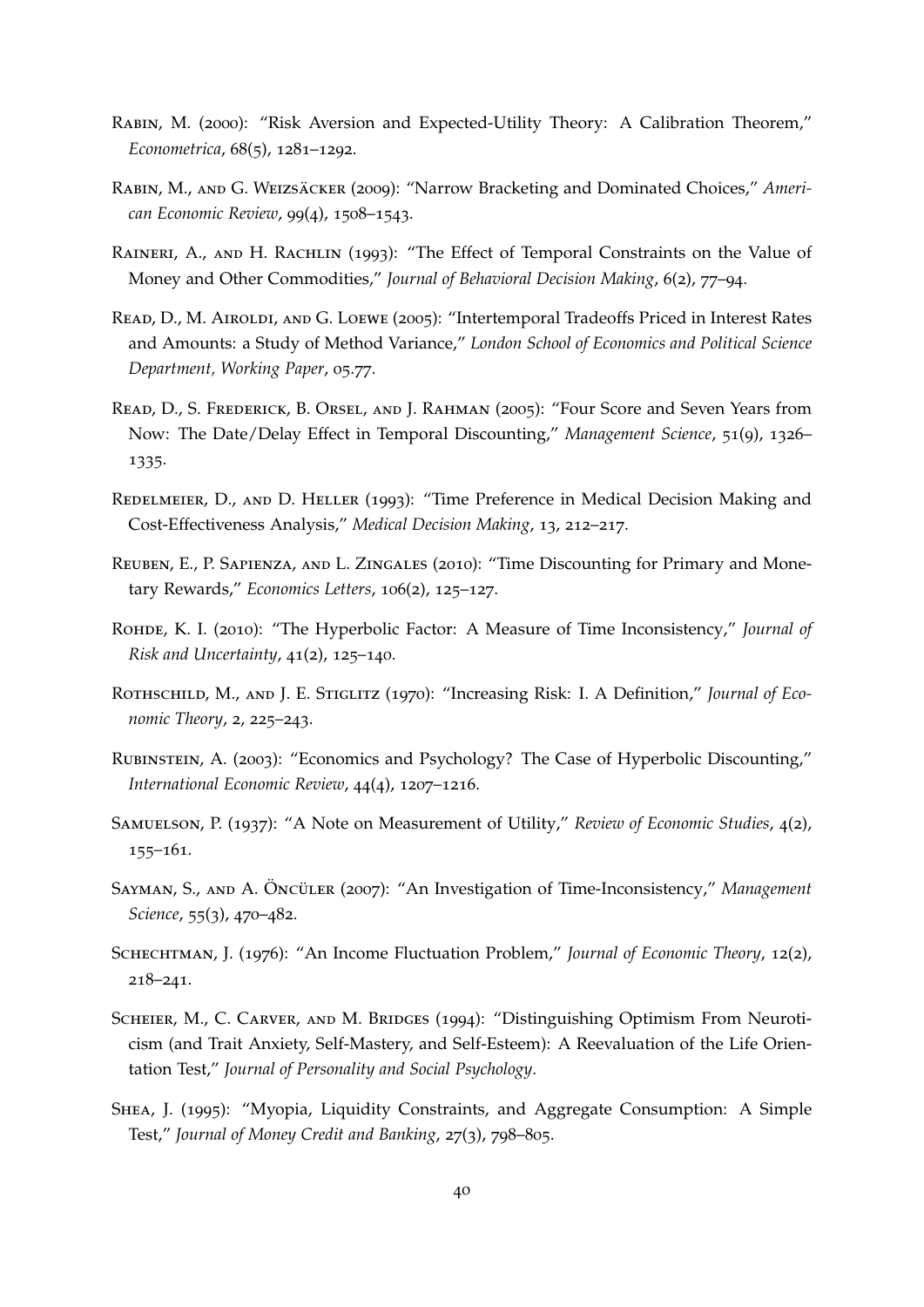Rabin, M. (2000): "Risk Aversion and Expected-Utility Theory: A Calibration Theorem," *Econometrica*, 68(5), 1281–1292.

Rabin, M., and G. Weizsäcker (2009): "Narrow Bracketing and Dominated Choices," *American Economic Review*, 99(4), 1508–1543.

Raineri, A., and H. Rachlin (1993): "The Effect of Temporal Constraints on the Value of Money and Other Commodities," *Journal of Behavioral Decision Making*, 6(2), 77–94.

Read, D., M. Airoldi, and G. Loewe (2005): "Intertemporal Tradeoffs Priced in Interest Rates and Amounts: a Study of Method Variance," *London School of Economics and Political Science Department, Working Paper*, 05.77.

Read, D., S. Frederick, B. Orsel, and J. Rahman (2005): "Four Score and Seven Years from Now: The Date/Delay Effect in Temporal Discounting," *Management Science*, 51(9), 1326–1335.

Redelmeier, D., and D. Heller (1993): "Time Preference in Medical Decision Making and Cost-Effectiveness Analysis," *Medical Decision Making*, 13, 212–217.

Reuben, E., P. Sapienza, and L. Zingales (2010): "Time Discounting for Primary and Monetary Rewards," *Economics Letters*, 106(2), 125–127.

Rohde, K. I. (2010): "The Hyperbolic Factor: A Measure of Time Inconsistency," *Journal of Risk and Uncertainty*, 41(2), 125–140.

Rothschild, M., and J. E. Stiglitz (1970): "Increasing Risk: I. A Definition," *Journal of Economic Theory*, 2, 225–243.

Rubinstein, A. (2003): "Economics and Psychology? The Case of Hyperbolic Discounting," *International Economic Review*, 44(4), 1207–1216.

Samuelson, P. (1937): "A Note on Measurement of Utility," *Review of Economic Studies*, 4(2), 155–161.

Sayman, S., and A. Öncüler (2007): "An Investigation of Time-Inconsistency," *Management Science*, 55(3), 470–482.

Schechtman, J. (1976): "An Income Fluctuation Problem," *Journal of Economic Theory*, 12(2), 218–241.

Scheier, M., C. Carver, and M. Bridges (1994): "Distinguishing Optimism From Neuroticism (and Trait Anxiety, Self-Mastery, and Self-Esteem): A Reevaluation of the Life Orientation Test," *Journal of Personality and Social Psychology*.

Shea, J. (1995): "Myopia, Liquidity Constraints, and Aggregate Consumption: A Simple Test," *Journal of Money Credit and Banking*, 27(3), 798–805.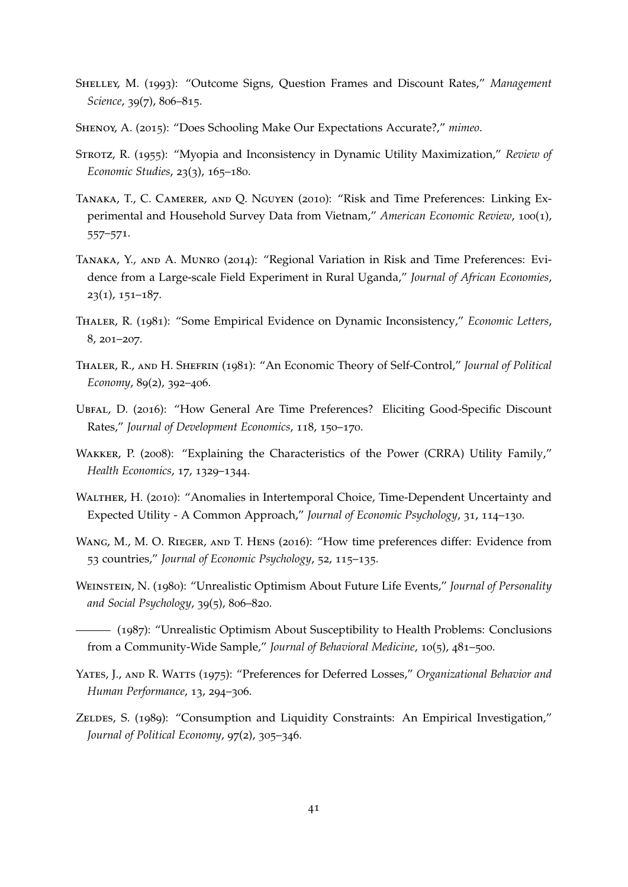Shelley, M. (1993): "Outcome Signs, Question Frames and Discount Rates," *Management Science*, 39(7), 806–815.

Shenoy, A. (2015): "Does Schooling Make Our Expectations Accurate?," *mimeo*.

Strotz, R. (1955): "Myopia and Inconsistency in Dynamic Utility Maximization," *Review of Economic Studies*, 23(3), 165–180.

Tanaka, T., C. Camerer, and Q. Nguyen (2010): "Risk and Time Preferences: Linking Experimental and Household Survey Data from Vietnam," *American Economic Review*, 100(1), 557–571.

Tanaka, Y., and A. Munro (2014): "Regional Variation in Risk and Time Preferences: Evidence from a Large-scale Field Experiment in Rural Uganda," *Journal of African Economies*, 23(1), 151–187.

Thaler, R. (1981): "Some Empirical Evidence on Dynamic Inconsistency," *Economic Letters*, 8, 201–207.

Thaler, R., and H. Shefrin (1981): "An Economic Theory of Self-Control," *Journal of Political Economy*, 89(2), 392–406.

Ubfal, D. (2016): "How General Are Time Preferences? Eliciting Good-Specific Discount Rates," *Journal of Development Economics*, 118, 150–170.

Wakker, P. (2008): "Explaining the Characteristics of the Power (CRRA) Utility Family," *Health Economics*, 17, 1329–1344.

Walther, H. (2010): "Anomalies in Intertemporal Choice, Time-Dependent Uncertainty and Expected Utility - A Common Approach," *Journal of Economic Psychology*, 31, 114–130.

Wang, M., M. O. Rieger, and T. Hens (2016): "How time preferences differ: Evidence from 53 countries," *Journal of Economic Psychology*, 52, 115–135.

Weinstein, N. (1980): "Unrealistic Optimism About Future Life Events," *Journal of Personality and Social Psychology*, 39(5), 806–820.

——— (1987): "Unrealistic Optimism About Susceptibility to Health Problems: Conclusions from a Community-Wide Sample," *Journal of Behavioral Medicine*, 10(5), 481–500.

Yates, J., and R. Watts (1975): "Preferences for Deferred Losses," *Organizational Behavior and Human Performance*, 13, 294–306.

Zeldes, S. (1989): "Consumption and Liquidity Constraints: An Empirical Investigation," *Journal of Political Economy*, 97(2), 305–346.